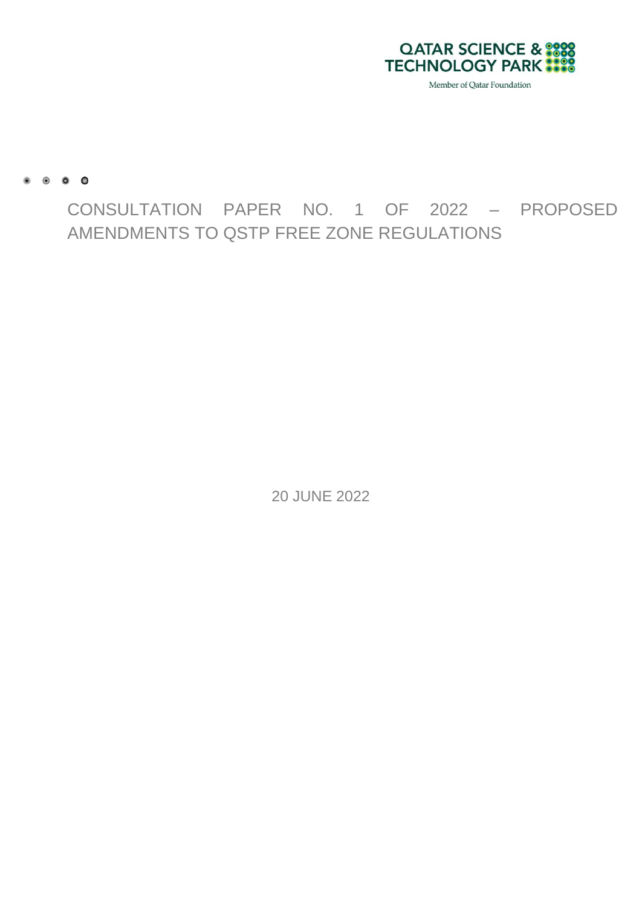QATAR SCIENCE & TECHNOLOGY PARK

Member of Qatar Foundation

# CONSULTATION PAPER NO. 1 OF 2022 – PROPOSED AMENDMENTS TO QSTP FREE ZONE REGULATIONS

20 JUNE 2022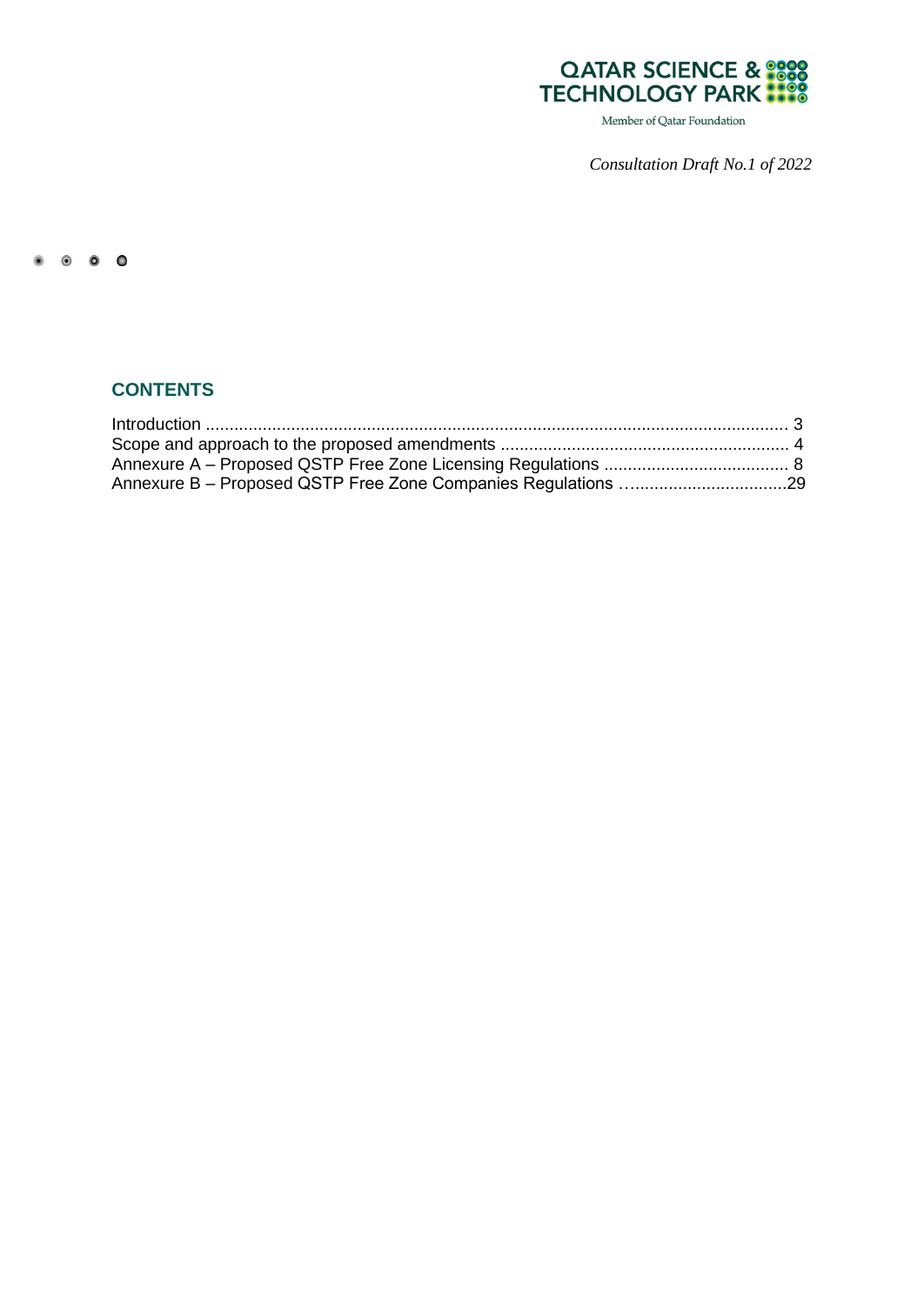QATAR SCIENCE & TECHNOLOGY PARK

Member of Qatar Foundation

*Consultation Draft No.1 of 2022*

## CONTENTS

Introduction .......................................................................................................................... 3
Scope and approach to the proposed amendments ............................................................. 4
Annexure A – Proposed QSTP Free Zone Licensing Regulations ....................................... 8
Annexure B – Proposed QSTP Free Zone Companies Regulations …..............................29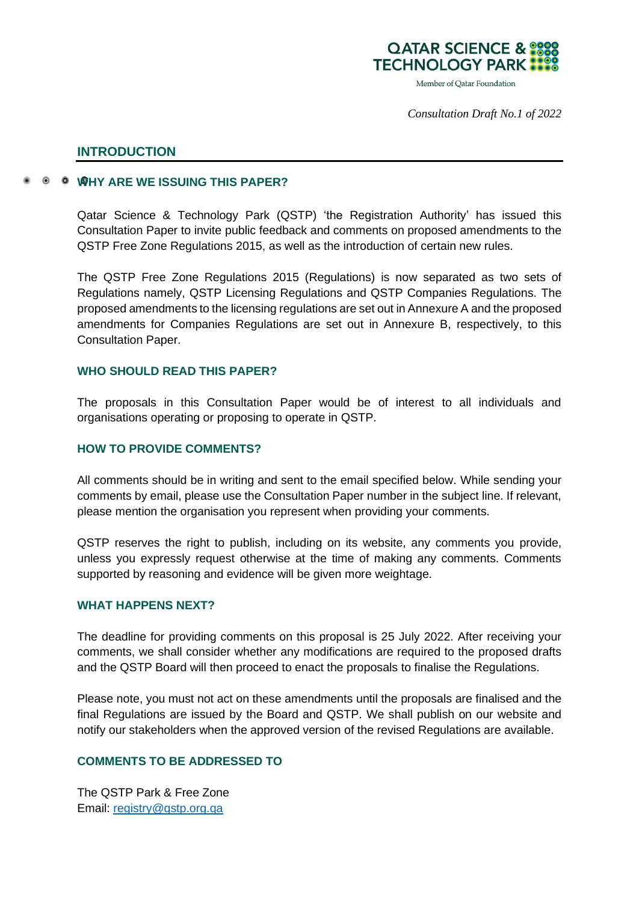*Consultation Draft No.1 of 2022*

## INTRODUCTION

### WHY ARE WE ISSUING THIS PAPER?

Qatar Science & Technology Park (QSTP) 'the Registration Authority' has issued this Consultation Paper to invite public feedback and comments on proposed amendments to the QSTP Free Zone Regulations 2015, as well as the introduction of certain new rules.

The QSTP Free Zone Regulations 2015 (Regulations) is now separated as two sets of Regulations namely, QSTP Licensing Regulations and QSTP Companies Regulations. The proposed amendments to the licensing regulations are set out in Annexure A and the proposed amendments for Companies Regulations are set out in Annexure B, respectively, to this Consultation Paper.

### WHO SHOULD READ THIS PAPER?

The proposals in this Consultation Paper would be of interest to all individuals and organisations operating or proposing to operate in QSTP.

### HOW TO PROVIDE COMMENTS?

All comments should be in writing and sent to the email specified below. While sending your comments by email, please use the Consultation Paper number in the subject line. If relevant, please mention the organisation you represent when providing your comments.

QSTP reserves the right to publish, including on its website, any comments you provide, unless you expressly request otherwise at the time of making any comments. Comments supported by reasoning and evidence will be given more weightage.

### WHAT HAPPENS NEXT?

The deadline for providing comments on this proposal is 25 July 2022. After receiving your comments, we shall consider whether any modifications are required to the proposed drafts and the QSTP Board will then proceed to enact the proposals to finalise the Regulations.

Please note, you must not act on these amendments until the proposals are finalised and the final Regulations are issued by the Board and QSTP. We shall publish on our website and notify our stakeholders when the approved version of the revised Regulations are available.

### COMMENTS TO BE ADDRESSED TO

The QSTP Park & Free Zone
Email: registry@qstp.org.qa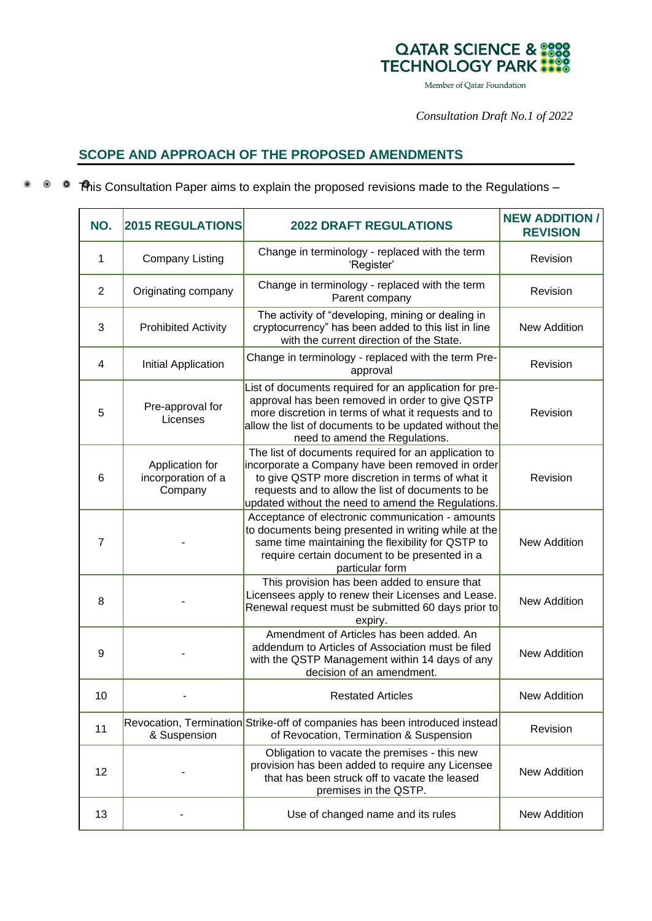*Consultation Draft No.1 of 2022*

## SCOPE AND APPROACH OF THE PROPOSED AMENDMENTS

This Consultation Paper aims to explain the proposed revisions made to the Regulations –

| NO. | 2015 REGULATIONS | 2022 DRAFT REGULATIONS | NEW ADDITION / REVISION |
|---|---|---|---|
| 1 | Company Listing | Change in terminology - replaced with the term 'Register' | Revision |
| 2 | Originating company | Change in terminology - replaced with the term Parent company | Revision |
| 3 | Prohibited Activity | The activity of "developing, mining or dealing in cryptocurrency" has been added to this list in line with the current direction of the State. | New Addition |
| 4 | Initial Application | Change in terminology - replaced with the term Pre-approval | Revision |
| 5 | Pre-approval for Licenses | List of documents required for an application for pre-approval has been removed in order to give QSTP more discretion in terms of what it requests and to allow the list of documents to be updated without the need to amend the Regulations. | Revision |
| 6 | Application for incorporation of a Company | The list of documents required for an application to incorporate a Company have been removed in order to give QSTP more discretion in terms of what it requests and to allow the list of documents to be updated without the need to amend the Regulations. | Revision |
| 7 | - | Acceptance of electronic communication - amounts to documents being presented in writing while at the same time maintaining the flexibility for QSTP to require certain document to be presented in a particular form | New Addition |
| 8 | - | This provision has been added to ensure that Licensees apply to renew their Licenses and Lease. Renewal request must be submitted 60 days prior to expiry. | New Addition |
| 9 | - | Amendment of Articles has been added. An addendum to Articles of Association must be filed with the QSTP Management within 14 days of any decision of an amendment. | New Addition |
| 10 | - | Restated Articles | New Addition |
| 11 | Revocation, Termination & Suspension | Strike-off of companies has been introduced instead of Revocation, Termination & Suspension | Revision |
| 12 | - | Obligation to vacate the premises - this new provision has been added to require any Licensee that has been struck off to vacate the leased premises in the QSTP. | New Addition |
| 13 | - | Use of changed name and its rules | New Addition |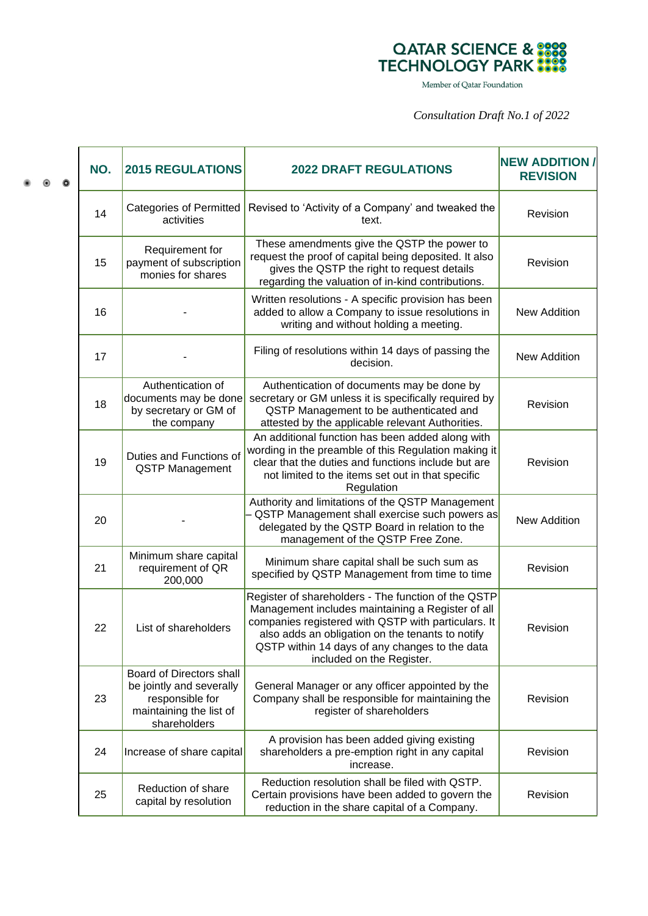*Consultation Draft No.1 of 2022*

| NO. | 2015 REGULATIONS | 2022 DRAFT REGULATIONS | NEW ADDITION / REVISION |
|---|---|---|---|
| 14 | Categories of Permitted activities | Revised to 'Activity of a Company' and tweaked the text. | Revision |
| 15 | Requirement for payment of subscription monies for shares | These amendments give the QSTP the power to request the proof of capital being deposited. It also gives the QSTP the right to request details regarding the valuation of in-kind contributions. | Revision |
| 16 | - | Written resolutions - A specific provision has been added to allow a Company to issue resolutions in writing and without holding a meeting. | New Addition |
| 17 | - | Filing of resolutions within 14 days of passing the decision. | New Addition |
| 18 | Authentication of documents may be done by secretary or GM of the company | Authentication of documents may be done by secretary or GM unless it is specifically required by QSTP Management to be authenticated and attested by the applicable relevant Authorities. | Revision |
| 19 | Duties and Functions of QSTP Management | An additional function has been added along with wording in the preamble of this Regulation making it clear that the duties and functions include but are not limited to the items set out in that specific Regulation | Revision |
| 20 | - | Authority and limitations of the QSTP Management – QSTP Management shall exercise such powers as delegated by the QSTP Board in relation to the management of the QSTP Free Zone. | New Addition |
| 21 | Minimum share capital requirement of QR 200,000 | Minimum share capital shall be such sum as specified by QSTP Management from time to time | Revision |
| 22 | List of shareholders | Register of shareholders - The function of the QSTP Management includes maintaining a Register of all companies registered with QSTP with particulars. It also adds an obligation on the tenants to notify QSTP within 14 days of any changes to the data included on the Register. | Revision |
| 23 | Board of Directors shall be jointly and severally responsible for maintaining the list of shareholders | General Manager or any officer appointed by the Company shall be responsible for maintaining the register of shareholders | Revision |
| 24 | Increase of share capital | A provision has been added giving existing shareholders a pre-emption right in any capital increase. | Revision |
| 25 | Reduction of share capital by resolution | Reduction resolution shall be filed with QSTP. Certain provisions have been added to govern the reduction in the share capital of a Company. | Revision |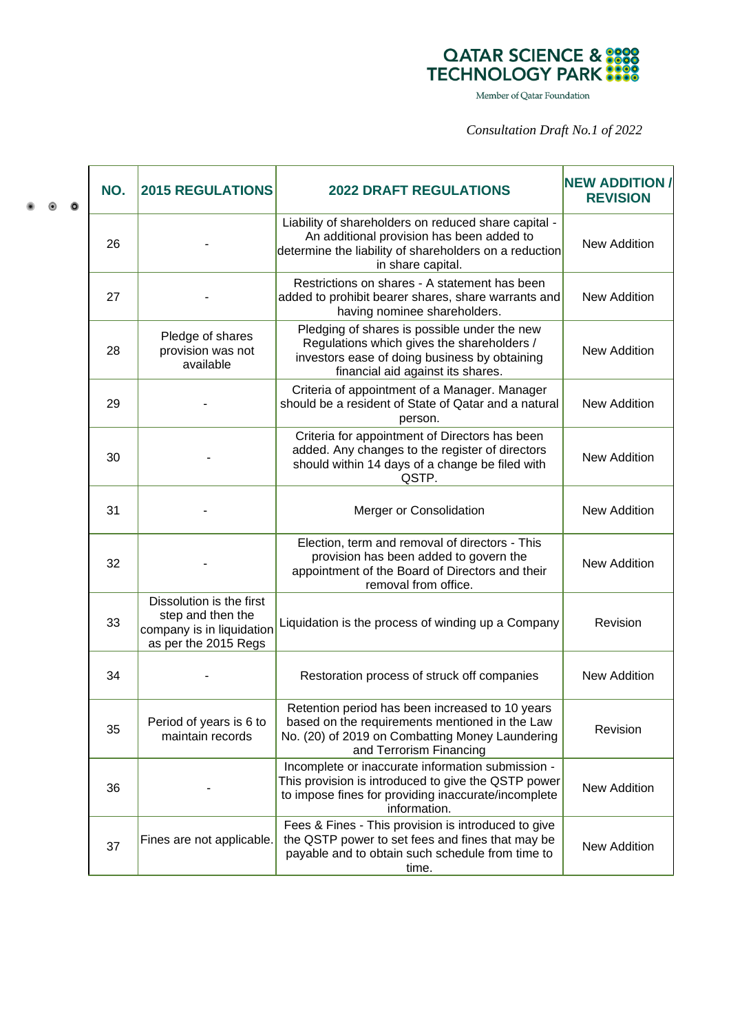*Consultation Draft No.1 of 2022*

| NO. | 2015 REGULATIONS | 2022 DRAFT REGULATIONS | NEW ADDITION / REVISION |
|---|---|---|---|
| 26 | - | Liability of shareholders on reduced share capital - An additional provision has been added to determine the liability of shareholders on a reduction in share capital. | New Addition |
| 27 | - | Restrictions on shares - A statement has been added to prohibit bearer shares, share warrants and having nominee shareholders. | New Addition |
| 28 | Pledge of shares provision was not available | Pledging of shares is possible under the new Regulations which gives the shareholders / investors ease of doing business by obtaining financial aid against its shares. | New Addition |
| 29 | - | Criteria of appointment of a Manager. Manager should be a resident of State of Qatar and a natural person. | New Addition |
| 30 | - | Criteria for appointment of Directors has been added. Any changes to the register of directors should within 14 days of a change be filed with QSTP. | New Addition |
| 31 | - | Merger or Consolidation | New Addition |
| 32 | - | Election, term and removal of directors - This provision has been added to govern the appointment of the Board of Directors and their removal from office. | New Addition |
| 33 | Dissolution is the first step and then the company is in liquidation as per the 2015 Regs | Liquidation is the process of winding up a Company | Revision |
| 34 | - | Restoration process of struck off companies | New Addition |
| 35 | Period of years is 6 to maintain records | Retention period has been increased to 10 years based on the requirements mentioned in the Law No. (20) of 2019 on Combatting Money Laundering and Terrorism Financing | Revision |
| 36 | - | Incomplete or inaccurate information submission - This provision is introduced to give the QSTP power to impose fines for providing inaccurate/incomplete information. | New Addition |
| 37 | Fines are not applicable. | Fees & Fines - This provision is introduced to give the QSTP power to set fees and fines that may be payable and to obtain such schedule from time to time. | New Addition |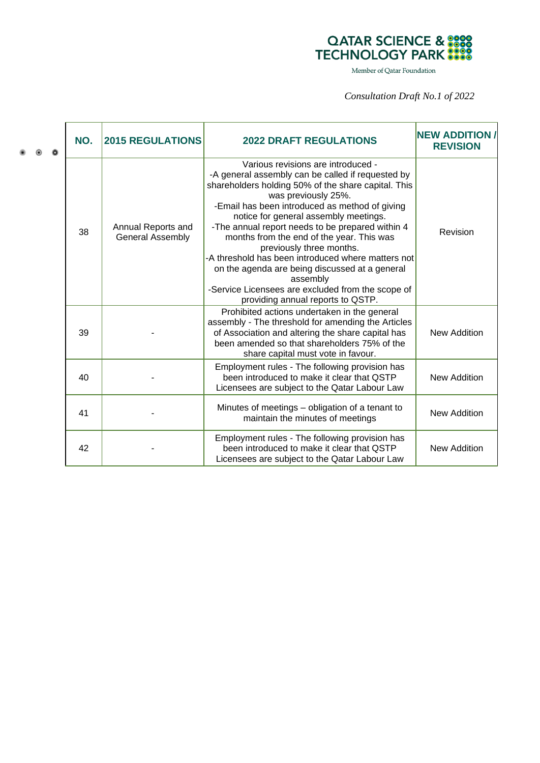*Consultation Draft No.1 of 2022*

| NO. | 2015 REGULATIONS | 2022 DRAFT REGULATIONS | NEW ADDITION / REVISION |
|---|---|---|---|
| 38 | Annual Reports and General Assembly | Various revisions are introduced - -A general assembly can be called if requested by shareholders holding 50% of the share capital. This was previously 25%. -Email has been introduced as method of giving notice for general assembly meetings. -The annual report needs to be prepared within 4 months from the end of the year. This was previously three months. -A threshold has been introduced where matters not on the agenda are being discussed at a general assembly -Service Licensees are excluded from the scope of providing annual reports to QSTP. | Revision |
| 39 | - | Prohibited actions undertaken in the general assembly - The threshold for amending the Articles of Association and altering the share capital has been amended so that shareholders 75% of the share capital must vote in favour. | New Addition |
| 40 | - | Employment rules - The following provision has been introduced to make it clear that QSTP Licensees are subject to the Qatar Labour Law | New Addition |
| 41 | - | Minutes of meetings – obligation of a tenant to maintain the minutes of meetings | New Addition |
| 42 | - | Employment rules - The following provision has been introduced to make it clear that QSTP Licensees are subject to the Qatar Labour Law | New Addition |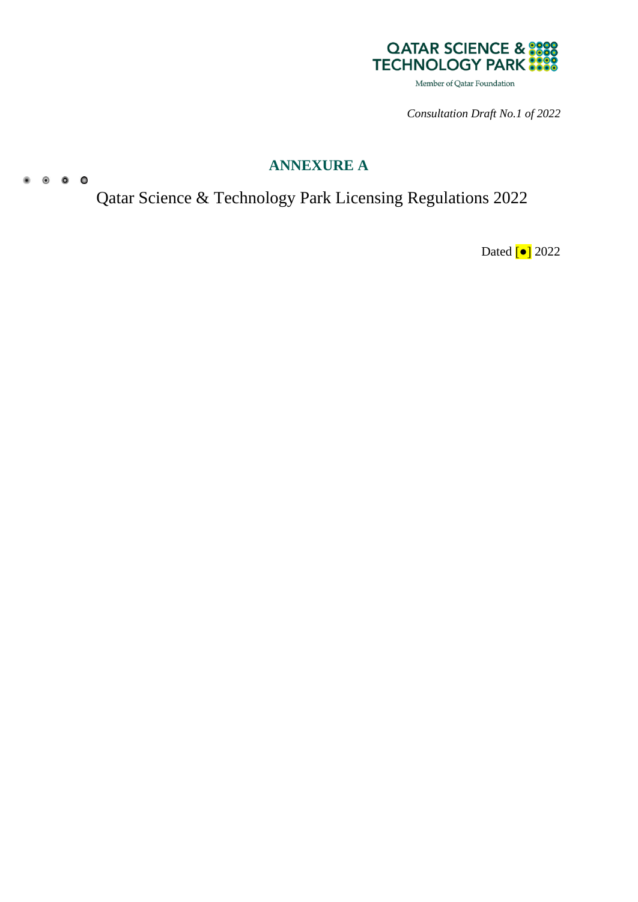*Consultation Draft No.1 of 2022*

# ANNEXURE A

## Qatar Science & Technology Park Licensing Regulations 2022

Dated [●] 2022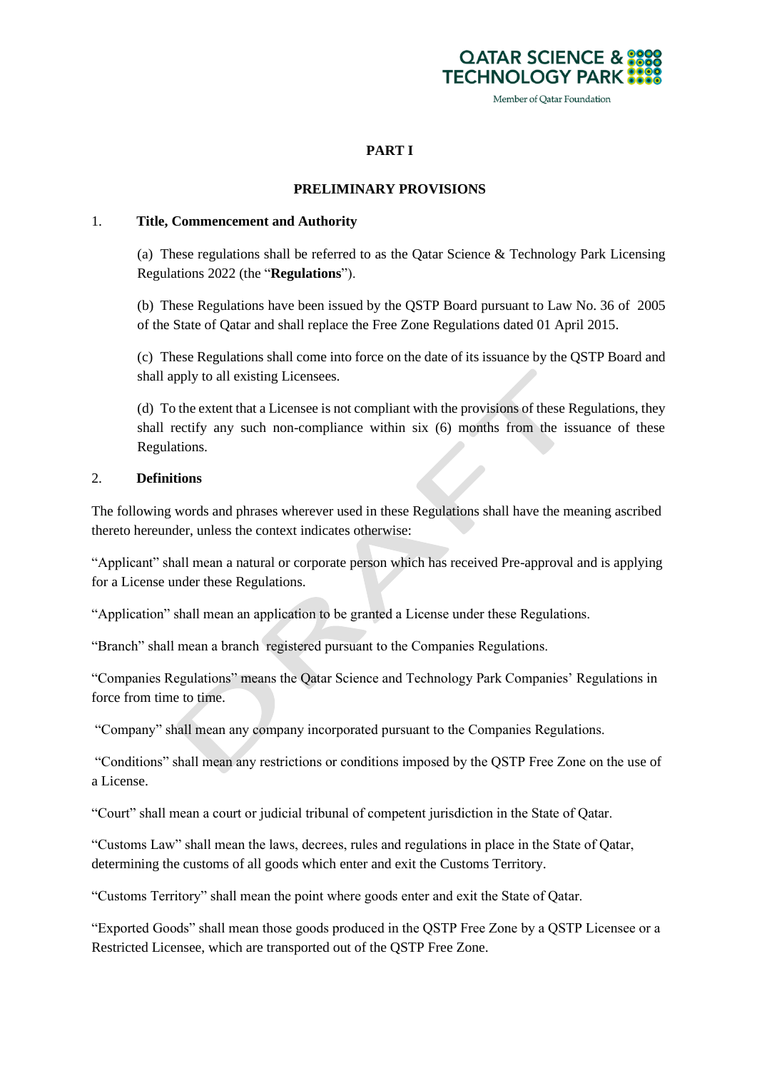## PART I

## PRELIMINARY PROVISIONS

1. **Title, Commencement and Authority**

(a) These regulations shall be referred to as the Qatar Science & Technology Park Licensing Regulations 2022 (the "**Regulations**").

(b) These Regulations have been issued by the QSTP Board pursuant to Law No. 36 of 2005 of the State of Qatar and shall replace the Free Zone Regulations dated 01 April 2015.

(c) These Regulations shall come into force on the date of its issuance by the QSTP Board and shall apply to all existing Licensees.

(d) To the extent that a Licensee is not compliant with the provisions of these Regulations, they shall rectify any such non-compliance within six (6) months from the issuance of these Regulations.

2. **Definitions**

The following words and phrases wherever used in these Regulations shall have the meaning ascribed thereto hereunder, unless the context indicates otherwise:

"Applicant" shall mean a natural or corporate person which has received Pre-approval and is applying for a License under these Regulations.

"Application" shall mean an application to be granted a License under these Regulations.

"Branch" shall mean a branch registered pursuant to the Companies Regulations.

"Companies Regulations" means the Qatar Science and Technology Park Companies' Regulations in force from time to time.

"Company" shall mean any company incorporated pursuant to the Companies Regulations.

"Conditions" shall mean any restrictions or conditions imposed by the QSTP Free Zone on the use of a License.

"Court" shall mean a court or judicial tribunal of competent jurisdiction in the State of Qatar.

"Customs Law" shall mean the laws, decrees, rules and regulations in place in the State of Qatar, determining the customs of all goods which enter and exit the Customs Territory.

"Customs Territory" shall mean the point where goods enter and exit the State of Qatar.

"Exported Goods" shall mean those goods produced in the QSTP Free Zone by a QSTP Licensee or a Restricted Licensee, which are transported out of the QSTP Free Zone.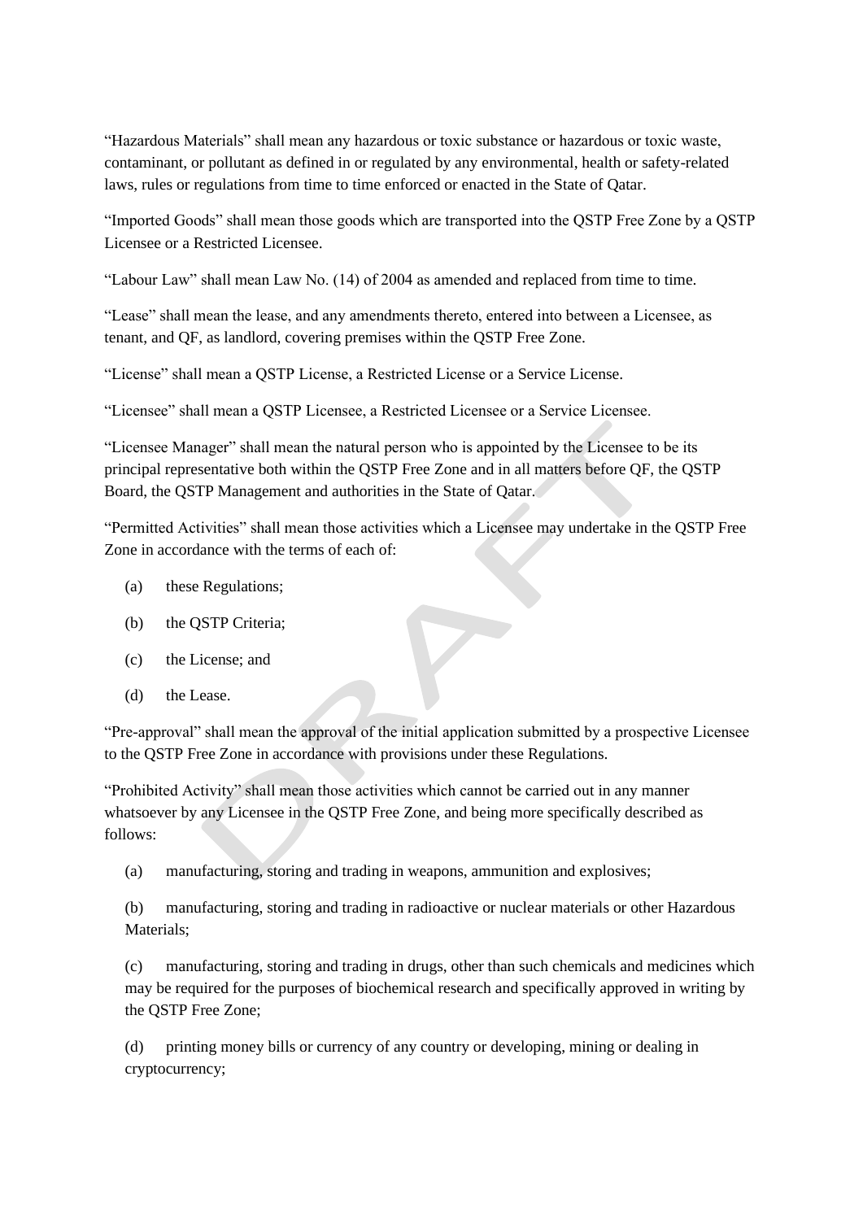"Hazardous Materials" shall mean any hazardous or toxic substance or hazardous or toxic waste, contaminant, or pollutant as defined in or regulated by any environmental, health or safety-related laws, rules or regulations from time to time enforced or enacted in the State of Qatar.

"Imported Goods" shall mean those goods which are transported into the QSTP Free Zone by a QSTP Licensee or a Restricted Licensee.

"Labour Law" shall mean Law No. (14) of 2004 as amended and replaced from time to time.

"Lease" shall mean the lease, and any amendments thereto, entered into between a Licensee, as tenant, and QF, as landlord, covering premises within the QSTP Free Zone.

"License" shall mean a QSTP License, a Restricted License or a Service License.

"Licensee" shall mean a QSTP Licensee, a Restricted Licensee or a Service Licensee.

"Licensee Manager" shall mean the natural person who is appointed by the Licensee to be its principal representative both within the QSTP Free Zone and in all matters before QF, the QSTP Board, the QSTP Management and authorities in the State of Qatar.

"Permitted Activities" shall mean those activities which a Licensee may undertake in the QSTP Free Zone in accordance with the terms of each of:

(a) these Regulations;

(b) the QSTP Criteria;

(c) the License; and

(d) the Lease.

"Pre-approval" shall mean the approval of the initial application submitted by a prospective Licensee to the QSTP Free Zone in accordance with provisions under these Regulations.

"Prohibited Activity" shall mean those activities which cannot be carried out in any manner whatsoever by any Licensee in the QSTP Free Zone, and being more specifically described as follows:

(a) manufacturing, storing and trading in weapons, ammunition and explosives;

(b) manufacturing, storing and trading in radioactive or nuclear materials or other Hazardous Materials;

(c) manufacturing, storing and trading in drugs, other than such chemicals and medicines which may be required for the purposes of biochemical research and specifically approved in writing by the QSTP Free Zone;

(d) printing money bills or currency of any country or developing, mining or dealing in cryptocurrency;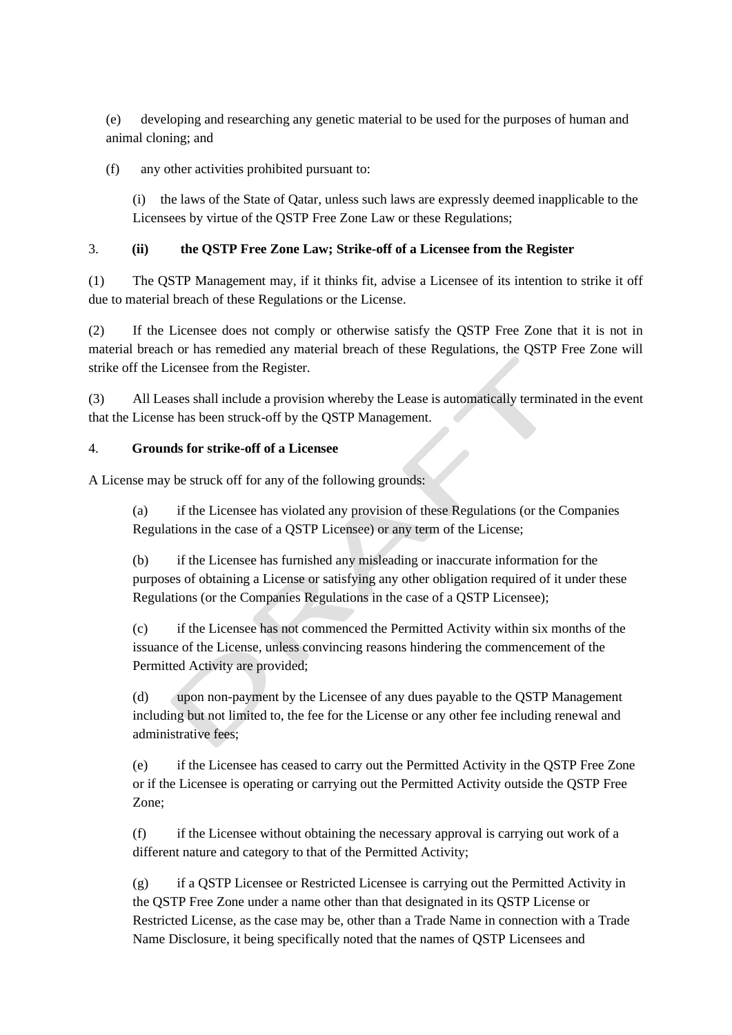(e) developing and researching any genetic material to be used for the purposes of human and animal cloning; and

(f) any other activities prohibited pursuant to:

(i) the laws of the State of Qatar, unless such laws are expressly deemed inapplicable to the Licensees by virtue of the QSTP Free Zone Law or these Regulations;

3. **(ii) the QSTP Free Zone Law; Strike-off of a Licensee from the Register**

(1) The QSTP Management may, if it thinks fit, advise a Licensee of its intention to strike it off due to material breach of these Regulations or the License.

(2) If the Licensee does not comply or otherwise satisfy the QSTP Free Zone that it is not in material breach or has remedied any material breach of these Regulations, the QSTP Free Zone will strike off the Licensee from the Register.

(3) All Leases shall include a provision whereby the Lease is automatically terminated in the event that the License has been struck-off by the QSTP Management.

4. **Grounds for strike-off of a Licensee**

A License may be struck off for any of the following grounds:

(a) if the Licensee has violated any provision of these Regulations (or the Companies Regulations in the case of a QSTP Licensee) or any term of the License;

(b) if the Licensee has furnished any misleading or inaccurate information for the purposes of obtaining a License or satisfying any other obligation required of it under these Regulations (or the Companies Regulations in the case of a QSTP Licensee);

(c) if the Licensee has not commenced the Permitted Activity within six months of the issuance of the License, unless convincing reasons hindering the commencement of the Permitted Activity are provided;

(d) upon non-payment by the Licensee of any dues payable to the QSTP Management including but not limited to, the fee for the License or any other fee including renewal and administrative fees;

(e) if the Licensee has ceased to carry out the Permitted Activity in the QSTP Free Zone or if the Licensee is operating or carrying out the Permitted Activity outside the QSTP Free Zone;

(f) if the Licensee without obtaining the necessary approval is carrying out work of a different nature and category to that of the Permitted Activity;

(g) if a QSTP Licensee or Restricted Licensee is carrying out the Permitted Activity in the QSTP Free Zone under a name other than that designated in its QSTP License or Restricted License, as the case may be, other than a Trade Name in connection with a Trade Name Disclosure, it being specifically noted that the names of QSTP Licensees and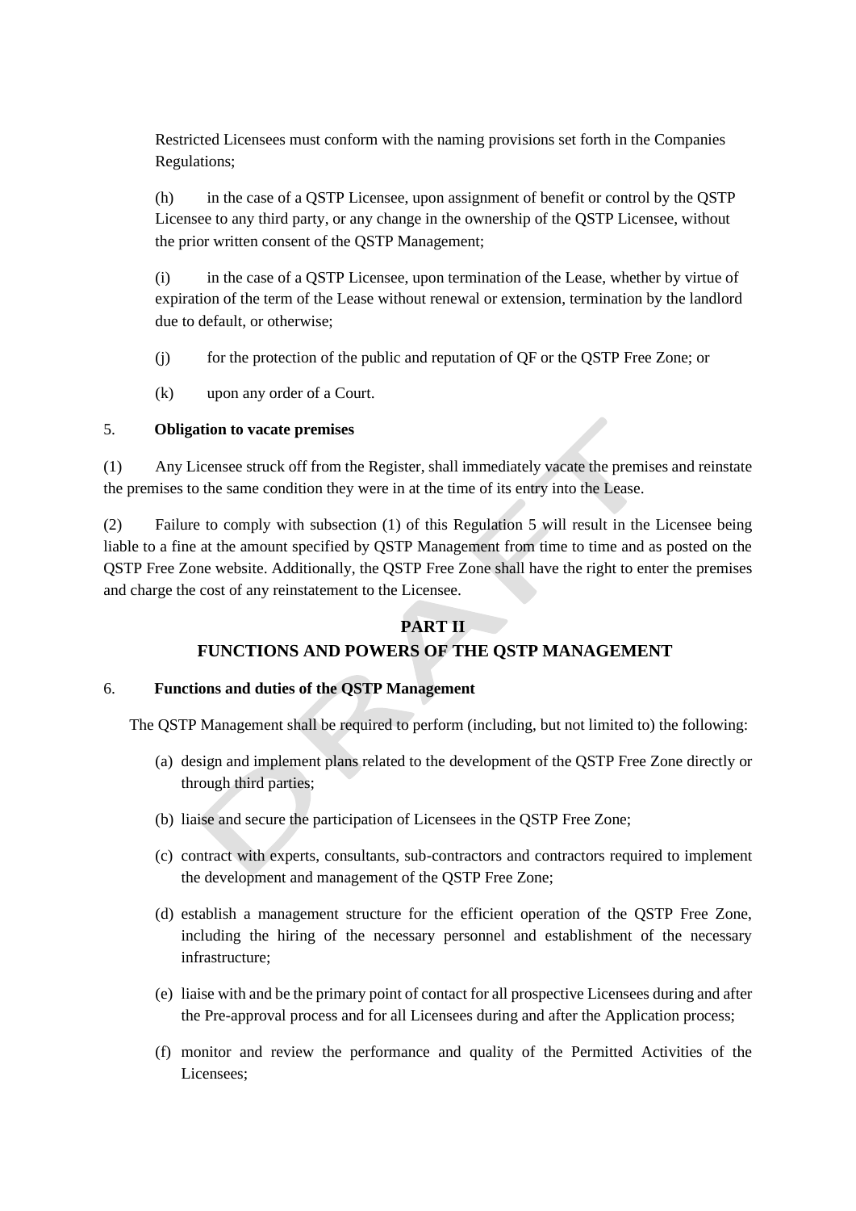Restricted Licensees must conform with the naming provisions set forth in the Companies Regulations;

(h) in the case of a QSTP Licensee, upon assignment of benefit or control by the QSTP Licensee to any third party, or any change in the ownership of the QSTP Licensee, without the prior written consent of the QSTP Management;

(i) in the case of a QSTP Licensee, upon termination of the Lease, whether by virtue of expiration of the term of the Lease without renewal or extension, termination by the landlord due to default, or otherwise;

(j) for the protection of the public and reputation of QF or the QSTP Free Zone; or

(k) upon any order of a Court.

5. **Obligation to vacate premises**

(1) Any Licensee struck off from the Register, shall immediately vacate the premises and reinstate the premises to the same condition they were in at the time of its entry into the Lease.

(2) Failure to comply with subsection (1) of this Regulation 5 will result in the Licensee being liable to a fine at the amount specified by QSTP Management from time to time and as posted on the QSTP Free Zone website. Additionally, the QSTP Free Zone shall have the right to enter the premises and charge the cost of any reinstatement to the Licensee.

## PART II
## FUNCTIONS AND POWERS OF THE QSTP MANAGEMENT

6. **Functions and duties of the QSTP Management**

The QSTP Management shall be required to perform (including, but not limited to) the following:

(a) design and implement plans related to the development of the QSTP Free Zone directly or through third parties;

(b) liaise and secure the participation of Licensees in the QSTP Free Zone;

(c) contract with experts, consultants, sub-contractors and contractors required to implement the development and management of the QSTP Free Zone;

(d) establish a management structure for the efficient operation of the QSTP Free Zone, including the hiring of the necessary personnel and establishment of the necessary infrastructure;

(e) liaise with and be the primary point of contact for all prospective Licensees during and after the Pre-approval process and for all Licensees during and after the Application process;

(f) monitor and review the performance and quality of the Permitted Activities of the Licensees;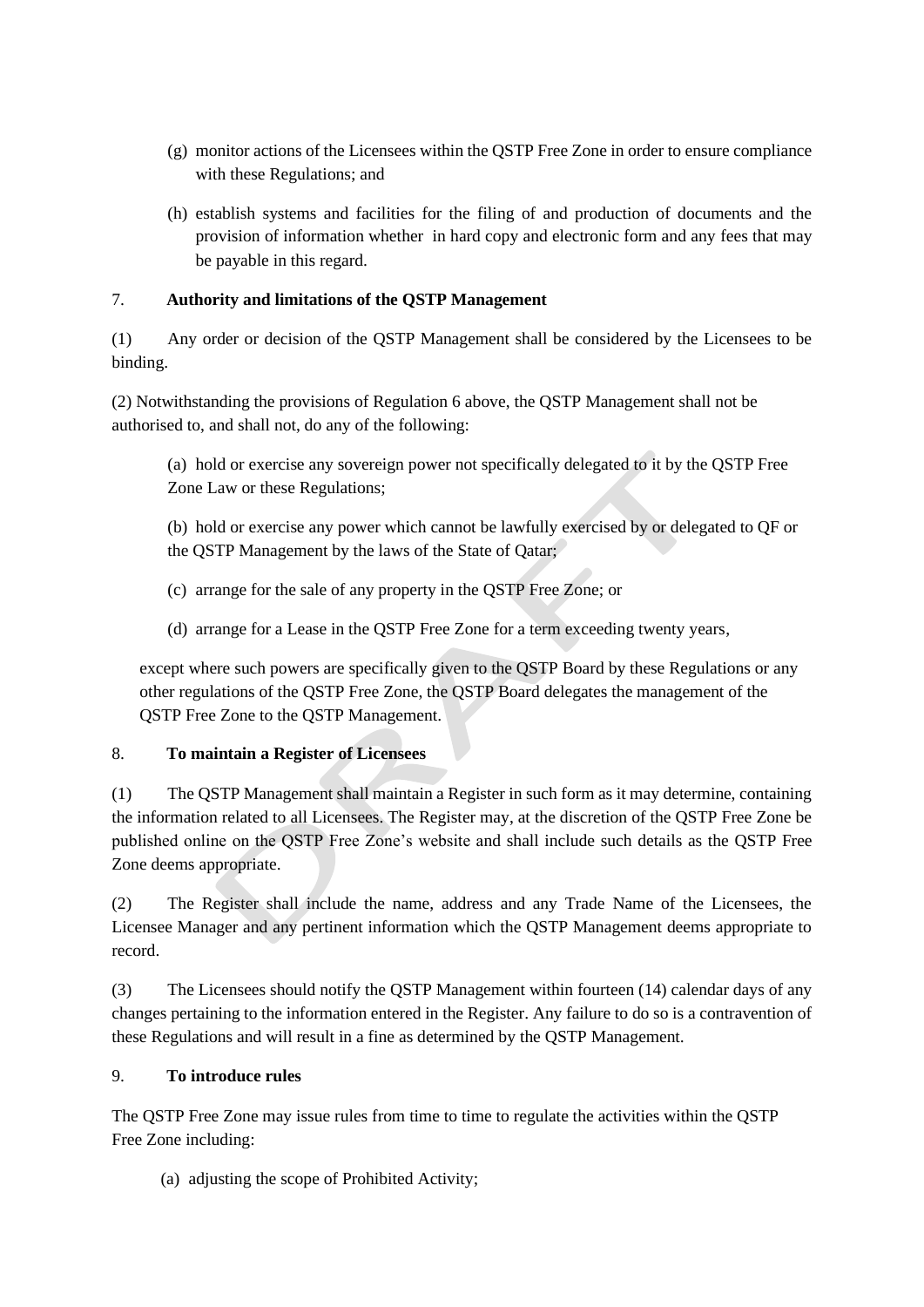(g) monitor actions of the Licensees within the QSTP Free Zone in order to ensure compliance with these Regulations; and

(h) establish systems and facilities for the filing of and production of documents and the provision of information whether in hard copy and electronic form and any fees that may be payable in this regard.

7. **Authority and limitations of the QSTP Management**

(1) Any order or decision of the QSTP Management shall be considered by the Licensees to be binding.

(2) Notwithstanding the provisions of Regulation 6 above, the QSTP Management shall not be authorised to, and shall not, do any of the following:

(a) hold or exercise any sovereign power not specifically delegated to it by the QSTP Free Zone Law or these Regulations;

(b) hold or exercise any power which cannot be lawfully exercised by or delegated to QF or the QSTP Management by the laws of the State of Qatar;

(c) arrange for the sale of any property in the QSTP Free Zone; or

(d) arrange for a Lease in the QSTP Free Zone for a term exceeding twenty years,

except where such powers are specifically given to the QSTP Board by these Regulations or any other regulations of the QSTP Free Zone, the QSTP Board delegates the management of the QSTP Free Zone to the QSTP Management.

8. **To maintain a Register of Licensees**

(1) The QSTP Management shall maintain a Register in such form as it may determine, containing the information related to all Licensees. The Register may, at the discretion of the QSTP Free Zone be published online on the QSTP Free Zone's website and shall include such details as the QSTP Free Zone deems appropriate.

(2) The Register shall include the name, address and any Trade Name of the Licensees, the Licensee Manager and any pertinent information which the QSTP Management deems appropriate to record.

(3) The Licensees should notify the QSTP Management within fourteen (14) calendar days of any changes pertaining to the information entered in the Register. Any failure to do so is a contravention of these Regulations and will result in a fine as determined by the QSTP Management.

9. **To introduce rules**

The QSTP Free Zone may issue rules from time to time to regulate the activities within the QSTP Free Zone including:

(a) adjusting the scope of Prohibited Activity;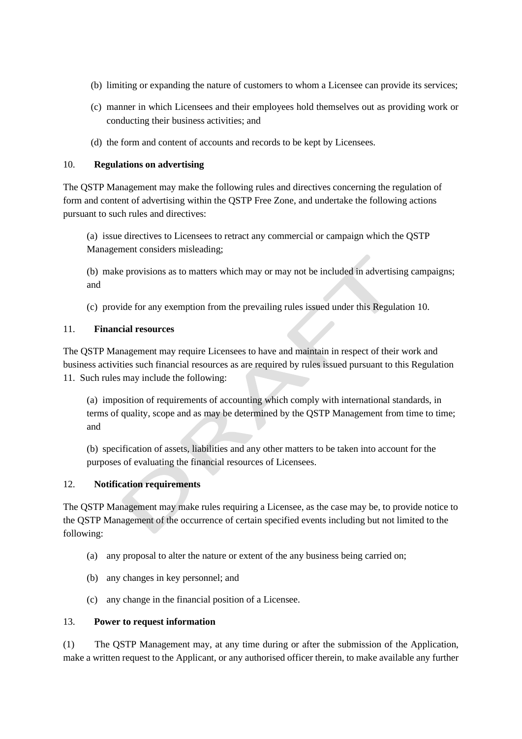(b) limiting or expanding the nature of customers to whom a Licensee can provide its services;

(c) manner in which Licensees and their employees hold themselves out as providing work or conducting their business activities; and

(d) the form and content of accounts and records to be kept by Licensees.

10. **Regulations on advertising**

The QSTP Management may make the following rules and directives concerning the regulation of form and content of advertising within the QSTP Free Zone, and undertake the following actions pursuant to such rules and directives:

(a) issue directives to Licensees to retract any commercial or campaign which the QSTP Management considers misleading;

(b) make provisions as to matters which may or may not be included in advertising campaigns; and

(c) provide for any exemption from the prevailing rules issued under this Regulation 10.

11. **Financial resources**

The QSTP Management may require Licensees to have and maintain in respect of their work and business activities such financial resources as are required by rules issued pursuant to this Regulation 11. Such rules may include the following:

(a) imposition of requirements of accounting which comply with international standards, in terms of quality, scope and as may be determined by the QSTP Management from time to time; and

(b) specification of assets, liabilities and any other matters to be taken into account for the purposes of evaluating the financial resources of Licensees.

12. **Notification requirements**

The QSTP Management may make rules requiring a Licensee, as the case may be, to provide notice to the QSTP Management of the occurrence of certain specified events including but not limited to the following:

(a) any proposal to alter the nature or extent of the any business being carried on;

(b) any changes in key personnel; and

(c) any change in the financial position of a Licensee.

13. **Power to request information**

(1) The QSTP Management may, at any time during or after the submission of the Application, make a written request to the Applicant, or any authorised officer therein, to make available any further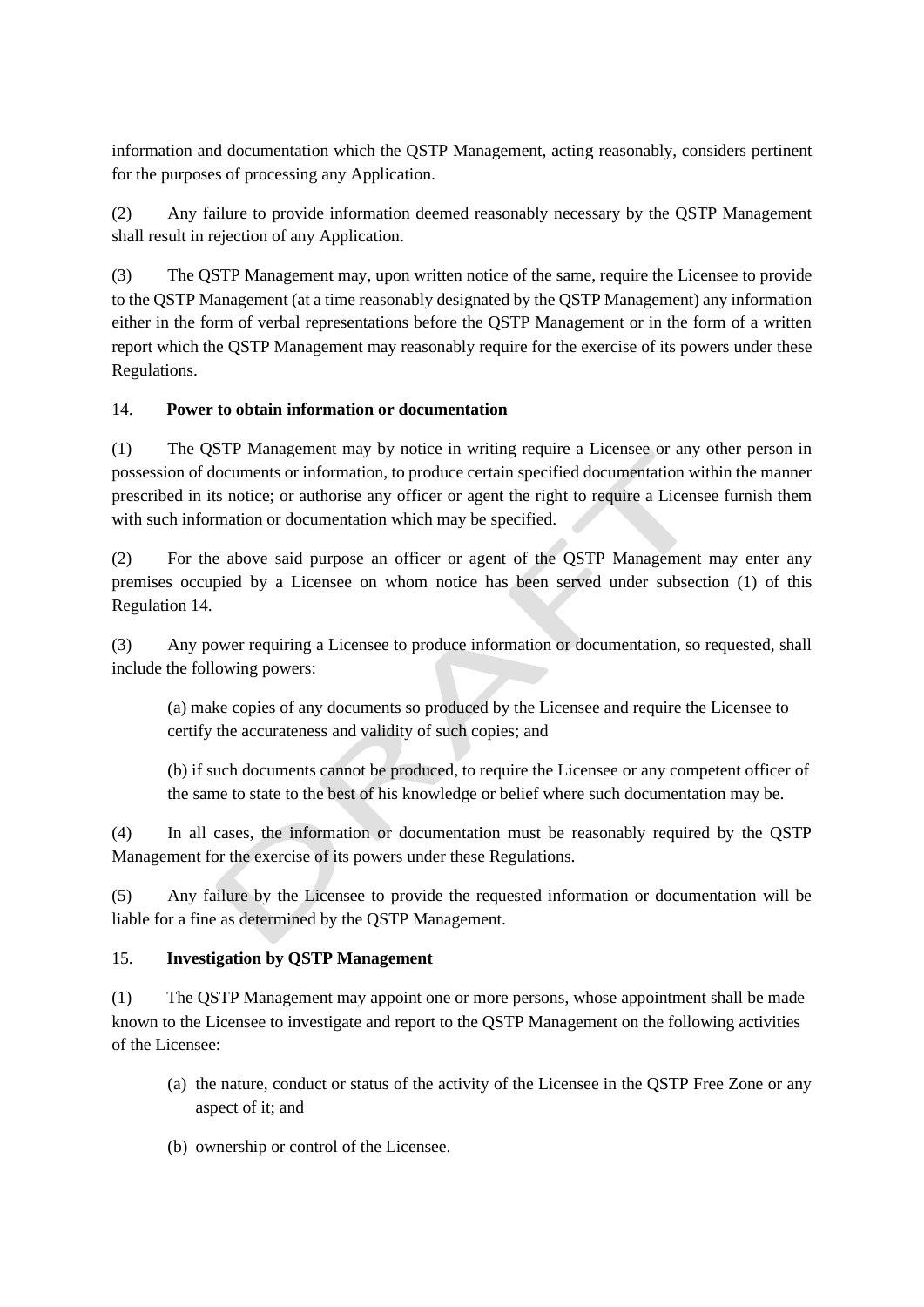information and documentation which the QSTP Management, acting reasonably, considers pertinent for the purposes of processing any Application.

(2) Any failure to provide information deemed reasonably necessary by the QSTP Management shall result in rejection of any Application.

(3) The QSTP Management may, upon written notice of the same, require the Licensee to provide to the QSTP Management (at a time reasonably designated by the QSTP Management) any information either in the form of verbal representations before the QSTP Management or in the form of a written report which the QSTP Management may reasonably require for the exercise of its powers under these Regulations.

### 14. **Power to obtain information or documentation**

(1) The QSTP Management may by notice in writing require a Licensee or any other person in possession of documents or information, to produce certain specified documentation within the manner prescribed in its notice; or authorise any officer or agent the right to require a Licensee furnish them with such information or documentation which may be specified.

(2) For the above said purpose an officer or agent of the QSTP Management may enter any premises occupied by a Licensee on whom notice has been served under subsection (1) of this Regulation 14.

(3) Any power requiring a Licensee to produce information or documentation, so requested, shall include the following powers:

(a) make copies of any documents so produced by the Licensee and require the Licensee to certify the accurateness and validity of such copies; and

(b) if such documents cannot be produced, to require the Licensee or any competent officer of the same to state to the best of his knowledge or belief where such documentation may be.

(4) In all cases, the information or documentation must be reasonably required by the QSTP Management for the exercise of its powers under these Regulations.

(5) Any failure by the Licensee to provide the requested information or documentation will be liable for a fine as determined by the QSTP Management.

### 15. **Investigation by QSTP Management**

(1) The QSTP Management may appoint one or more persons, whose appointment shall be made known to the Licensee to investigate and report to the QSTP Management on the following activities of the Licensee:

(a) the nature, conduct or status of the activity of the Licensee in the QSTP Free Zone or any aspect of it; and

(b) ownership or control of the Licensee.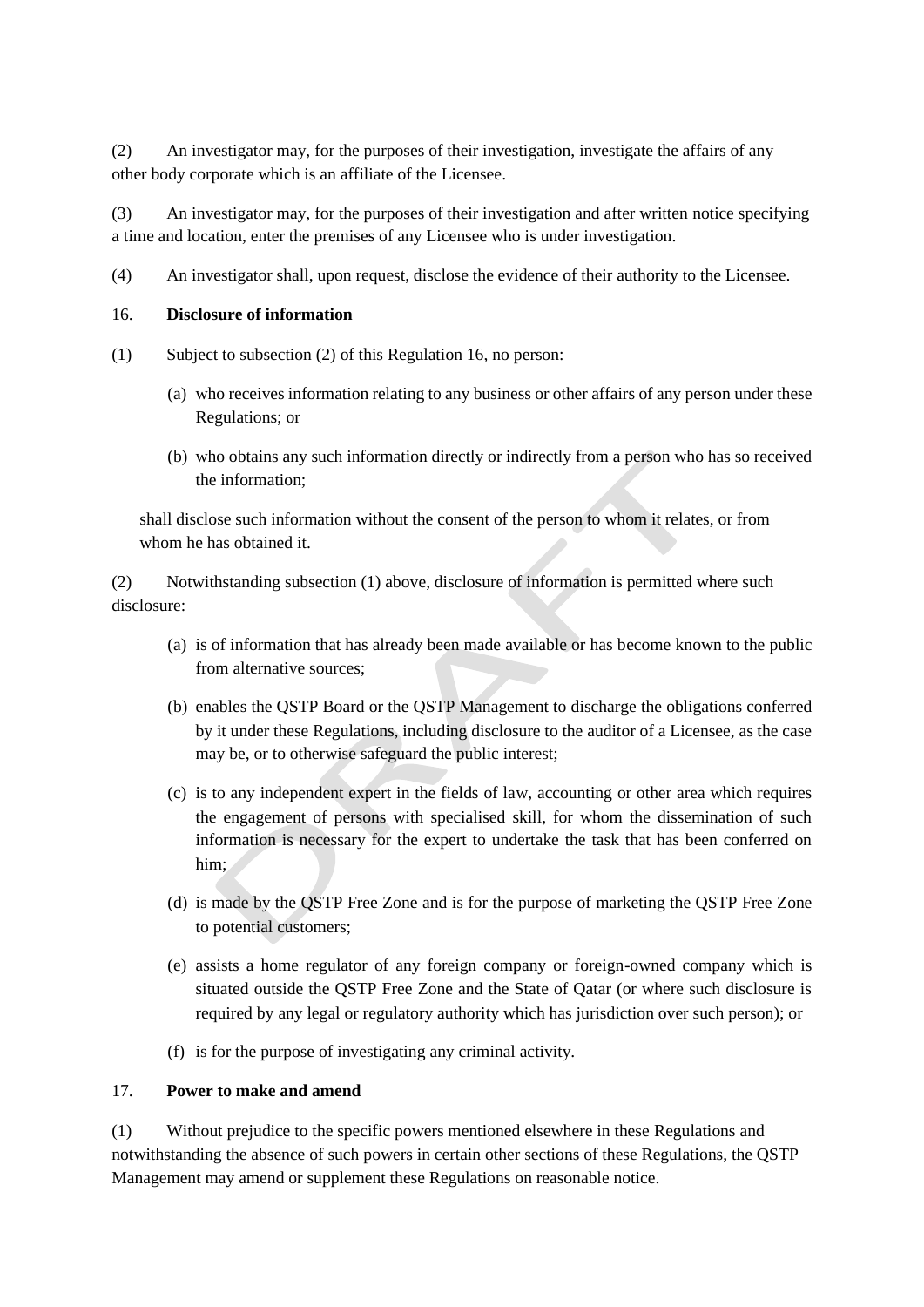(2) An investigator may, for the purposes of their investigation, investigate the affairs of any other body corporate which is an affiliate of the Licensee.

(3) An investigator may, for the purposes of their investigation and after written notice specifying a time and location, enter the premises of any Licensee who is under investigation.

(4) An investigator shall, upon request, disclose the evidence of their authority to the Licensee.

16. **Disclosure of information**

(1) Subject to subsection (2) of this Regulation 16, no person:

(a) who receives information relating to any business or other affairs of any person under these Regulations; or

(b) who obtains any such information directly or indirectly from a person who has so received the information;

shall disclose such information without the consent of the person to whom it relates, or from whom he has obtained it.

(2) Notwithstanding subsection (1) above, disclosure of information is permitted where such disclosure:

(a) is of information that has already been made available or has become known to the public from alternative sources;

(b) enables the QSTP Board or the QSTP Management to discharge the obligations conferred by it under these Regulations, including disclosure to the auditor of a Licensee, as the case may be, or to otherwise safeguard the public interest;

(c) is to any independent expert in the fields of law, accounting or other area which requires the engagement of persons with specialised skill, for whom the dissemination of such information is necessary for the expert to undertake the task that has been conferred on him;

(d) is made by the QSTP Free Zone and is for the purpose of marketing the QSTP Free Zone to potential customers;

(e) assists a home regulator of any foreign company or foreign-owned company which is situated outside the QSTP Free Zone and the State of Qatar (or where such disclosure is required by any legal or regulatory authority which has jurisdiction over such person); or

(f) is for the purpose of investigating any criminal activity.

17. **Power to make and amend**

(1) Without prejudice to the specific powers mentioned elsewhere in these Regulations and notwithstanding the absence of such powers in certain other sections of these Regulations, the QSTP Management may amend or supplement these Regulations on reasonable notice.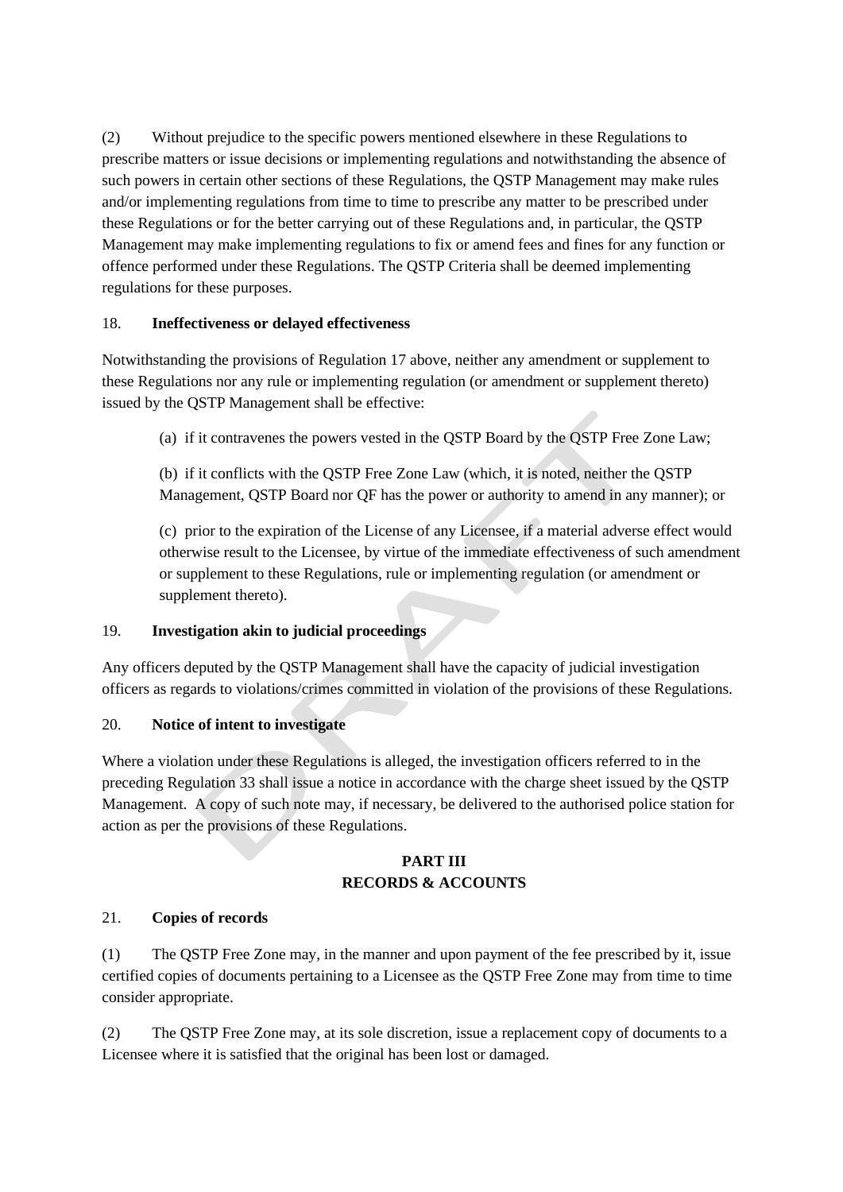(2) Without prejudice to the specific powers mentioned elsewhere in these Regulations to prescribe matters or issue decisions or implementing regulations and notwithstanding the absence of such powers in certain other sections of these Regulations, the QSTP Management may make rules and/or implementing regulations from time to time to prescribe any matter to be prescribed under these Regulations or for the better carrying out of these Regulations and, in particular, the QSTP Management may make implementing regulations to fix or amend fees and fines for any function or offence performed under these Regulations. The QSTP Criteria shall be deemed implementing regulations for these purposes.

18. **Ineffectiveness or delayed effectiveness**

Notwithstanding the provisions of Regulation 17 above, neither any amendment or supplement to these Regulations nor any rule or implementing regulation (or amendment or supplement thereto) issued by the QSTP Management shall be effective:

(a) if it contravenes the powers vested in the QSTP Board by the QSTP Free Zone Law;

(b) if it conflicts with the QSTP Free Zone Law (which, it is noted, neither the QSTP Management, QSTP Board nor QF has the power or authority to amend in any manner); or

(c) prior to the expiration of the License of any Licensee, if a material adverse effect would otherwise result to the Licensee, by virtue of the immediate effectiveness of such amendment or supplement to these Regulations, rule or implementing regulation (or amendment or supplement thereto).

19. **Investigation akin to judicial proceedings**

Any officers deputed by the QSTP Management shall have the capacity of judicial investigation officers as regards to violations/crimes committed in violation of the provisions of these Regulations.

20. **Notice of intent to investigate**

Where a violation under these Regulations is alleged, the investigation officers referred to in the preceding Regulation 33 shall issue a notice in accordance with the charge sheet issued by the QSTP Management. A copy of such note may, if necessary, be delivered to the authorised police station for action as per the provisions of these Regulations.

## PART III
## RECORDS & ACCOUNTS

21. **Copies of records**

(1) The QSTP Free Zone may, in the manner and upon payment of the fee prescribed by it, issue certified copies of documents pertaining to a Licensee as the QSTP Free Zone may from time to time consider appropriate.

(2) The QSTP Free Zone may, at its sole discretion, issue a replacement copy of documents to a Licensee where it is satisfied that the original has been lost or damaged.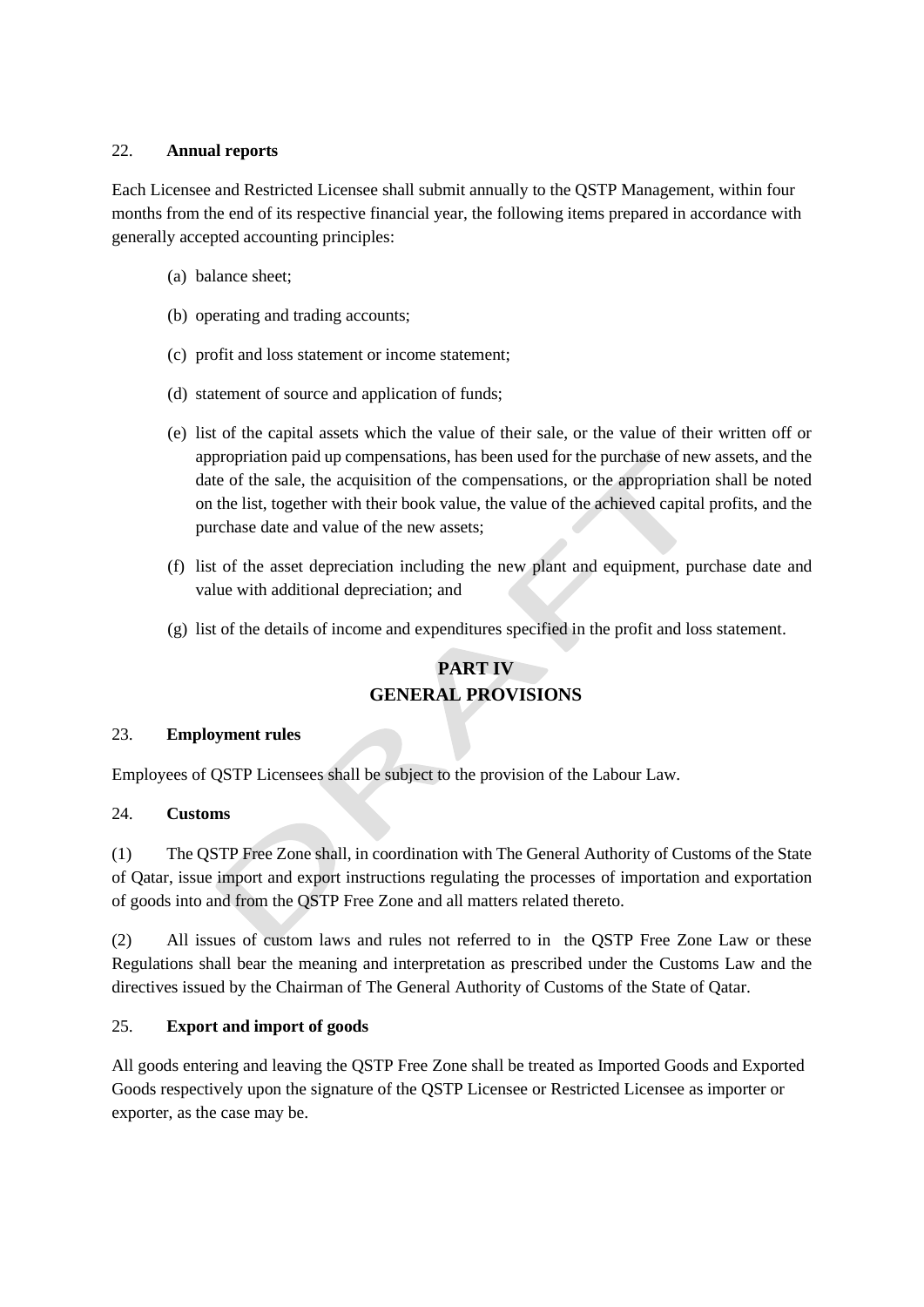22. **Annual reports**

Each Licensee and Restricted Licensee shall submit annually to the QSTP Management, within four months from the end of its respective financial year, the following items prepared in accordance with generally accepted accounting principles:

(a) balance sheet;

(b) operating and trading accounts;

(c) profit and loss statement or income statement;

(d) statement of source and application of funds;

(e) list of the capital assets which the value of their sale, or the value of their written off or appropriation paid up compensations, has been used for the purchase of new assets, and the date of the sale, the acquisition of the compensations, or the appropriation shall be noted on the list, together with their book value, the value of the achieved capital profits, and the purchase date and value of the new assets;

(f) list of the asset depreciation including the new plant and equipment, purchase date and value with additional depreciation; and

(g) list of the details of income and expenditures specified in the profit and loss statement.

## PART IV
## GENERAL PROVISIONS

23. **Employment rules**

Employees of QSTP Licensees shall be subject to the provision of the Labour Law.

24. **Customs**

(1) The QSTP Free Zone shall, in coordination with The General Authority of Customs of the State of Qatar, issue import and export instructions regulating the processes of importation and exportation of goods into and from the QSTP Free Zone and all matters related thereto.

(2) All issues of custom laws and rules not referred to in the QSTP Free Zone Law or these Regulations shall bear the meaning and interpretation as prescribed under the Customs Law and the directives issued by the Chairman of The General Authority of Customs of the State of Qatar.

25. **Export and import of goods**

All goods entering and leaving the QSTP Free Zone shall be treated as Imported Goods and Exported Goods respectively upon the signature of the QSTP Licensee or Restricted Licensee as importer or exporter, as the case may be.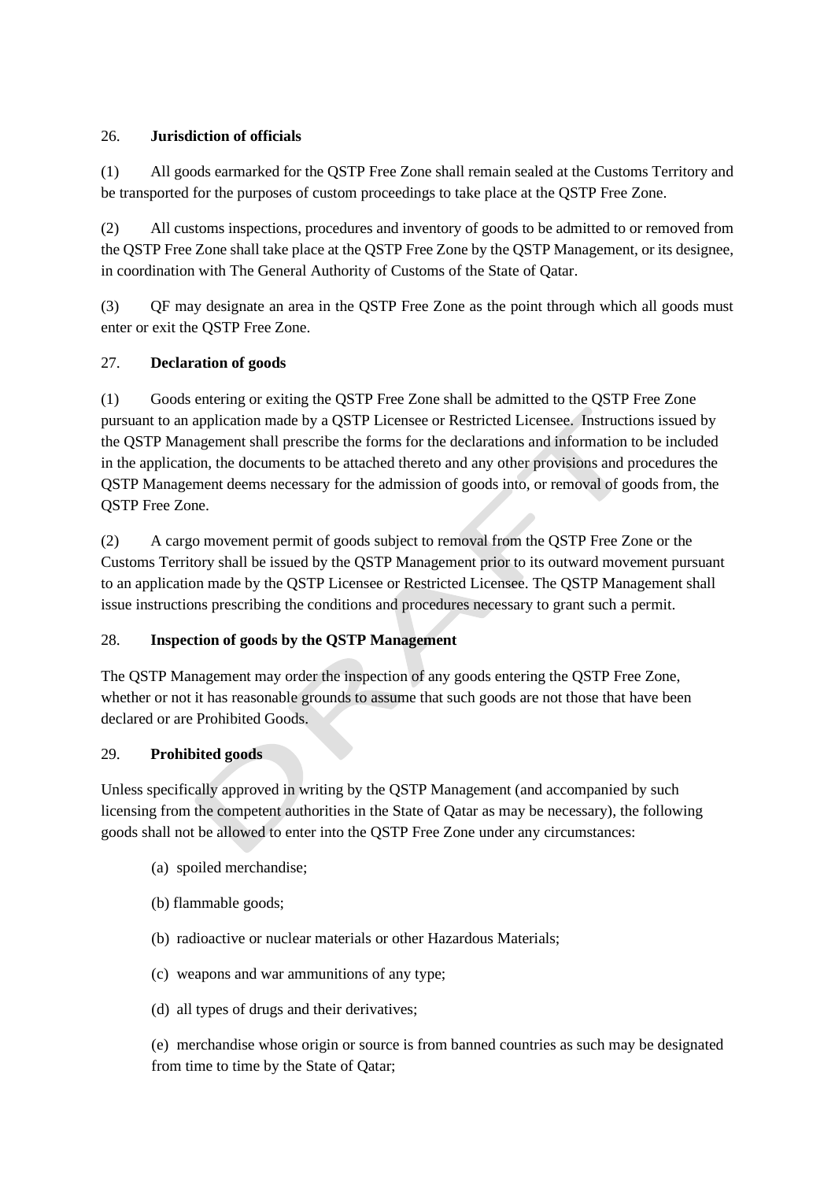26. **Jurisdiction of officials**

(1) All goods earmarked for the QSTP Free Zone shall remain sealed at the Customs Territory and be transported for the purposes of custom proceedings to take place at the QSTP Free Zone.

(2) All customs inspections, procedures and inventory of goods to be admitted to or removed from the QSTP Free Zone shall take place at the QSTP Free Zone by the QSTP Management, or its designee, in coordination with The General Authority of Customs of the State of Qatar.

(3) QF may designate an area in the QSTP Free Zone as the point through which all goods must enter or exit the QSTP Free Zone.

27. **Declaration of goods**

(1) Goods entering or exiting the QSTP Free Zone shall be admitted to the QSTP Free Zone pursuant to an application made by a QSTP Licensee or Restricted Licensee. Instructions issued by the QSTP Management shall prescribe the forms for the declarations and information to be included in the application, the documents to be attached thereto and any other provisions and procedures the QSTP Management deems necessary for the admission of goods into, or removal of goods from, the QSTP Free Zone.

(2) A cargo movement permit of goods subject to removal from the QSTP Free Zone or the Customs Territory shall be issued by the QSTP Management prior to its outward movement pursuant to an application made by the QSTP Licensee or Restricted Licensee. The QSTP Management shall issue instructions prescribing the conditions and procedures necessary to grant such a permit.

28. **Inspection of goods by the QSTP Management**

The QSTP Management may order the inspection of any goods entering the QSTP Free Zone, whether or not it has reasonable grounds to assume that such goods are not those that have been declared or are Prohibited Goods.

29. **Prohibited goods**

Unless specifically approved in writing by the QSTP Management (and accompanied by such licensing from the competent authorities in the State of Qatar as may be necessary), the following goods shall not be allowed to enter into the QSTP Free Zone under any circumstances:

(a) spoiled merchandise;

(b) flammable goods;

(b) radioactive or nuclear materials or other Hazardous Materials;

(c) weapons and war ammunitions of any type;

(d) all types of drugs and their derivatives;

(e) merchandise whose origin or source is from banned countries as such may be designated from time to time by the State of Qatar;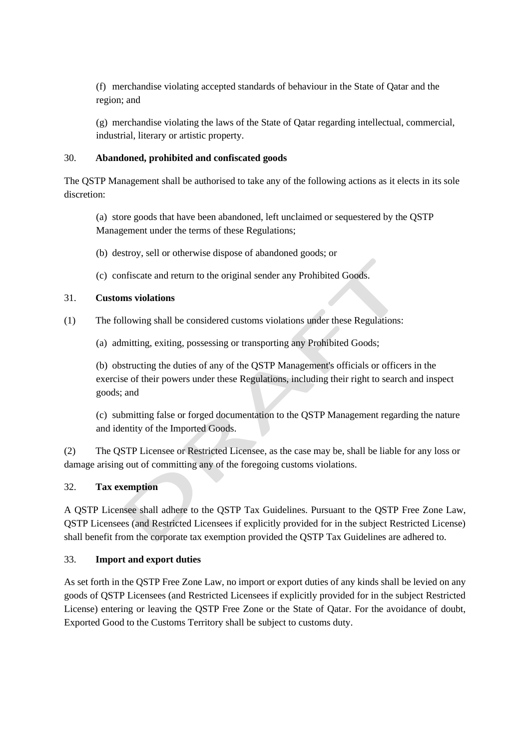(f) merchandise violating accepted standards of behaviour in the State of Qatar and the region; and

(g) merchandise violating the laws of the State of Qatar regarding intellectual, commercial, industrial, literary or artistic property.

30. **Abandoned, prohibited and confiscated goods**

The QSTP Management shall be authorised to take any of the following actions as it elects in its sole discretion:

(a) store goods that have been abandoned, left unclaimed or sequestered by the QSTP Management under the terms of these Regulations;

(b) destroy, sell or otherwise dispose of abandoned goods; or

(c) confiscate and return to the original sender any Prohibited Goods.

31. **Customs violations**

(1) The following shall be considered customs violations under these Regulations:

(a) admitting, exiting, possessing or transporting any Prohibited Goods;

(b) obstructing the duties of any of the QSTP Management's officials or officers in the exercise of their powers under these Regulations, including their right to search and inspect goods; and

(c) submitting false or forged documentation to the QSTP Management regarding the nature and identity of the Imported Goods.

(2) The QSTP Licensee or Restricted Licensee, as the case may be, shall be liable for any loss or damage arising out of committing any of the foregoing customs violations.

32. **Tax exemption**

A QSTP Licensee shall adhere to the QSTP Tax Guidelines. Pursuant to the QSTP Free Zone Law, QSTP Licensees (and Restricted Licensees if explicitly provided for in the subject Restricted License) shall benefit from the corporate tax exemption provided the QSTP Tax Guidelines are adhered to.

33. **Import and export duties**

As set forth in the QSTP Free Zone Law, no import or export duties of any kinds shall be levied on any goods of QSTP Licensees (and Restricted Licensees if explicitly provided for in the subject Restricted License) entering or leaving the QSTP Free Zone or the State of Qatar. For the avoidance of doubt, Exported Good to the Customs Territory shall be subject to customs duty.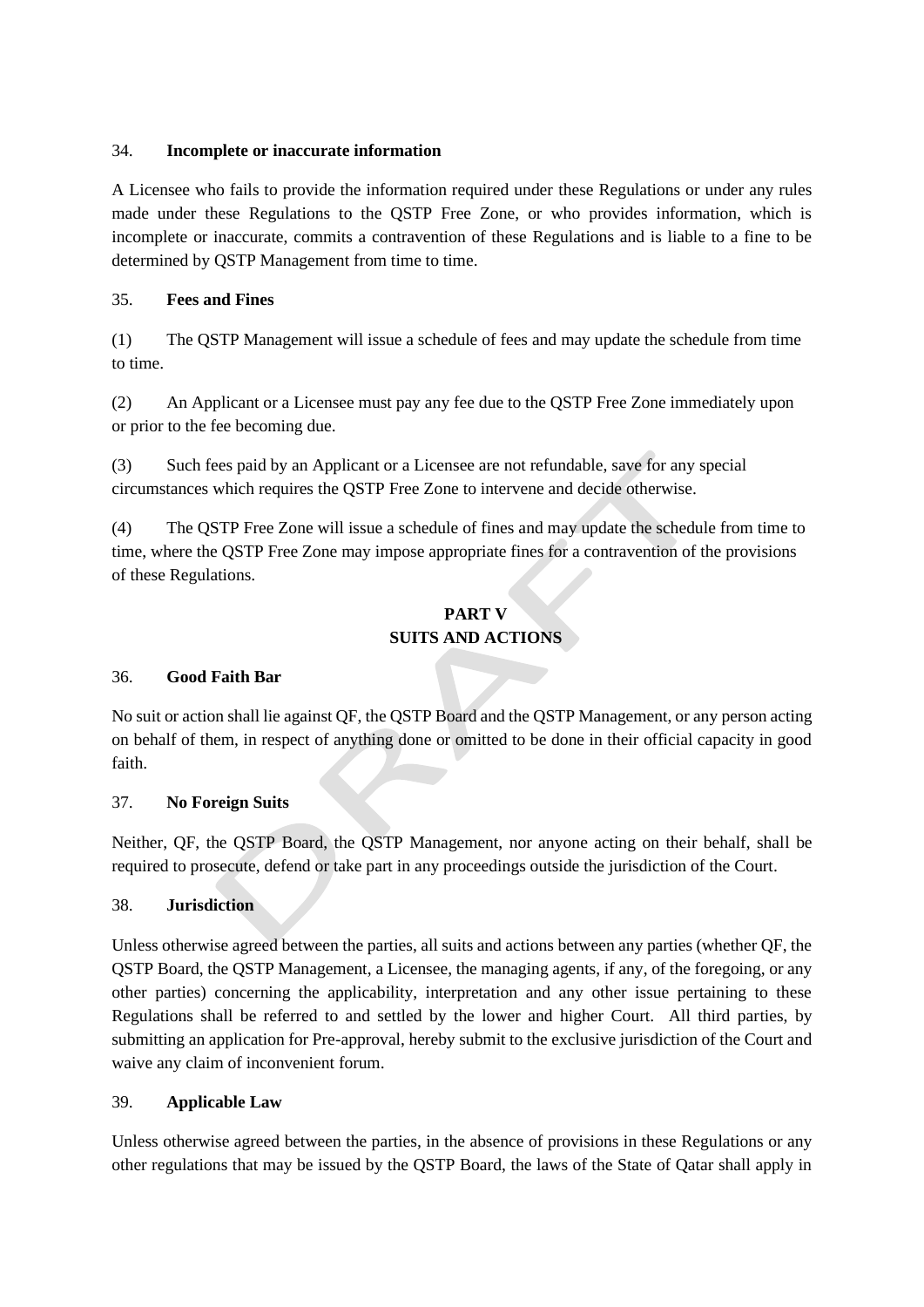34. **Incomplete or inaccurate information**

A Licensee who fails to provide the information required under these Regulations or under any rules made under these Regulations to the QSTP Free Zone, or who provides information, which is incomplete or inaccurate, commits a contravention of these Regulations and is liable to a fine to be determined by QSTP Management from time to time.

35. **Fees and Fines**

(1) The QSTP Management will issue a schedule of fees and may update the schedule from time to time.

(2) An Applicant or a Licensee must pay any fee due to the QSTP Free Zone immediately upon or prior to the fee becoming due.

(3) Such fees paid by an Applicant or a Licensee are not refundable, save for any special circumstances which requires the QSTP Free Zone to intervene and decide otherwise.

(4) The QSTP Free Zone will issue a schedule of fines and may update the schedule from time to time, where the QSTP Free Zone may impose appropriate fines for a contravention of the provisions of these Regulations.

## PART V
## SUITS AND ACTIONS

36. **Good Faith Bar**

No suit or action shall lie against QF, the QSTP Board and the QSTP Management, or any person acting on behalf of them, in respect of anything done or omitted to be done in their official capacity in good faith.

37. **No Foreign Suits**

Neither, QF, the QSTP Board, the QSTP Management, nor anyone acting on their behalf, shall be required to prosecute, defend or take part in any proceedings outside the jurisdiction of the Court.

38. **Jurisdiction**

Unless otherwise agreed between the parties, all suits and actions between any parties (whether QF, the QSTP Board, the QSTP Management, a Licensee, the managing agents, if any, of the foregoing, or any other parties) concerning the applicability, interpretation and any other issue pertaining to these Regulations shall be referred to and settled by the lower and higher Court. All third parties, by submitting an application for Pre-approval, hereby submit to the exclusive jurisdiction of the Court and waive any claim of inconvenient forum.

39. **Applicable Law**

Unless otherwise agreed between the parties, in the absence of provisions in these Regulations or any other regulations that may be issued by the QSTP Board, the laws of the State of Qatar shall apply in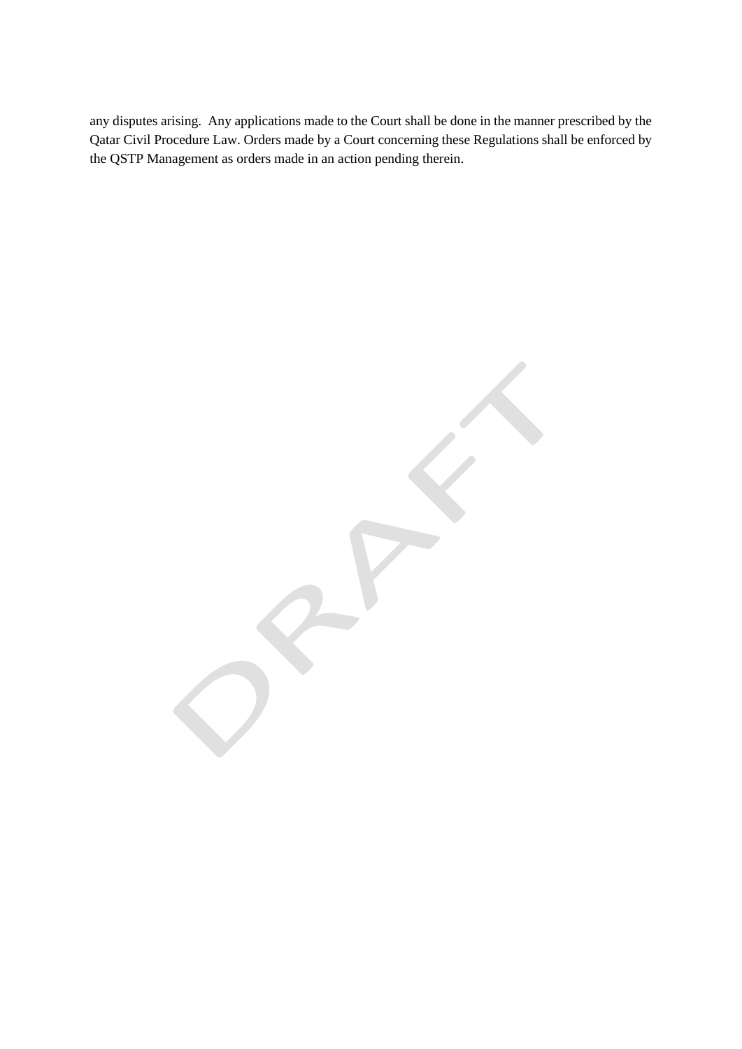any disputes arising. Any applications made to the Court shall be done in the manner prescribed by the Qatar Civil Procedure Law. Orders made by a Court concerning these Regulations shall be enforced by the QSTP Management as orders made in an action pending therein.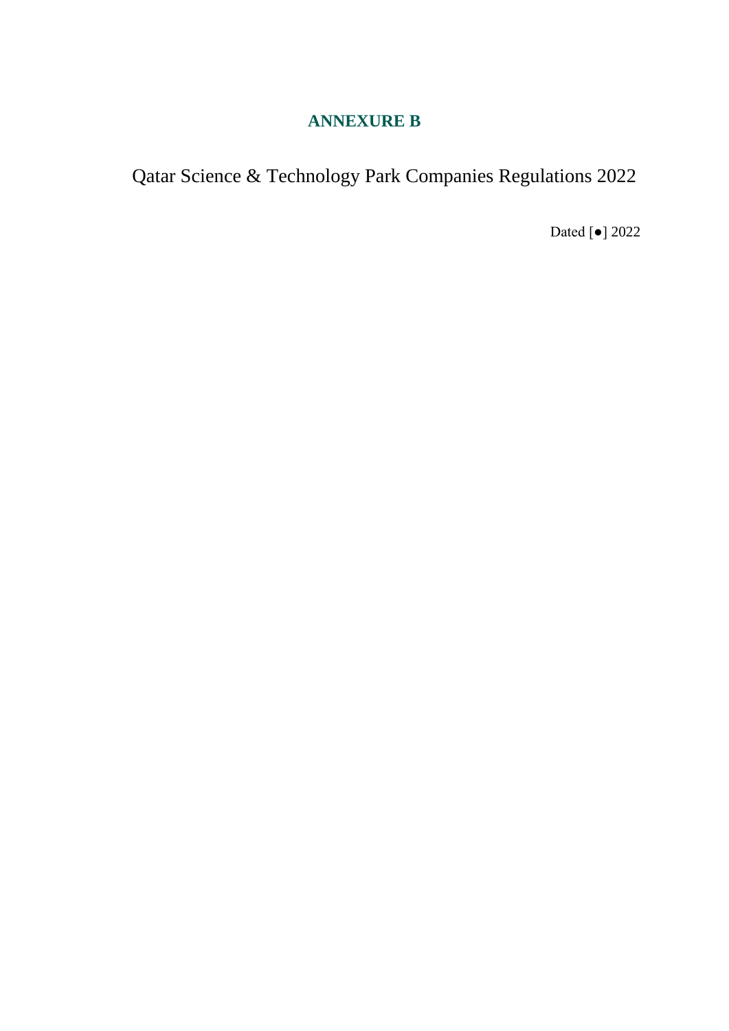# ANNEXURE B

## Qatar Science & Technology Park Companies Regulations 2022

Dated [●] 2022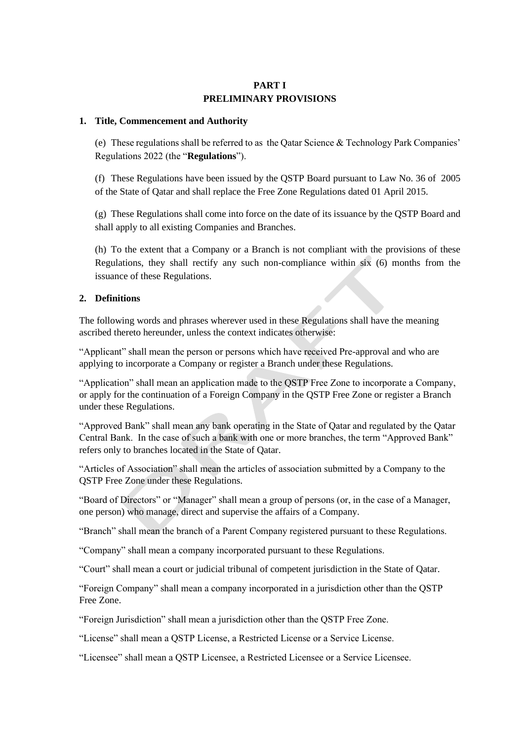# PART I
# PRELIMINARY PROVISIONS

## 1. Title, Commencement and Authority

(e) These regulations shall be referred to as the Qatar Science & Technology Park Companies' Regulations 2022 (the "**Regulations**").

(f) These Regulations have been issued by the QSTP Board pursuant to Law No. 36 of 2005 of the State of Qatar and shall replace the Free Zone Regulations dated 01 April 2015.

(g) These Regulations shall come into force on the date of its issuance by the QSTP Board and shall apply to all existing Companies and Branches.

(h) To the extent that a Company or a Branch is not compliant with the provisions of these Regulations, they shall rectify any such non-compliance within six (6) months from the issuance of these Regulations.

## 2. Definitions

The following words and phrases wherever used in these Regulations shall have the meaning ascribed thereto hereunder, unless the context indicates otherwise:

"Applicant" shall mean the person or persons which have received Pre-approval and who are applying to incorporate a Company or register a Branch under these Regulations.

"Application" shall mean an application made to the QSTP Free Zone to incorporate a Company, or apply for the continuation of a Foreign Company in the QSTP Free Zone or register a Branch under these Regulations.

"Approved Bank" shall mean any bank operating in the State of Qatar and regulated by the Qatar Central Bank. In the case of such a bank with one or more branches, the term "Approved Bank" refers only to branches located in the State of Qatar.

"Articles of Association" shall mean the articles of association submitted by a Company to the QSTP Free Zone under these Regulations.

"Board of Directors" or "Manager" shall mean a group of persons (or, in the case of a Manager, one person) who manage, direct and supervise the affairs of a Company.

"Branch" shall mean the branch of a Parent Company registered pursuant to these Regulations.

"Company" shall mean a company incorporated pursuant to these Regulations.

"Court" shall mean a court or judicial tribunal of competent jurisdiction in the State of Qatar.

"Foreign Company" shall mean a company incorporated in a jurisdiction other than the QSTP Free Zone.

"Foreign Jurisdiction" shall mean a jurisdiction other than the QSTP Free Zone.

"License" shall mean a QSTP License, a Restricted License or a Service License.

"Licensee" shall mean a QSTP Licensee, a Restricted Licensee or a Service Licensee.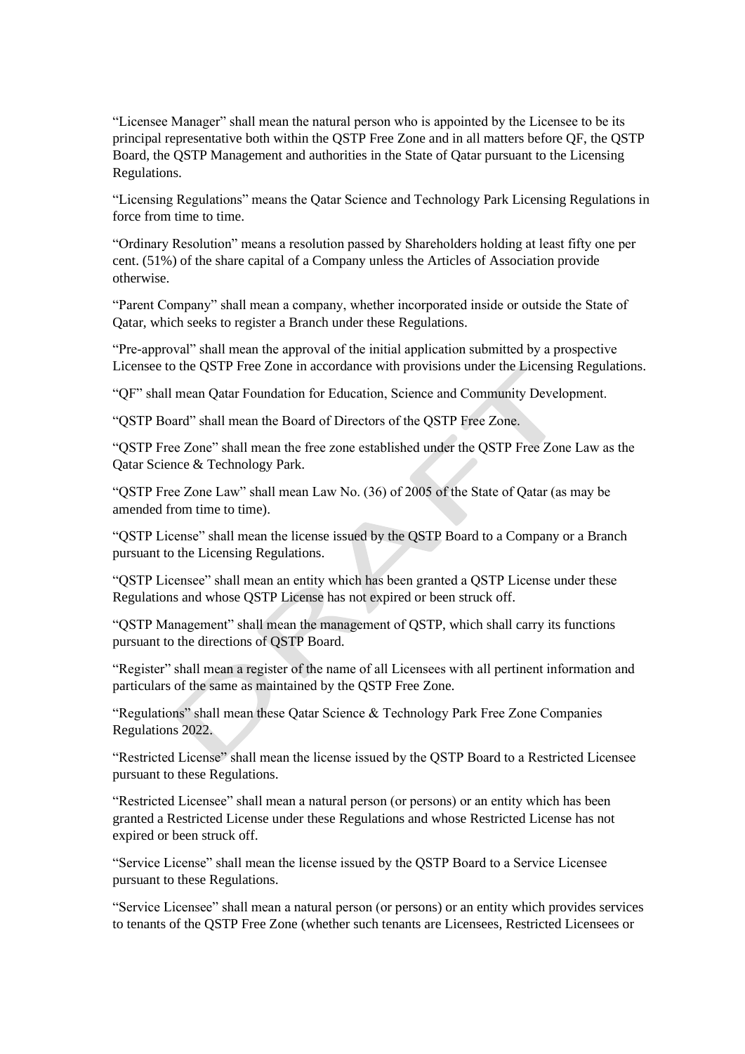"Licensee Manager" shall mean the natural person who is appointed by the Licensee to be its principal representative both within the QSTP Free Zone and in all matters before QF, the QSTP Board, the QSTP Management and authorities in the State of Qatar pursuant to the Licensing Regulations.

"Licensing Regulations" means the Qatar Science and Technology Park Licensing Regulations in force from time to time.

"Ordinary Resolution" means a resolution passed by Shareholders holding at least fifty one per cent. (51%) of the share capital of a Company unless the Articles of Association provide otherwise.

"Parent Company" shall mean a company, whether incorporated inside or outside the State of Qatar, which seeks to register a Branch under these Regulations.

"Pre-approval" shall mean the approval of the initial application submitted by a prospective Licensee to the QSTP Free Zone in accordance with provisions under the Licensing Regulations.

"QF" shall mean Qatar Foundation for Education, Science and Community Development.

"QSTP Board" shall mean the Board of Directors of the QSTP Free Zone.

"QSTP Free Zone" shall mean the free zone established under the QSTP Free Zone Law as the Qatar Science & Technology Park.

"QSTP Free Zone Law" shall mean Law No. (36) of 2005 of the State of Qatar (as may be amended from time to time).

"QSTP License" shall mean the license issued by the QSTP Board to a Company or a Branch pursuant to the Licensing Regulations.

"QSTP Licensee" shall mean an entity which has been granted a QSTP License under these Regulations and whose QSTP License has not expired or been struck off.

"QSTP Management" shall mean the management of QSTP, which shall carry its functions pursuant to the directions of QSTP Board.

"Register" shall mean a register of the name of all Licensees with all pertinent information and particulars of the same as maintained by the QSTP Free Zone.

"Regulations" shall mean these Qatar Science & Technology Park Free Zone Companies Regulations 2022.

"Restricted License" shall mean the license issued by the QSTP Board to a Restricted Licensee pursuant to these Regulations.

"Restricted Licensee" shall mean a natural person (or persons) or an entity which has been granted a Restricted License under these Regulations and whose Restricted License has not expired or been struck off.

"Service License" shall mean the license issued by the QSTP Board to a Service Licensee pursuant to these Regulations.

"Service Licensee" shall mean a natural person (or persons) or an entity which provides services to tenants of the QSTP Free Zone (whether such tenants are Licensees, Restricted Licensees or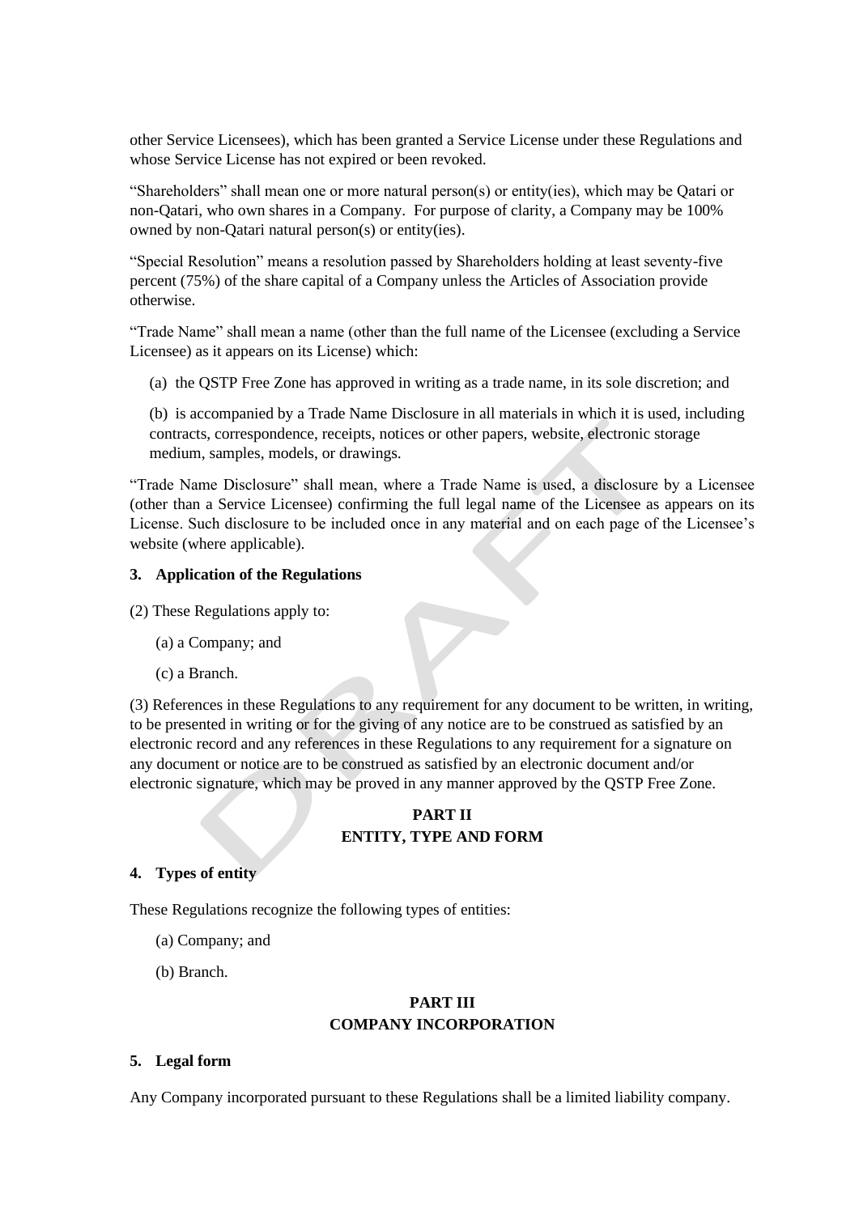other Service Licensees), which has been granted a Service License under these Regulations and whose Service License has not expired or been revoked.

"Shareholders" shall mean one or more natural person(s) or entity(ies), which may be Qatari or non-Qatari, who own shares in a Company. For purpose of clarity, a Company may be 100% owned by non-Qatari natural person(s) or entity(ies).

"Special Resolution" means a resolution passed by Shareholders holding at least seventy-five percent (75%) of the share capital of a Company unless the Articles of Association provide otherwise.

"Trade Name" shall mean a name (other than the full name of the Licensee (excluding a Service Licensee) as it appears on its License) which:

(a) the QSTP Free Zone has approved in writing as a trade name, in its sole discretion; and

(b) is accompanied by a Trade Name Disclosure in all materials in which it is used, including contracts, correspondence, receipts, notices or other papers, website, electronic storage medium, samples, models, or drawings.

"Trade Name Disclosure" shall mean, where a Trade Name is used, a disclosure by a Licensee (other than a Service Licensee) confirming the full legal name of the Licensee as appears on its License. Such disclosure to be included once in any material and on each page of the Licensee's website (where applicable).

### 3. Application of the Regulations

(2) These Regulations apply to:

(a) a Company; and

(c) a Branch.

(3) References in these Regulations to any requirement for any document to be written, in writing, to be presented in writing or for the giving of any notice are to be construed as satisfied by an electronic record and any references in these Regulations to any requirement for a signature on any document or notice are to be construed as satisfied by an electronic document and/or electronic signature, which may be proved in any manner approved by the QSTP Free Zone.

## PART II
## ENTITY, TYPE AND FORM

### 4. Types of entity

These Regulations recognize the following types of entities:

(a) Company; and

(b) Branch.

## PART III
## COMPANY INCORPORATION

### 5. Legal form

Any Company incorporated pursuant to these Regulations shall be a limited liability company.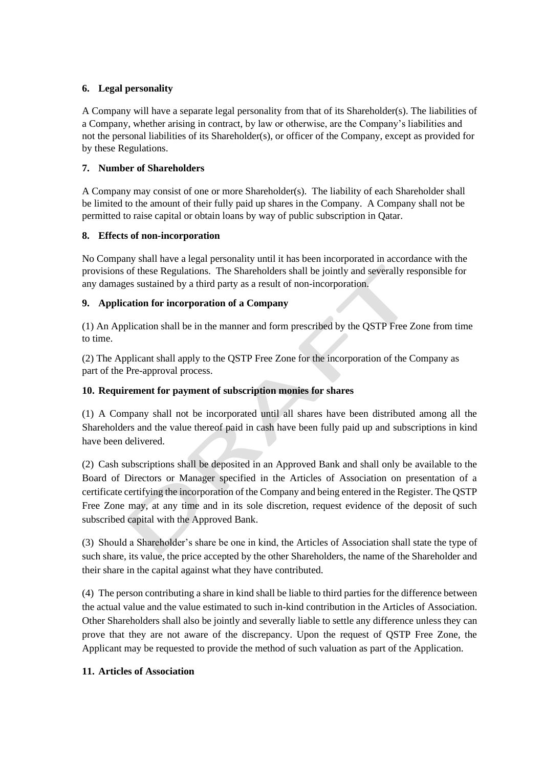### 6. Legal personality

A Company will have a separate legal personality from that of its Shareholder(s). The liabilities of a Company, whether arising in contract, by law or otherwise, are the Company's liabilities and not the personal liabilities of its Shareholder(s), or officer of the Company, except as provided for by these Regulations.

### 7. Number of Shareholders

A Company may consist of one or more Shareholder(s). The liability of each Shareholder shall be limited to the amount of their fully paid up shares in the Company. A Company shall not be permitted to raise capital or obtain loans by way of public subscription in Qatar.

### 8. Effects of non-incorporation

No Company shall have a legal personality until it has been incorporated in accordance with the provisions of these Regulations. The Shareholders shall be jointly and severally responsible for any damages sustained by a third party as a result of non-incorporation.

### 9. Application for incorporation of a Company

(1) An Application shall be in the manner and form prescribed by the QSTP Free Zone from time to time.

(2) The Applicant shall apply to the QSTP Free Zone for the incorporation of the Company as part of the Pre-approval process.

### 10. Requirement for payment of subscription monies for shares

(1) A Company shall not be incorporated until all shares have been distributed among all the Shareholders and the value thereof paid in cash have been fully paid up and subscriptions in kind have been delivered.

(2) Cash subscriptions shall be deposited in an Approved Bank and shall only be available to the Board of Directors or Manager specified in the Articles of Association on presentation of a certificate certifying the incorporation of the Company and being entered in the Register. The QSTP Free Zone may, at any time and in its sole discretion, request evidence of the deposit of such subscribed capital with the Approved Bank.

(3) Should a Shareholder's share be one in kind, the Articles of Association shall state the type of such share, its value, the price accepted by the other Shareholders, the name of the Shareholder and their share in the capital against what they have contributed.

(4) The person contributing a share in kind shall be liable to third parties for the difference between the actual value and the value estimated to such in-kind contribution in the Articles of Association. Other Shareholders shall also be jointly and severally liable to settle any difference unless they can prove that they are not aware of the discrepancy. Upon the request of QSTP Free Zone, the Applicant may be requested to provide the method of such valuation as part of the Application.

### 11. Articles of Association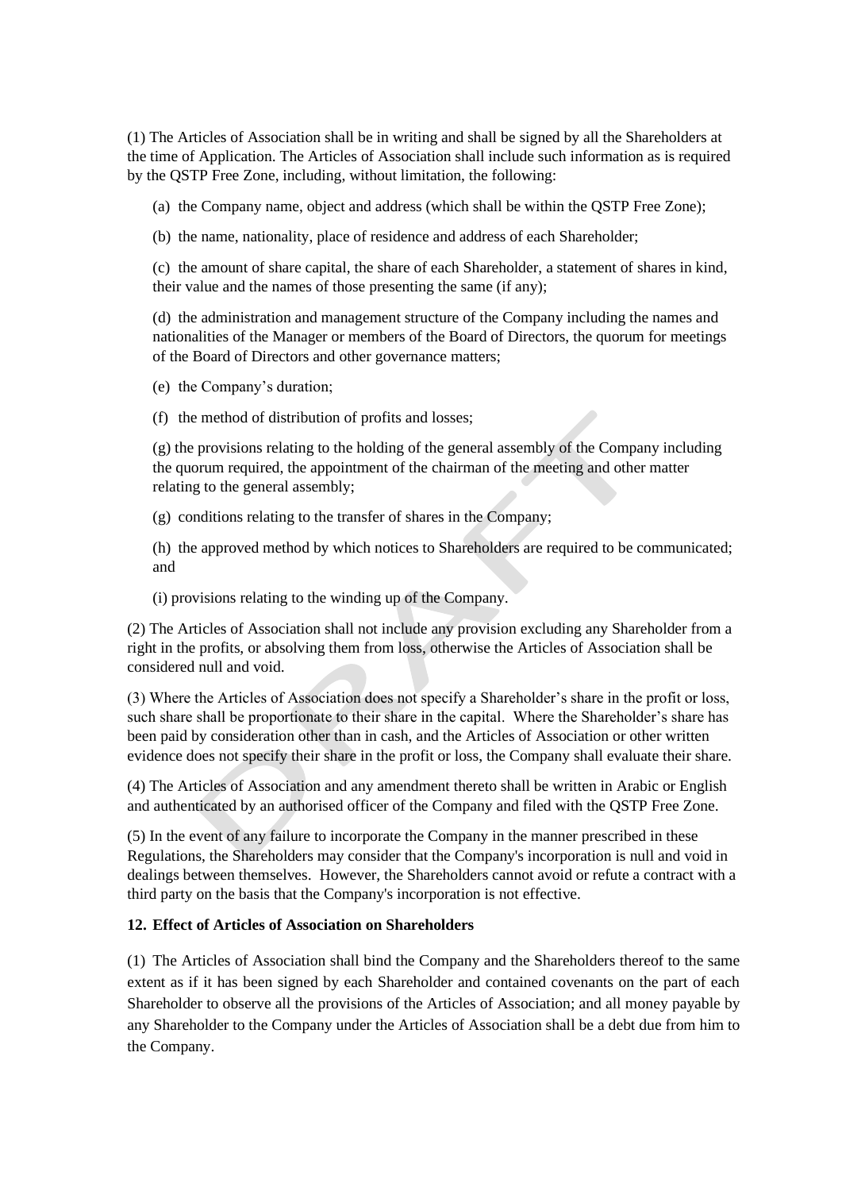(1) The Articles of Association shall be in writing and shall be signed by all the Shareholders at the time of Application. The Articles of Association shall include such information as is required by the QSTP Free Zone, including, without limitation, the following:

(a) the Company name, object and address (which shall be within the QSTP Free Zone);

(b) the name, nationality, place of residence and address of each Shareholder;

(c) the amount of share capital, the share of each Shareholder, a statement of shares in kind, their value and the names of those presenting the same (if any);

(d) the administration and management structure of the Company including the names and nationalities of the Manager or members of the Board of Directors, the quorum for meetings of the Board of Directors and other governance matters;

(e) the Company's duration;

(f) the method of distribution of profits and losses;

(g) the provisions relating to the holding of the general assembly of the Company including the quorum required, the appointment of the chairman of the meeting and other matter relating to the general assembly;

(g) conditions relating to the transfer of shares in the Company;

(h) the approved method by which notices to Shareholders are required to be communicated; and

(i) provisions relating to the winding up of the Company.

(2) The Articles of Association shall not include any provision excluding any Shareholder from a right in the profits, or absolving them from loss, otherwise the Articles of Association shall be considered null and void.

(3) Where the Articles of Association does not specify a Shareholder's share in the profit or loss, such share shall be proportionate to their share in the capital. Where the Shareholder's share has been paid by consideration other than in cash, and the Articles of Association or other written evidence does not specify their share in the profit or loss, the Company shall evaluate their share.

(4) The Articles of Association and any amendment thereto shall be written in Arabic or English and authenticated by an authorised officer of the Company and filed with the QSTP Free Zone.

(5) In the event of any failure to incorporate the Company in the manner prescribed in these Regulations, the Shareholders may consider that the Company's incorporation is null and void in dealings between themselves. However, the Shareholders cannot avoid or refute a contract with a third party on the basis that the Company's incorporation is not effective.

**12. Effect of Articles of Association on Shareholders**

(1) The Articles of Association shall bind the Company and the Shareholders thereof to the same extent as if it has been signed by each Shareholder and contained covenants on the part of each Shareholder to observe all the provisions of the Articles of Association; and all money payable by any Shareholder to the Company under the Articles of Association shall be a debt due from him to the Company.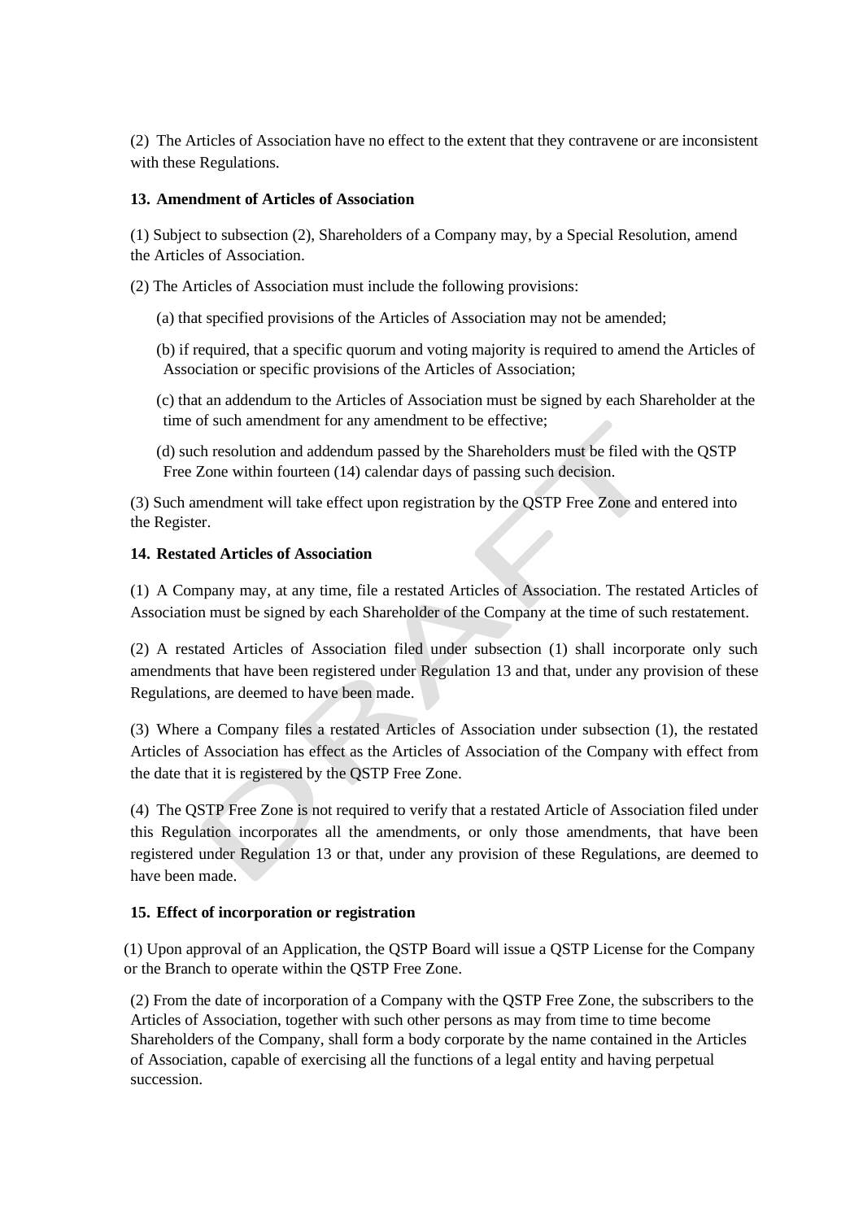(2) The Articles of Association have no effect to the extent that they contravene or are inconsistent with these Regulations.

### 13. Amendment of Articles of Association

(1) Subject to subsection (2), Shareholders of a Company may, by a Special Resolution, amend the Articles of Association.

(2) The Articles of Association must include the following provisions:

(a) that specified provisions of the Articles of Association may not be amended;

(b) if required, that a specific quorum and voting majority is required to amend the Articles of Association or specific provisions of the Articles of Association;

(c) that an addendum to the Articles of Association must be signed by each Shareholder at the time of such amendment for any amendment to be effective;

(d) such resolution and addendum passed by the Shareholders must be filed with the QSTP Free Zone within fourteen (14) calendar days of passing such decision.

(3) Such amendment will take effect upon registration by the QSTP Free Zone and entered into the Register.

### 14. Restated Articles of Association

(1) A Company may, at any time, file a restated Articles of Association. The restated Articles of Association must be signed by each Shareholder of the Company at the time of such restatement.

(2) A restated Articles of Association filed under subsection (1) shall incorporate only such amendments that have been registered under Regulation 13 and that, under any provision of these Regulations, are deemed to have been made.

(3) Where a Company files a restated Articles of Association under subsection (1), the restated Articles of Association has effect as the Articles of Association of the Company with effect from the date that it is registered by the QSTP Free Zone.

(4) The QSTP Free Zone is not required to verify that a restated Article of Association filed under this Regulation incorporates all the amendments, or only those amendments, that have been registered under Regulation 13 or that, under any provision of these Regulations, are deemed to have been made.

### 15. Effect of incorporation or registration

(1) Upon approval of an Application, the QSTP Board will issue a QSTP License for the Company or the Branch to operate within the QSTP Free Zone.

(2) From the date of incorporation of a Company with the QSTP Free Zone, the subscribers to the Articles of Association, together with such other persons as may from time to time become Shareholders of the Company, shall form a body corporate by the name contained in the Articles of Association, capable of exercising all the functions of a legal entity and having perpetual succession.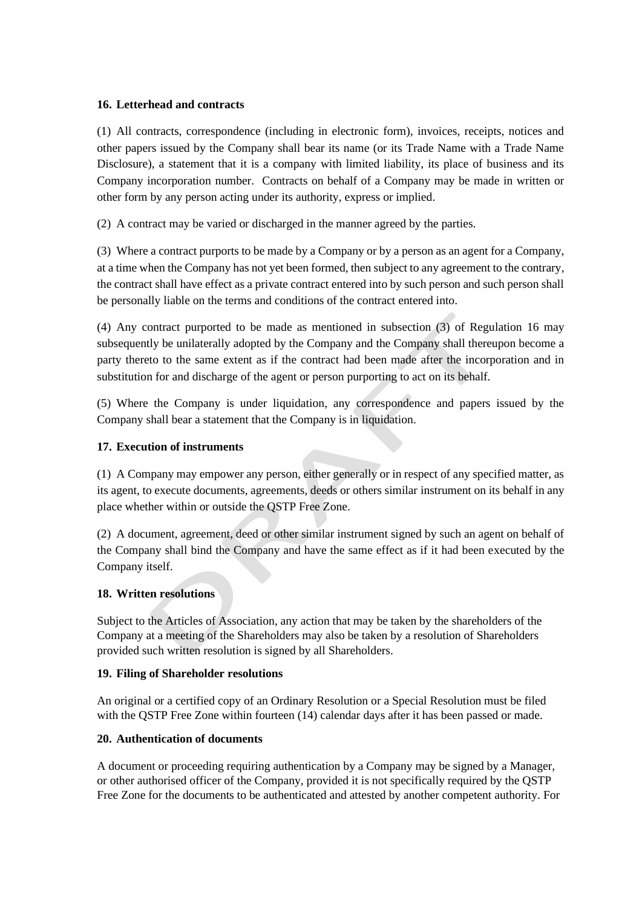## 16. Letterhead and contracts

(1) All contracts, correspondence (including in electronic form), invoices, receipts, notices and other papers issued by the Company shall bear its name (or its Trade Name with a Trade Name Disclosure), a statement that it is a company with limited liability, its place of business and its Company incorporation number. Contracts on behalf of a Company may be made in written or other form by any person acting under its authority, express or implied.

(2) A contract may be varied or discharged in the manner agreed by the parties.

(3) Where a contract purports to be made by a Company or by a person as an agent for a Company, at a time when the Company has not yet been formed, then subject to any agreement to the contrary, the contract shall have effect as a private contract entered into by such person and such person shall be personally liable on the terms and conditions of the contract entered into.

(4) Any contract purported to be made as mentioned in subsection (3) of Regulation 16 may subsequently be unilaterally adopted by the Company and the Company shall thereupon become a party thereto to the same extent as if the contract had been made after the incorporation and in substitution for and discharge of the agent or person purporting to act on its behalf.

(5) Where the Company is under liquidation, any correspondence and papers issued by the Company shall bear a statement that the Company is in liquidation.

## 17. Execution of instruments

(1) A Company may empower any person, either generally or in respect of any specified matter, as its agent, to execute documents, agreements, deeds or others similar instrument on its behalf in any place whether within or outside the QSTP Free Zone.

(2) A document, agreement, deed or other similar instrument signed by such an agent on behalf of the Company shall bind the Company and have the same effect as if it had been executed by the Company itself.

## 18. Written resolutions

Subject to the Articles of Association, any action that may be taken by the shareholders of the Company at a meeting of the Shareholders may also be taken by a resolution of Shareholders provided such written resolution is signed by all Shareholders.

## 19. Filing of Shareholder resolutions

An original or a certified copy of an Ordinary Resolution or a Special Resolution must be filed with the QSTP Free Zone within fourteen (14) calendar days after it has been passed or made.

## 20. Authentication of documents

A document or proceeding requiring authentication by a Company may be signed by a Manager, or other authorised officer of the Company, provided it is not specifically required by the QSTP Free Zone for the documents to be authenticated and attested by another competent authority. For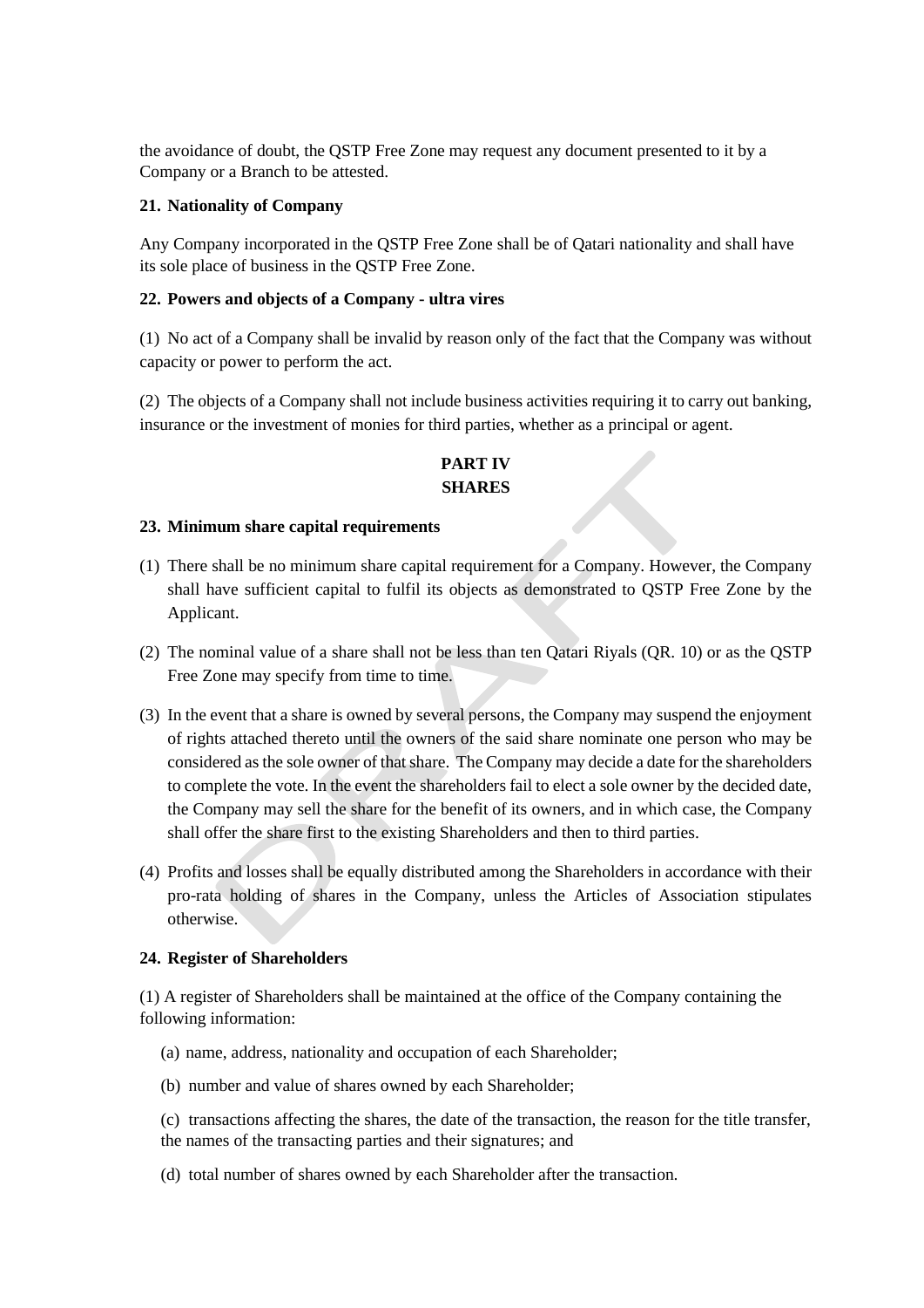the avoidance of doubt, the QSTP Free Zone may request any document presented to it by a Company or a Branch to be attested.

**21. Nationality of Company**

Any Company incorporated in the QSTP Free Zone shall be of Qatari nationality and shall have its sole place of business in the QSTP Free Zone.

**22. Powers and objects of a Company - ultra vires**

(1) No act of a Company shall be invalid by reason only of the fact that the Company was without capacity or power to perform the act.

(2) The objects of a Company shall not include business activities requiring it to carry out banking, insurance or the investment of monies for third parties, whether as a principal or agent.

## PART IV
## SHARES

**23. Minimum share capital requirements**

(1) There shall be no minimum share capital requirement for a Company. However, the Company shall have sufficient capital to fulfil its objects as demonstrated to QSTP Free Zone by the Applicant.

(2) The nominal value of a share shall not be less than ten Qatari Riyals (QR. 10) or as the QSTP Free Zone may specify from time to time.

(3) In the event that a share is owned by several persons, the Company may suspend the enjoyment of rights attached thereto until the owners of the said share nominate one person who may be considered as the sole owner of that share. The Company may decide a date for the shareholders to complete the vote. In the event the shareholders fail to elect a sole owner by the decided date, the Company may sell the share for the benefit of its owners, and in which case, the Company shall offer the share first to the existing Shareholders and then to third parties.

(4) Profits and losses shall be equally distributed among the Shareholders in accordance with their pro-rata holding of shares in the Company, unless the Articles of Association stipulates otherwise.

**24. Register of Shareholders**

(1) A register of Shareholders shall be maintained at the office of the Company containing the following information:

(a) name, address, nationality and occupation of each Shareholder;

(b) number and value of shares owned by each Shareholder;

(c) transactions affecting the shares, the date of the transaction, the reason for the title transfer, the names of the transacting parties and their signatures; and

(d) total number of shares owned by each Shareholder after the transaction.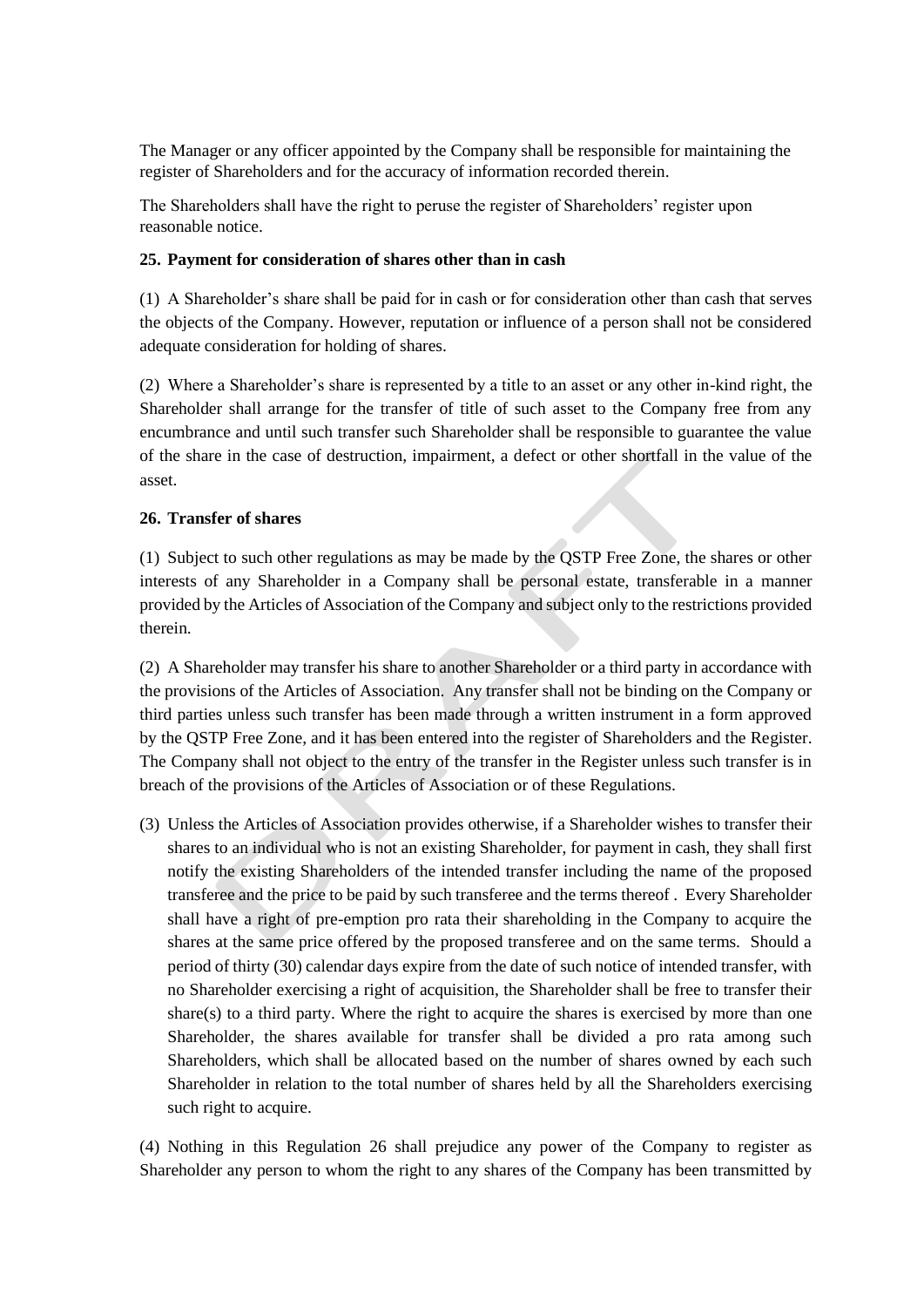The Manager or any officer appointed by the Company shall be responsible for maintaining the register of Shareholders and for the accuracy of information recorded therein.

The Shareholders shall have the right to peruse the register of Shareholders' register upon reasonable notice.

**25. Payment for consideration of shares other than in cash**

(1) A Shareholder's share shall be paid for in cash or for consideration other than cash that serves the objects of the Company. However, reputation or influence of a person shall not be considered adequate consideration for holding of shares.

(2) Where a Shareholder's share is represented by a title to an asset or any other in-kind right, the Shareholder shall arrange for the transfer of title of such asset to the Company free from any encumbrance and until such transfer such Shareholder shall be responsible to guarantee the value of the share in the case of destruction, impairment, a defect or other shortfall in the value of the asset.

**26. Transfer of shares**

(1) Subject to such other regulations as may be made by the QSTP Free Zone, the shares or other interests of any Shareholder in a Company shall be personal estate, transferable in a manner provided by the Articles of Association of the Company and subject only to the restrictions provided therein.

(2) A Shareholder may transfer his share to another Shareholder or a third party in accordance with the provisions of the Articles of Association. Any transfer shall not be binding on the Company or third parties unless such transfer has been made through a written instrument in a form approved by the QSTP Free Zone, and it has been entered into the register of Shareholders and the Register. The Company shall not object to the entry of the transfer in the Register unless such transfer is in breach of the provisions of the Articles of Association or of these Regulations.

(3) Unless the Articles of Association provides otherwise, if a Shareholder wishes to transfer their shares to an individual who is not an existing Shareholder, for payment in cash, they shall first notify the existing Shareholders of the intended transfer including the name of the proposed transferee and the price to be paid by such transferee and the terms thereof . Every Shareholder shall have a right of pre-emption pro rata their shareholding in the Company to acquire the shares at the same price offered by the proposed transferee and on the same terms. Should a period of thirty (30) calendar days expire from the date of such notice of intended transfer, with no Shareholder exercising a right of acquisition, the Shareholder shall be free to transfer their share(s) to a third party. Where the right to acquire the shares is exercised by more than one Shareholder, the shares available for transfer shall be divided a pro rata among such Shareholders, which shall be allocated based on the number of shares owned by each such Shareholder in relation to the total number of shares held by all the Shareholders exercising such right to acquire.

(4) Nothing in this Regulation 26 shall prejudice any power of the Company to register as Shareholder any person to whom the right to any shares of the Company has been transmitted by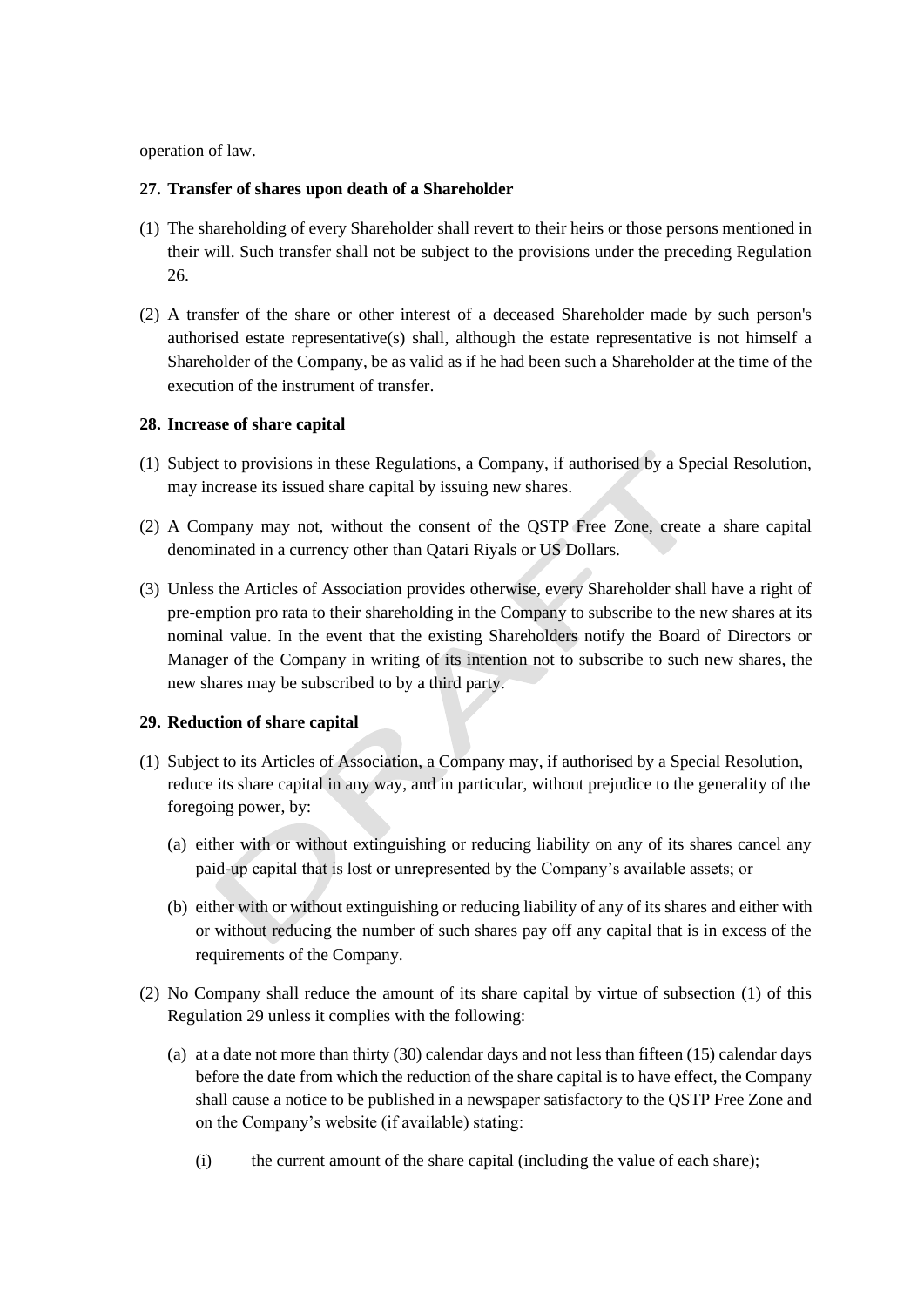operation of law.

**27. Transfer of shares upon death of a Shareholder**

(1) The shareholding of every Shareholder shall revert to their heirs or those persons mentioned in their will. Such transfer shall not be subject to the provisions under the preceding Regulation 26.

(2) A transfer of the share or other interest of a deceased Shareholder made by such person's authorised estate representative(s) shall, although the estate representative is not himself a Shareholder of the Company, be as valid as if he had been such a Shareholder at the time of the execution of the instrument of transfer.

**28. Increase of share capital**

(1) Subject to provisions in these Regulations, a Company, if authorised by a Special Resolution, may increase its issued share capital by issuing new shares.

(2) A Company may not, without the consent of the QSTP Free Zone, create a share capital denominated in a currency other than Qatari Riyals or US Dollars.

(3) Unless the Articles of Association provides otherwise, every Shareholder shall have a right of pre-emption pro rata to their shareholding in the Company to subscribe to the new shares at its nominal value. In the event that the existing Shareholders notify the Board of Directors or Manager of the Company in writing of its intention not to subscribe to such new shares, the new shares may be subscribed to by a third party.

**29. Reduction of share capital**

(1) Subject to its Articles of Association, a Company may, if authorised by a Special Resolution, reduce its share capital in any way, and in particular, without prejudice to the generality of the foregoing power, by:

(a) either with or without extinguishing or reducing liability on any of its shares cancel any paid-up capital that is lost or unrepresented by the Company's available assets; or

(b) either with or without extinguishing or reducing liability of any of its shares and either with or without reducing the number of such shares pay off any capital that is in excess of the requirements of the Company.

(2) No Company shall reduce the amount of its share capital by virtue of subsection (1) of this Regulation 29 unless it complies with the following:

(a) at a date not more than thirty (30) calendar days and not less than fifteen (15) calendar days before the date from which the reduction of the share capital is to have effect, the Company shall cause a notice to be published in a newspaper satisfactory to the QSTP Free Zone and on the Company's website (if available) stating:

(i) the current amount of the share capital (including the value of each share);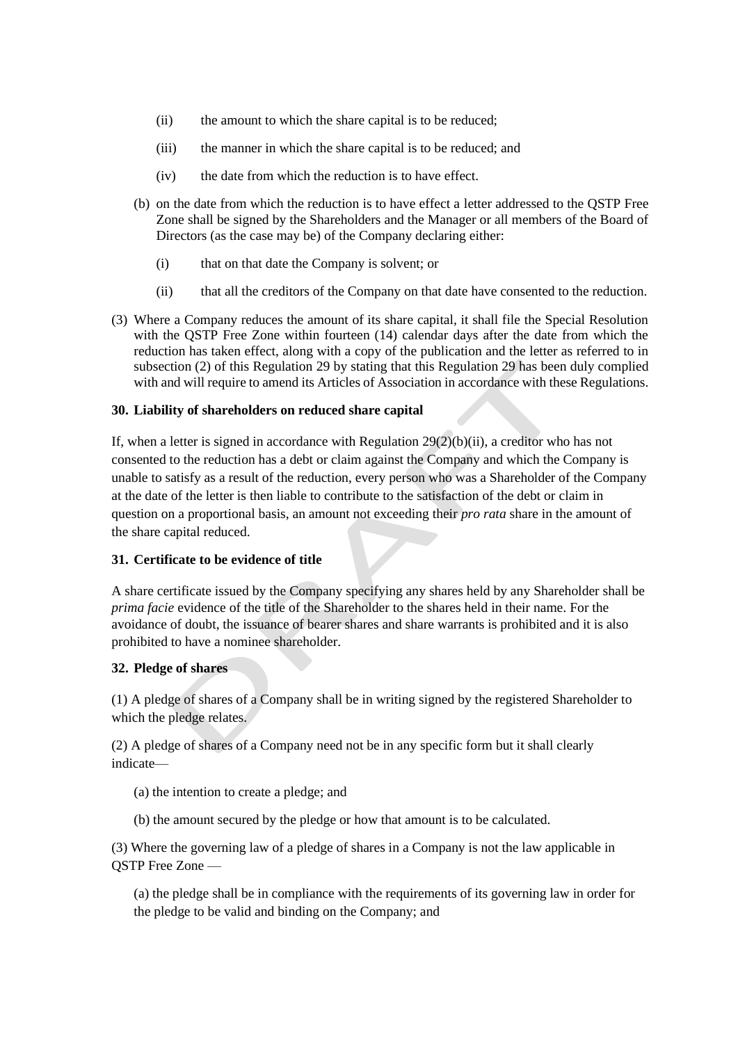(ii) the amount to which the share capital is to be reduced;

(iii) the manner in which the share capital is to be reduced; and

(iv) the date from which the reduction is to have effect.

(b) on the date from which the reduction is to have effect a letter addressed to the QSTP Free Zone shall be signed by the Shareholders and the Manager or all members of the Board of Directors (as the case may be) of the Company declaring either:

(i) that on that date the Company is solvent; or

(ii) that all the creditors of the Company on that date have consented to the reduction.

(3) Where a Company reduces the amount of its share capital, it shall file the Special Resolution with the QSTP Free Zone within fourteen (14) calendar days after the date from which the reduction has taken effect, along with a copy of the publication and the letter as referred to in subsection (2) of this Regulation 29 by stating that this Regulation 29 has been duly complied with and will require to amend its Articles of Association in accordance with these Regulations.

**30. Liability of shareholders on reduced share capital**

If, when a letter is signed in accordance with Regulation 29(2)(b)(ii), a creditor who has not consented to the reduction has a debt or claim against the Company and which the Company is unable to satisfy as a result of the reduction, every person who was a Shareholder of the Company at the date of the letter is then liable to contribute to the satisfaction of the debt or claim in question on a proportional basis, an amount not exceeding their *pro rata* share in the amount of the share capital reduced.

**31. Certificate to be evidence of title**

A share certificate issued by the Company specifying any shares held by any Shareholder shall be *prima facie* evidence of the title of the Shareholder to the shares held in their name. For the avoidance of doubt, the issuance of bearer shares and share warrants is prohibited and it is also prohibited to have a nominee shareholder.

**32. Pledge of shares**

(1) A pledge of shares of a Company shall be in writing signed by the registered Shareholder to which the pledge relates.

(2) A pledge of shares of a Company need not be in any specific form but it shall clearly indicate—

(a) the intention to create a pledge; and

(b) the amount secured by the pledge or how that amount is to be calculated.

(3) Where the governing law of a pledge of shares in a Company is not the law applicable in QSTP Free Zone —

(a) the pledge shall be in compliance with the requirements of its governing law in order for the pledge to be valid and binding on the Company; and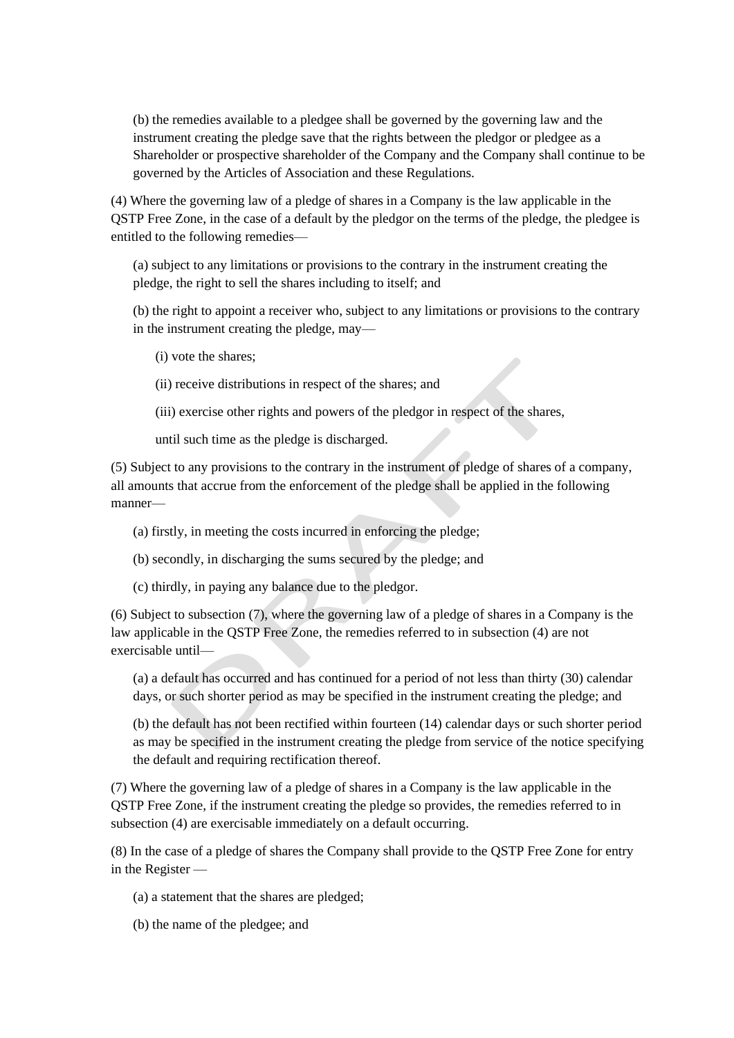(b) the remedies available to a pledgee shall be governed by the governing law and the instrument creating the pledge save that the rights between the pledgor or pledgee as a Shareholder or prospective shareholder of the Company and the Company shall continue to be governed by the Articles of Association and these Regulations.

(4) Where the governing law of a pledge of shares in a Company is the law applicable in the QSTP Free Zone, in the case of a default by the pledgor on the terms of the pledge, the pledgee is entitled to the following remedies—

(a) subject to any limitations or provisions to the contrary in the instrument creating the pledge, the right to sell the shares including to itself; and

(b) the right to appoint a receiver who, subject to any limitations or provisions to the contrary in the instrument creating the pledge, may—

(i) vote the shares;

(ii) receive distributions in respect of the shares; and

(iii) exercise other rights and powers of the pledgor in respect of the shares,

until such time as the pledge is discharged.

(5) Subject to any provisions to the contrary in the instrument of pledge of shares of a company, all amounts that accrue from the enforcement of the pledge shall be applied in the following manner—

(a) firstly, in meeting the costs incurred in enforcing the pledge;

(b) secondly, in discharging the sums secured by the pledge; and

(c) thirdly, in paying any balance due to the pledgor.

(6) Subject to subsection (7), where the governing law of a pledge of shares in a Company is the law applicable in the QSTP Free Zone, the remedies referred to in subsection (4) are not exercisable until—

(a) a default has occurred and has continued for a period of not less than thirty (30) calendar days, or such shorter period as may be specified in the instrument creating the pledge; and

(b) the default has not been rectified within fourteen (14) calendar days or such shorter period as may be specified in the instrument creating the pledge from service of the notice specifying the default and requiring rectification thereof.

(7) Where the governing law of a pledge of shares in a Company is the law applicable in the QSTP Free Zone, if the instrument creating the pledge so provides, the remedies referred to in subsection (4) are exercisable immediately on a default occurring.

(8) In the case of a pledge of shares the Company shall provide to the QSTP Free Zone for entry in the Register —

(a) a statement that the shares are pledged;

(b) the name of the pledgee; and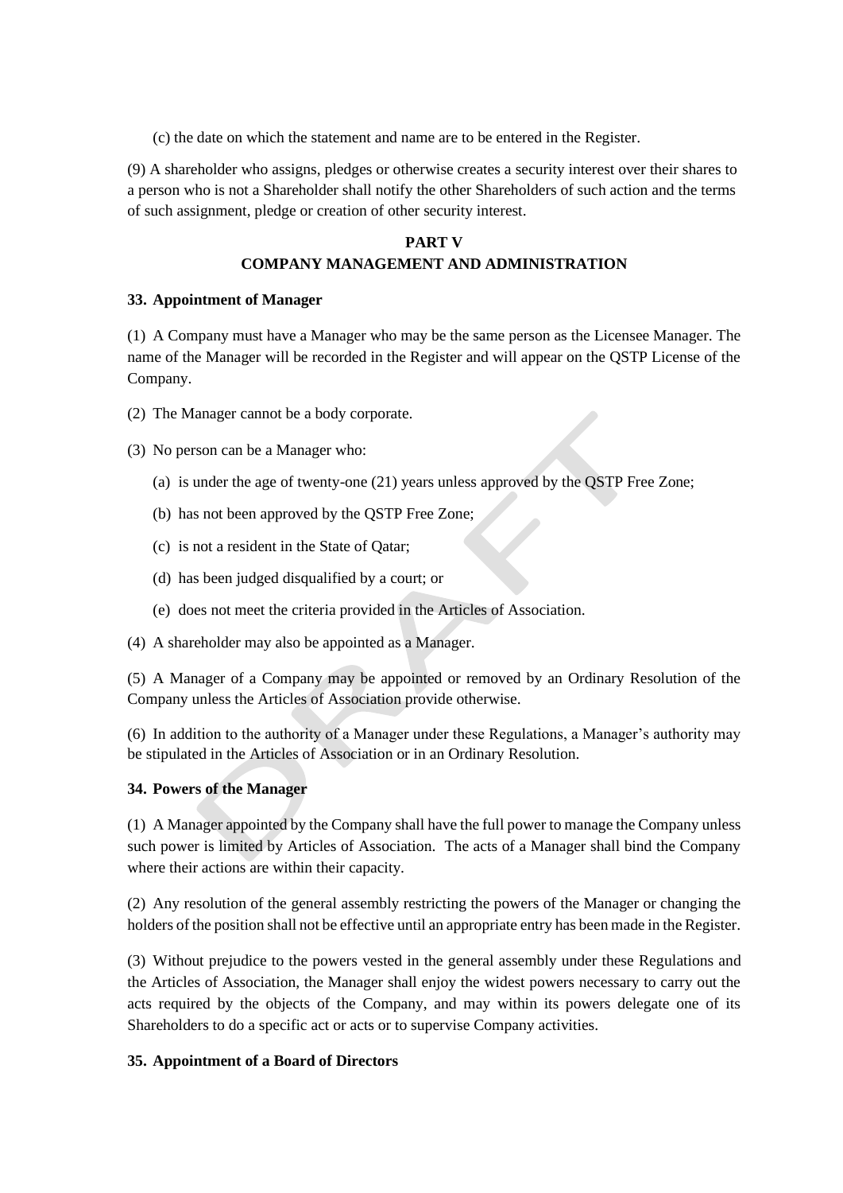(c) the date on which the statement and name are to be entered in the Register.

(9) A shareholder who assigns, pledges or otherwise creates a security interest over their shares to a person who is not a Shareholder shall notify the other Shareholders of such action and the terms of such assignment, pledge or creation of other security interest.

## PART V
## COMPANY MANAGEMENT AND ADMINISTRATION

### 33. Appointment of Manager

(1) A Company must have a Manager who may be the same person as the Licensee Manager. The name of the Manager will be recorded in the Register and will appear on the QSTP License of the Company.

(2) The Manager cannot be a body corporate.

(3) No person can be a Manager who:

(a) is under the age of twenty-one (21) years unless approved by the QSTP Free Zone;

(b) has not been approved by the QSTP Free Zone;

(c) is not a resident in the State of Qatar;

(d) has been judged disqualified by a court; or

(e) does not meet the criteria provided in the Articles of Association.

(4) A shareholder may also be appointed as a Manager.

(5) A Manager of a Company may be appointed or removed by an Ordinary Resolution of the Company unless the Articles of Association provide otherwise.

(6) In addition to the authority of a Manager under these Regulations, a Manager's authority may be stipulated in the Articles of Association or in an Ordinary Resolution.

### 34. Powers of the Manager

(1) A Manager appointed by the Company shall have the full power to manage the Company unless such power is limited by Articles of Association. The acts of a Manager shall bind the Company where their actions are within their capacity.

(2) Any resolution of the general assembly restricting the powers of the Manager or changing the holders of the position shall not be effective until an appropriate entry has been made in the Register.

(3) Without prejudice to the powers vested in the general assembly under these Regulations and the Articles of Association, the Manager shall enjoy the widest powers necessary to carry out the acts required by the objects of the Company, and may within its powers delegate one of its Shareholders to do a specific act or acts or to supervise Company activities.

### 35. Appointment of a Board of Directors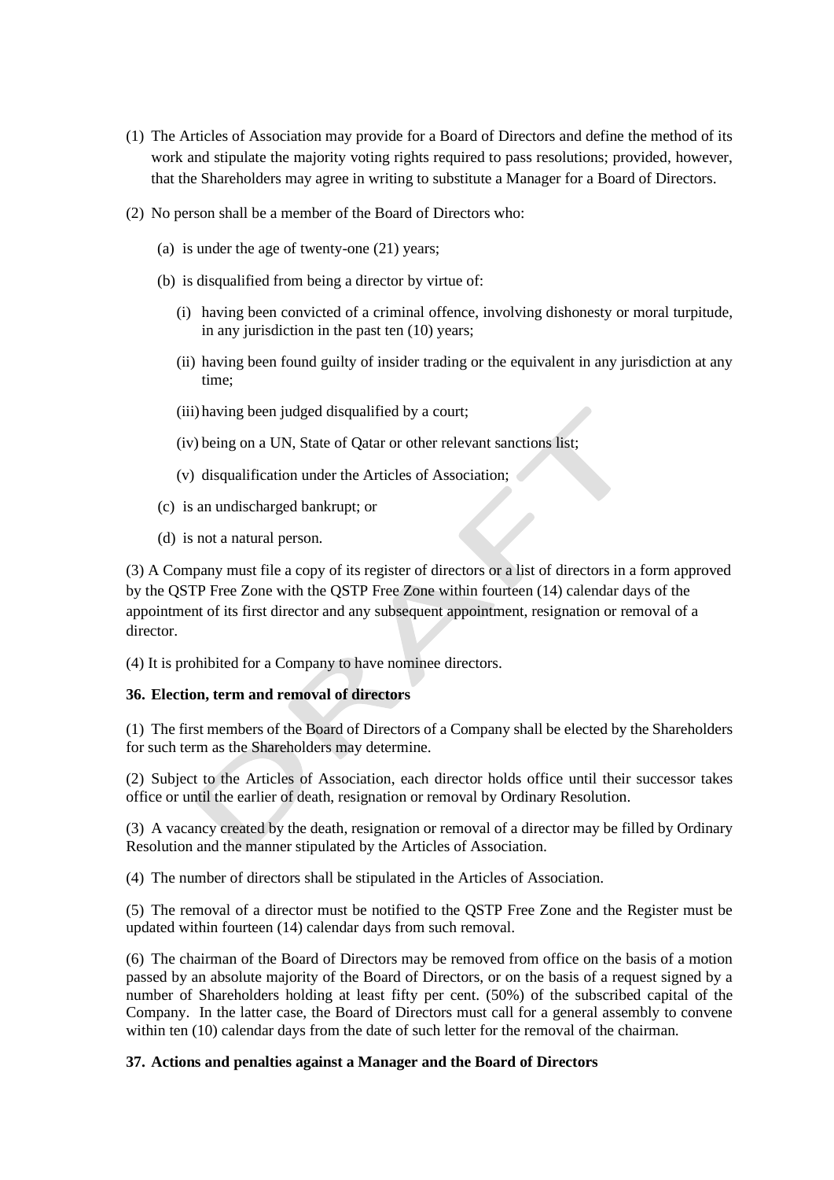(1) The Articles of Association may provide for a Board of Directors and define the method of its work and stipulate the majority voting rights required to pass resolutions; provided, however, that the Shareholders may agree in writing to substitute a Manager for a Board of Directors.

(2) No person shall be a member of the Board of Directors who:

   (a) is under the age of twenty-one (21) years;

   (b) is disqualified from being a director by virtue of:

      (i) having been convicted of a criminal offence, involving dishonesty or moral turpitude, in any jurisdiction in the past ten (10) years;

      (ii) having been found guilty of insider trading or the equivalent in any jurisdiction at any time;

      (iii) having been judged disqualified by a court;

      (iv) being on a UN, State of Qatar or other relevant sanctions list;

      (v) disqualification under the Articles of Association;

   (c) is an undischarged bankrupt; or

   (d) is not a natural person.

(3) A Company must file a copy of its register of directors or a list of directors in a form approved by the QSTP Free Zone with the QSTP Free Zone within fourteen (14) calendar days of the appointment of its first director and any subsequent appointment, resignation or removal of a director.

(4) It is prohibited for a Company to have nominee directors.

**36. Election, term and removal of directors**

(1) The first members of the Board of Directors of a Company shall be elected by the Shareholders for such term as the Shareholders may determine.

(2) Subject to the Articles of Association, each director holds office until their successor takes office or until the earlier of death, resignation or removal by Ordinary Resolution.

(3) A vacancy created by the death, resignation or removal of a director may be filled by Ordinary Resolution and the manner stipulated by the Articles of Association.

(4) The number of directors shall be stipulated in the Articles of Association.

(5) The removal of a director must be notified to the QSTP Free Zone and the Register must be updated within fourteen (14) calendar days from such removal.

(6) The chairman of the Board of Directors may be removed from office on the basis of a motion passed by an absolute majority of the Board of Directors, or on the basis of a request signed by a number of Shareholders holding at least fifty per cent. (50%) of the subscribed capital of the Company. In the latter case, the Board of Directors must call for a general assembly to convene within ten (10) calendar days from the date of such letter for the removal of the chairman.

**37. Actions and penalties against a Manager and the Board of Directors**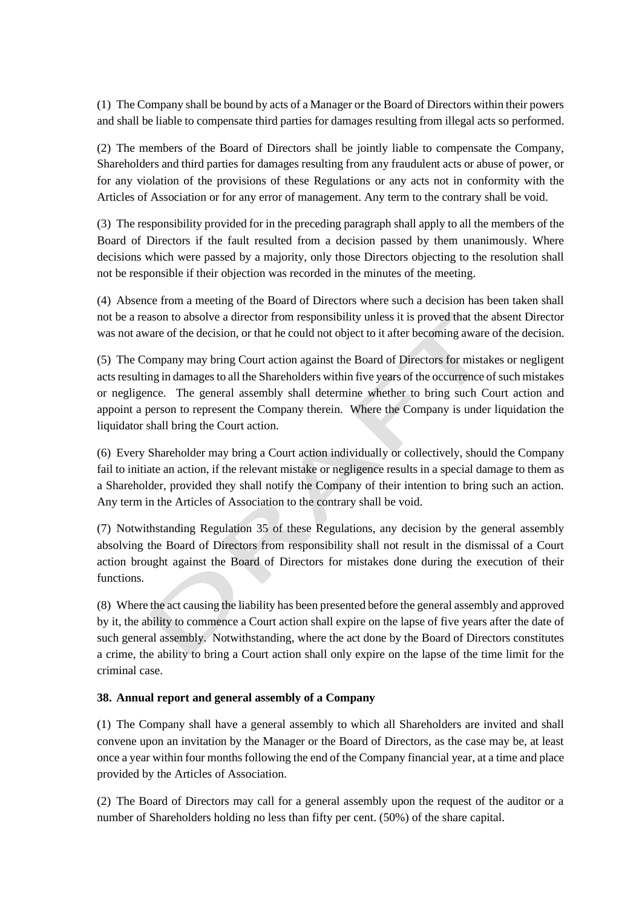(1) The Company shall be bound by acts of a Manager or the Board of Directors within their powers and shall be liable to compensate third parties for damages resulting from illegal acts so performed.

(2) The members of the Board of Directors shall be jointly liable to compensate the Company, Shareholders and third parties for damages resulting from any fraudulent acts or abuse of power, or for any violation of the provisions of these Regulations or any acts not in conformity with the Articles of Association or for any error of management. Any term to the contrary shall be void.

(3) The responsibility provided for in the preceding paragraph shall apply to all the members of the Board of Directors if the fault resulted from a decision passed by them unanimously. Where decisions which were passed by a majority, only those Directors objecting to the resolution shall not be responsible if their objection was recorded in the minutes of the meeting.

(4) Absence from a meeting of the Board of Directors where such a decision has been taken shall not be a reason to absolve a director from responsibility unless it is proved that the absent Director was not aware of the decision, or that he could not object to it after becoming aware of the decision.

(5) The Company may bring Court action against the Board of Directors for mistakes or negligent acts resulting in damages to all the Shareholders within five years of the occurrence of such mistakes or negligence. The general assembly shall determine whether to bring such Court action and appoint a person to represent the Company therein. Where the Company is under liquidation the liquidator shall bring the Court action.

(6) Every Shareholder may bring a Court action individually or collectively, should the Company fail to initiate an action, if the relevant mistake or negligence results in a special damage to them as a Shareholder, provided they shall notify the Company of their intention to bring such an action. Any term in the Articles of Association to the contrary shall be void.

(7) Notwithstanding Regulation 35 of these Regulations, any decision by the general assembly absolving the Board of Directors from responsibility shall not result in the dismissal of a Court action brought against the Board of Directors for mistakes done during the execution of their functions.

(8) Where the act causing the liability has been presented before the general assembly and approved by it, the ability to commence a Court action shall expire on the lapse of five years after the date of such general assembly. Notwithstanding, where the act done by the Board of Directors constitutes a crime, the ability to bring a Court action shall only expire on the lapse of the time limit for the criminal case.

**38. Annual report and general assembly of a Company**

(1) The Company shall have a general assembly to which all Shareholders are invited and shall convene upon an invitation by the Manager or the Board of Directors, as the case may be, at least once a year within four months following the end of the Company financial year, at a time and place provided by the Articles of Association.

(2) The Board of Directors may call for a general assembly upon the request of the auditor or a number of Shareholders holding no less than fifty per cent. (50%) of the share capital.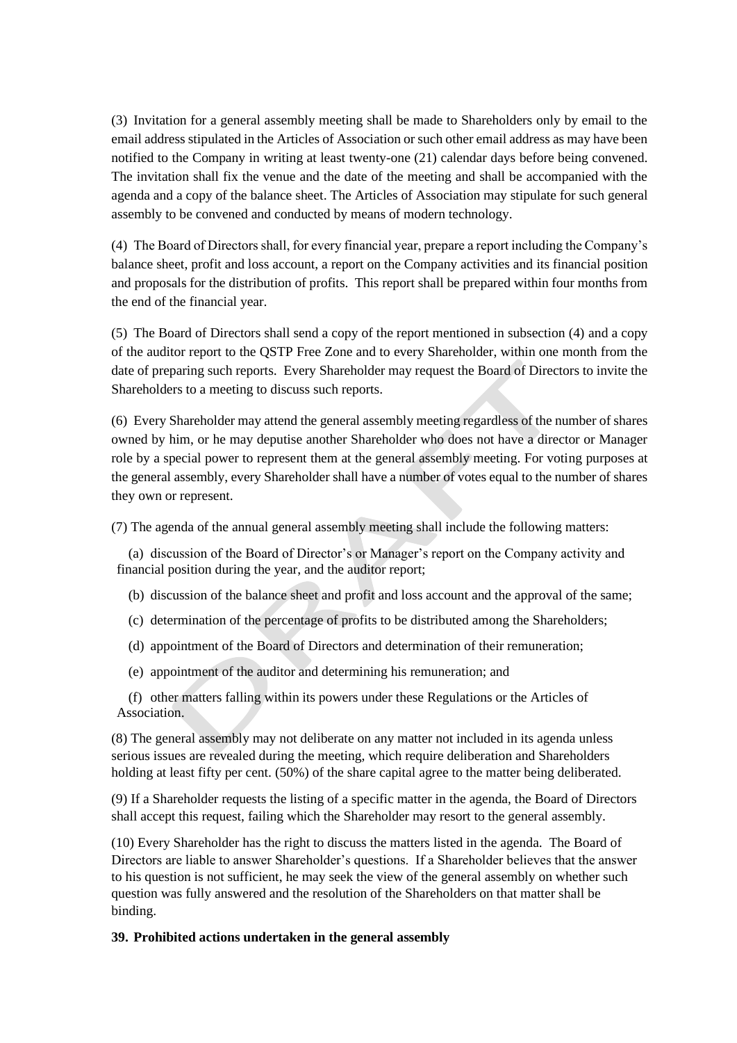(3) Invitation for a general assembly meeting shall be made to Shareholders only by email to the email address stipulated in the Articles of Association or such other email address as may have been notified to the Company in writing at least twenty-one (21) calendar days before being convened. The invitation shall fix the venue and the date of the meeting and shall be accompanied with the agenda and a copy of the balance sheet. The Articles of Association may stipulate for such general assembly to be convened and conducted by means of modern technology.

(4) The Board of Directors shall, for every financial year, prepare a report including the Company's balance sheet, profit and loss account, a report on the Company activities and its financial position and proposals for the distribution of profits. This report shall be prepared within four months from the end of the financial year.

(5) The Board of Directors shall send a copy of the report mentioned in subsection (4) and a copy of the auditor report to the QSTP Free Zone and to every Shareholder, within one month from the date of preparing such reports. Every Shareholder may request the Board of Directors to invite the Shareholders to a meeting to discuss such reports.

(6) Every Shareholder may attend the general assembly meeting regardless of the number of shares owned by him, or he may deputise another Shareholder who does not have a director or Manager role by a special power to represent them at the general assembly meeting. For voting purposes at the general assembly, every Shareholder shall have a number of votes equal to the number of shares they own or represent.

(7) The agenda of the annual general assembly meeting shall include the following matters:

(a) discussion of the Board of Director's or Manager's report on the Company activity and financial position during the year, and the auditor report;

(b) discussion of the balance sheet and profit and loss account and the approval of the same;

(c) determination of the percentage of profits to be distributed among the Shareholders;

(d) appointment of the Board of Directors and determination of their remuneration;

(e) appointment of the auditor and determining his remuneration; and

(f) other matters falling within its powers under these Regulations or the Articles of Association.

(8) The general assembly may not deliberate on any matter not included in its agenda unless serious issues are revealed during the meeting, which require deliberation and Shareholders holding at least fifty per cent. (50%) of the share capital agree to the matter being deliberated.

(9) If a Shareholder requests the listing of a specific matter in the agenda, the Board of Directors shall accept this request, failing which the Shareholder may resort to the general assembly.

(10) Every Shareholder has the right to discuss the matters listed in the agenda. The Board of Directors are liable to answer Shareholder's questions. If a Shareholder believes that the answer to his question is not sufficient, he may seek the view of the general assembly on whether such question was fully answered and the resolution of the Shareholders on that matter shall be binding.

**39. Prohibited actions undertaken in the general assembly**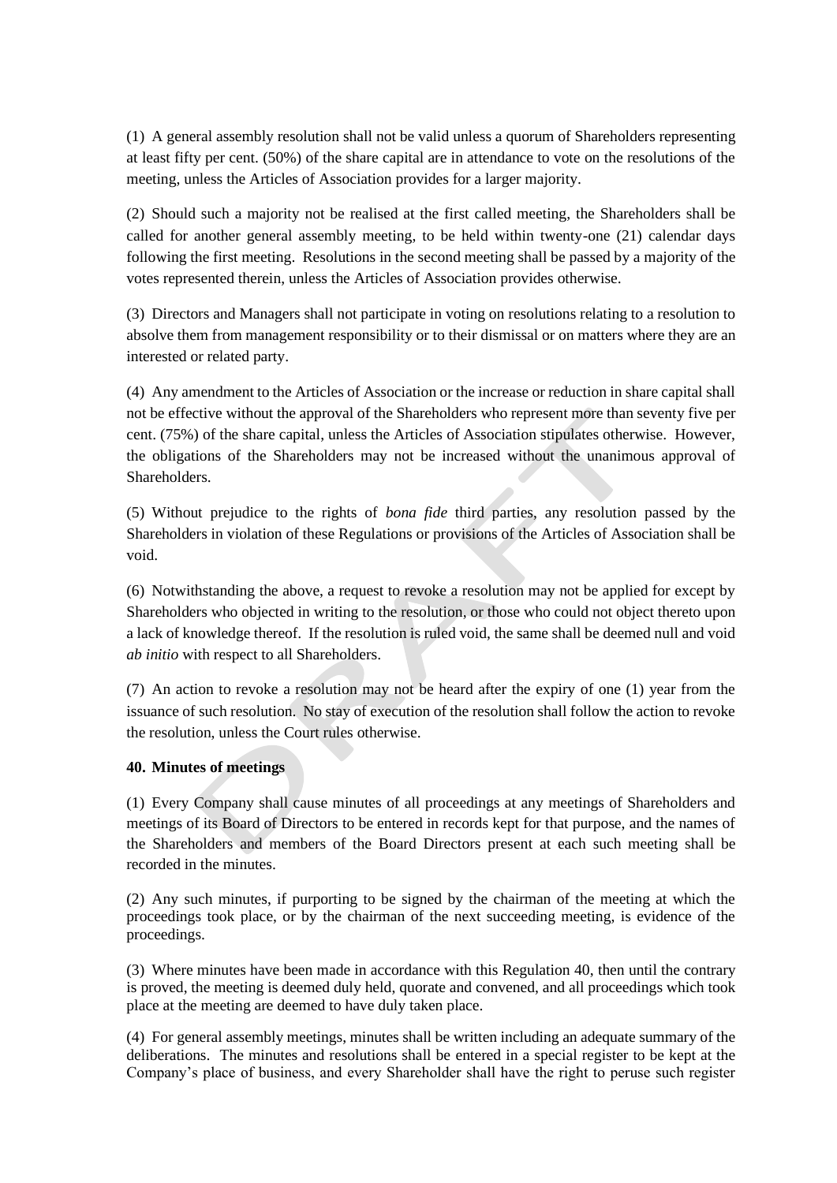(1) A general assembly resolution shall not be valid unless a quorum of Shareholders representing at least fifty per cent. (50%) of the share capital are in attendance to vote on the resolutions of the meeting, unless the Articles of Association provides for a larger majority.

(2) Should such a majority not be realised at the first called meeting, the Shareholders shall be called for another general assembly meeting, to be held within twenty-one (21) calendar days following the first meeting. Resolutions in the second meeting shall be passed by a majority of the votes represented therein, unless the Articles of Association provides otherwise.

(3) Directors and Managers shall not participate in voting on resolutions relating to a resolution to absolve them from management responsibility or to their dismissal or on matters where they are an interested or related party.

(4) Any amendment to the Articles of Association or the increase or reduction in share capital shall not be effective without the approval of the Shareholders who represent more than seventy five per cent. (75%) of the share capital, unless the Articles of Association stipulates otherwise. However, the obligations of the Shareholders may not be increased without the unanimous approval of Shareholders.

(5) Without prejudice to the rights of *bona fide* third parties, any resolution passed by the Shareholders in violation of these Regulations or provisions of the Articles of Association shall be void.

(6) Notwithstanding the above, a request to revoke a resolution may not be applied for except by Shareholders who objected in writing to the resolution, or those who could not object thereto upon a lack of knowledge thereof. If the resolution is ruled void, the same shall be deemed null and void *ab initio* with respect to all Shareholders.

(7) An action to revoke a resolution may not be heard after the expiry of one (1) year from the issuance of such resolution. No stay of execution of the resolution shall follow the action to revoke the resolution, unless the Court rules otherwise.

**40. Minutes of meetings**

(1) Every Company shall cause minutes of all proceedings at any meetings of Shareholders and meetings of its Board of Directors to be entered in records kept for that purpose, and the names of the Shareholders and members of the Board Directors present at each such meeting shall be recorded in the minutes.

(2) Any such minutes, if purporting to be signed by the chairman of the meeting at which the proceedings took place, or by the chairman of the next succeeding meeting, is evidence of the proceedings.

(3) Where minutes have been made in accordance with this Regulation 40, then until the contrary is proved, the meeting is deemed duly held, quorate and convened, and all proceedings which took place at the meeting are deemed to have duly taken place.

(4) For general assembly meetings, minutes shall be written including an adequate summary of the deliberations. The minutes and resolutions shall be entered in a special register to be kept at the Company's place of business, and every Shareholder shall have the right to peruse such register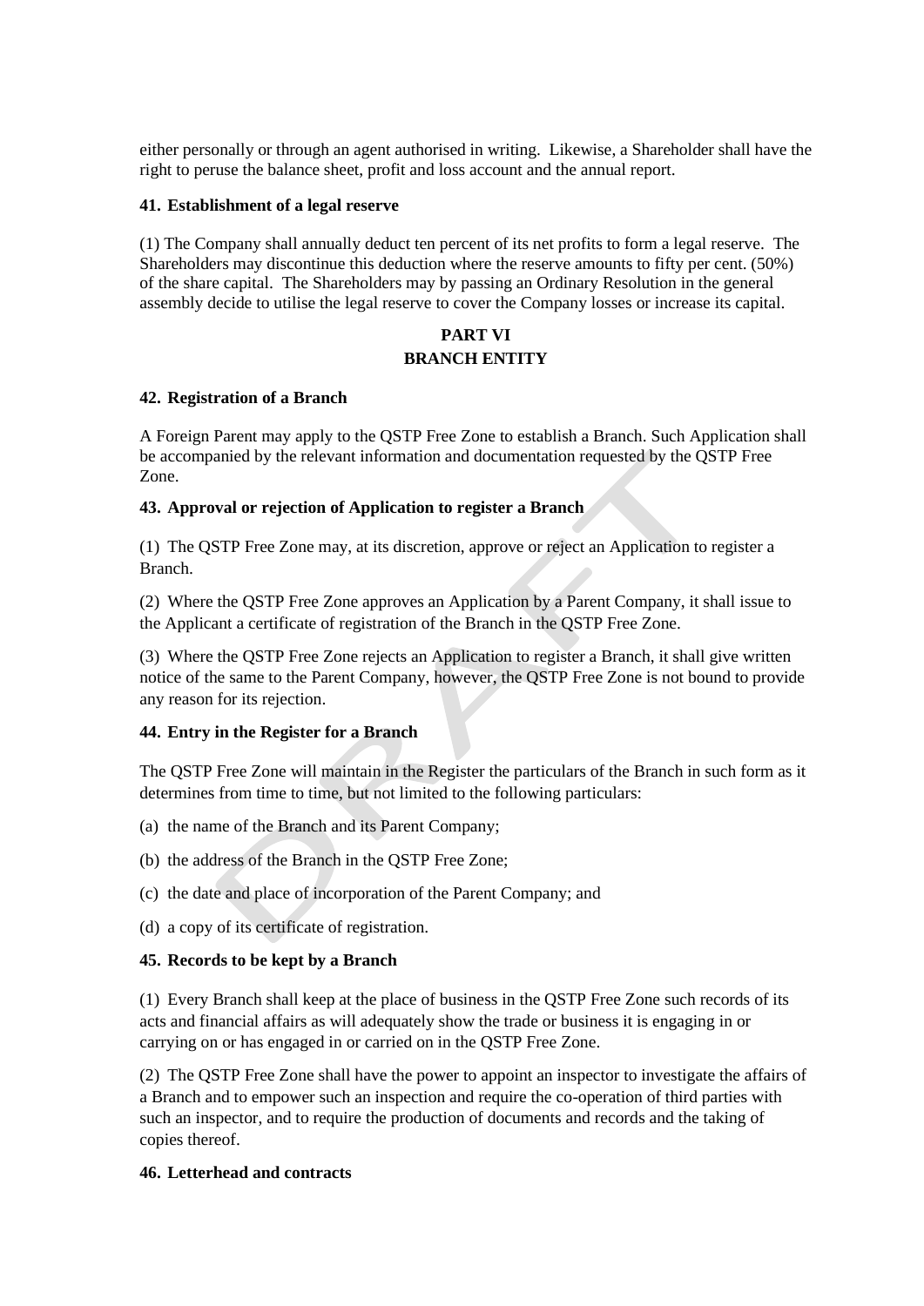either personally or through an agent authorised in writing. Likewise, a Shareholder shall have the right to peruse the balance sheet, profit and loss account and the annual report.

**41. Establishment of a legal reserve**

(1) The Company shall annually deduct ten percent of its net profits to form a legal reserve. The Shareholders may discontinue this deduction where the reserve amounts to fifty per cent. (50%) of the share capital. The Shareholders may by passing an Ordinary Resolution in the general assembly decide to utilise the legal reserve to cover the Company losses or increase its capital.

## PART VI
## BRANCH ENTITY

**42. Registration of a Branch**

A Foreign Parent may apply to the QSTP Free Zone to establish a Branch. Such Application shall be accompanied by the relevant information and documentation requested by the QSTP Free Zone.

**43. Approval or rejection of Application to register a Branch**

(1) The QSTP Free Zone may, at its discretion, approve or reject an Application to register a Branch.

(2) Where the QSTP Free Zone approves an Application by a Parent Company, it shall issue to the Applicant a certificate of registration of the Branch in the QSTP Free Zone.

(3) Where the QSTP Free Zone rejects an Application to register a Branch, it shall give written notice of the same to the Parent Company, however, the QSTP Free Zone is not bound to provide any reason for its rejection.

**44. Entry in the Register for a Branch**

The QSTP Free Zone will maintain in the Register the particulars of the Branch in such form as it determines from time to time, but not limited to the following particulars:

(a) the name of the Branch and its Parent Company;

(b) the address of the Branch in the QSTP Free Zone;

(c) the date and place of incorporation of the Parent Company; and

(d) a copy of its certificate of registration.

**45. Records to be kept by a Branch**

(1) Every Branch shall keep at the place of business in the QSTP Free Zone such records of its acts and financial affairs as will adequately show the trade or business it is engaging in or carrying on or has engaged in or carried on in the QSTP Free Zone.

(2) The QSTP Free Zone shall have the power to appoint an inspector to investigate the affairs of a Branch and to empower such an inspection and require the co-operation of third parties with such an inspector, and to require the production of documents and records and the taking of copies thereof.

**46. Letterhead and contracts**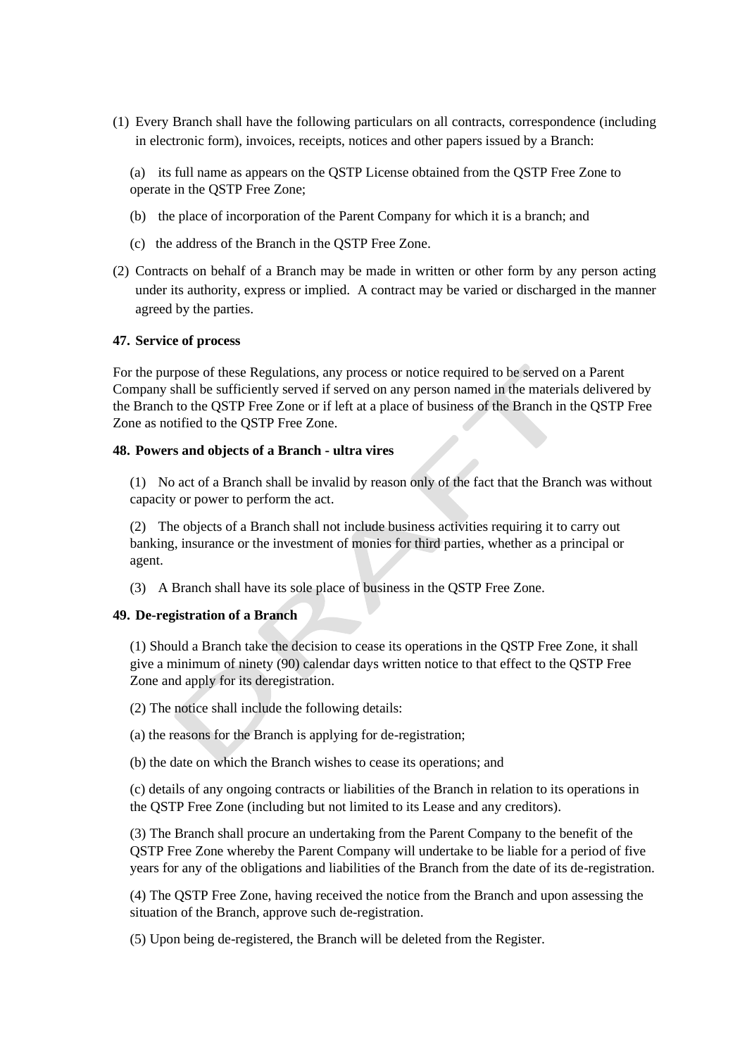(1) Every Branch shall have the following particulars on all contracts, correspondence (including in electronic form), invoices, receipts, notices and other papers issued by a Branch:

(a) its full name as appears on the QSTP License obtained from the QSTP Free Zone to operate in the QSTP Free Zone;

(b) the place of incorporation of the Parent Company for which it is a branch; and

(c) the address of the Branch in the QSTP Free Zone.

(2) Contracts on behalf of a Branch may be made in written or other form by any person acting under its authority, express or implied. A contract may be varied or discharged in the manner agreed by the parties.

**47. Service of process**

For the purpose of these Regulations, any process or notice required to be served on a Parent Company shall be sufficiently served if served on any person named in the materials delivered by the Branch to the QSTP Free Zone or if left at a place of business of the Branch in the QSTP Free Zone as notified to the QSTP Free Zone.

**48. Powers and objects of a Branch - ultra vires**

(1) No act of a Branch shall be invalid by reason only of the fact that the Branch was without capacity or power to perform the act.

(2) The objects of a Branch shall not include business activities requiring it to carry out banking, insurance or the investment of monies for third parties, whether as a principal or agent.

(3) A Branch shall have its sole place of business in the QSTP Free Zone.

**49. De-registration of a Branch**

(1) Should a Branch take the decision to cease its operations in the QSTP Free Zone, it shall give a minimum of ninety (90) calendar days written notice to that effect to the QSTP Free Zone and apply for its deregistration.

(2) The notice shall include the following details:

(a) the reasons for the Branch is applying for de-registration;

(b) the date on which the Branch wishes to cease its operations; and

(c) details of any ongoing contracts or liabilities of the Branch in relation to its operations in the QSTP Free Zone (including but not limited to its Lease and any creditors).

(3) The Branch shall procure an undertaking from the Parent Company to the benefit of the QSTP Free Zone whereby the Parent Company will undertake to be liable for a period of five years for any of the obligations and liabilities of the Branch from the date of its de-registration.

(4) The QSTP Free Zone, having received the notice from the Branch and upon assessing the situation of the Branch, approve such de-registration.

(5) Upon being de-registered, the Branch will be deleted from the Register.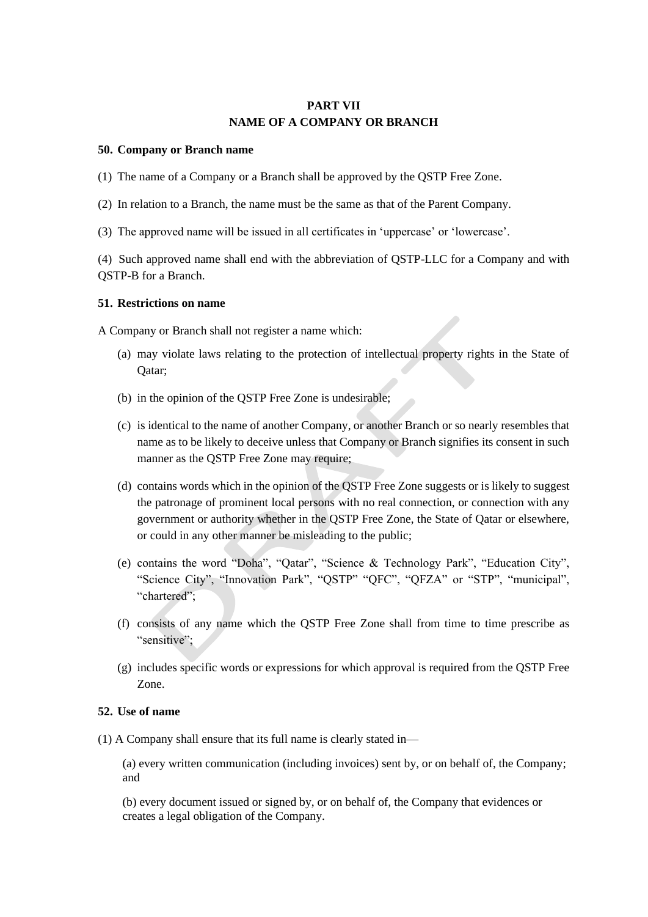# PART VII
# NAME OF A COMPANY OR BRANCH

### 50. Company or Branch name

(1) The name of a Company or a Branch shall be approved by the QSTP Free Zone.

(2) In relation to a Branch, the name must be the same as that of the Parent Company.

(3) The approved name will be issued in all certificates in 'uppercase' or 'lowercase'.

(4) Such approved name shall end with the abbreviation of QSTP-LLC for a Company and with QSTP-B for a Branch.

### 51. Restrictions on name

A Company or Branch shall not register a name which:

(a) may violate laws relating to the protection of intellectual property rights in the State of Qatar;

(b) in the opinion of the QSTP Free Zone is undesirable;

(c) is identical to the name of another Company, or another Branch or so nearly resembles that name as to be likely to deceive unless that Company or Branch signifies its consent in such manner as the QSTP Free Zone may require;

(d) contains words which in the opinion of the QSTP Free Zone suggests or is likely to suggest the patronage of prominent local persons with no real connection, or connection with any government or authority whether in the QSTP Free Zone, the State of Qatar or elsewhere, or could in any other manner be misleading to the public;

(e) contains the word "Doha", "Qatar", "Science & Technology Park", "Education City", "Science City", "Innovation Park", "QSTP" "QFC", "QFZA" or "STP", "municipal", "chartered";

(f) consists of any name which the QSTP Free Zone shall from time to time prescribe as "sensitive";

(g) includes specific words or expressions for which approval is required from the QSTP Free Zone.

### 52. Use of name

(1) A Company shall ensure that its full name is clearly stated in—

(a) every written communication (including invoices) sent by, or on behalf of, the Company; and

(b) every document issued or signed by, or on behalf of, the Company that evidences or creates a legal obligation of the Company.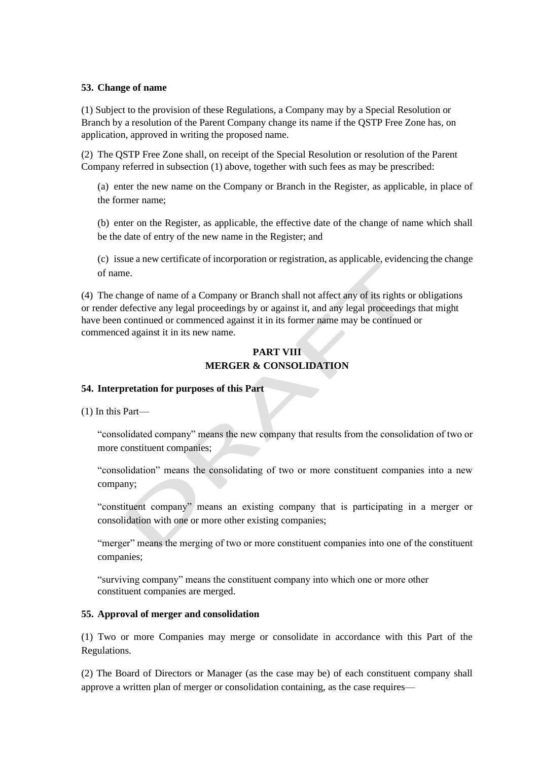**53. Change of name**

(1) Subject to the provision of these Regulations, a Company may by a Special Resolution or Branch by a resolution of the Parent Company change its name if the QSTP Free Zone has, on application, approved in writing the proposed name.

(2) The QSTP Free Zone shall, on receipt of the Special Resolution or resolution of the Parent Company referred in subsection (1) above, together with such fees as may be prescribed:

(a) enter the new name on the Company or Branch in the Register, as applicable, in place of the former name;

(b) enter on the Register, as applicable, the effective date of the change of name which shall be the date of entry of the new name in the Register; and

(c) issue a new certificate of incorporation or registration, as applicable, evidencing the change of name.

(4) The change of name of a Company or Branch shall not affect any of its rights or obligations or render defective any legal proceedings by or against it, and any legal proceedings that might have been continued or commenced against it in its former name may be continued or commenced against it in its new name.

## PART VIII
## MERGER & CONSOLIDATION

**54. Interpretation for purposes of this Part**

(1) In this Part—

"consolidated company" means the new company that results from the consolidation of two or more constituent companies;

"consolidation" means the consolidating of two or more constituent companies into a new company;

"constituent company" means an existing company that is participating in a merger or consolidation with one or more other existing companies;

"merger" means the merging of two or more constituent companies into one of the constituent companies;

"surviving company" means the constituent company into which one or more other constituent companies are merged.

**55. Approval of merger and consolidation**

(1) Two or more Companies may merge or consolidate in accordance with this Part of the Regulations.

(2) The Board of Directors or Manager (as the case may be) of each constituent company shall approve a written plan of merger or consolidation containing, as the case requires—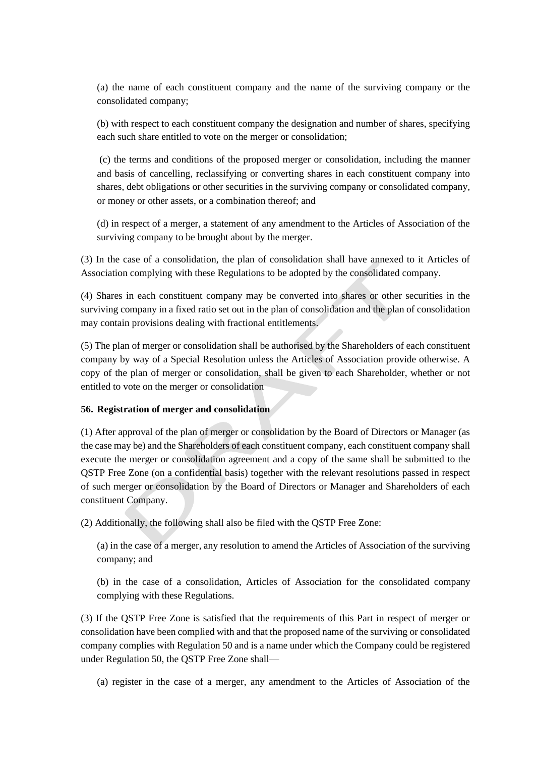(a) the name of each constituent company and the name of the surviving company or the consolidated company;

(b) with respect to each constituent company the designation and number of shares, specifying each such share entitled to vote on the merger or consolidation;

(c) the terms and conditions of the proposed merger or consolidation, including the manner and basis of cancelling, reclassifying or converting shares in each constituent company into shares, debt obligations or other securities in the surviving company or consolidated company, or money or other assets, or a combination thereof; and

(d) in respect of a merger, a statement of any amendment to the Articles of Association of the surviving company to be brought about by the merger.

(3) In the case of a consolidation, the plan of consolidation shall have annexed to it Articles of Association complying with these Regulations to be adopted by the consolidated company.

(4) Shares in each constituent company may be converted into shares or other securities in the surviving company in a fixed ratio set out in the plan of consolidation and the plan of consolidation may contain provisions dealing with fractional entitlements.

(5) The plan of merger or consolidation shall be authorised by the Shareholders of each constituent company by way of a Special Resolution unless the Articles of Association provide otherwise. A copy of the plan of merger or consolidation, shall be given to each Shareholder, whether or not entitled to vote on the merger or consolidation

**56. Registration of merger and consolidation**

(1) After approval of the plan of merger or consolidation by the Board of Directors or Manager (as the case may be) and the Shareholders of each constituent company, each constituent company shall execute the merger or consolidation agreement and a copy of the same shall be submitted to the QSTP Free Zone (on a confidential basis) together with the relevant resolutions passed in respect of such merger or consolidation by the Board of Directors or Manager and Shareholders of each constituent Company.

(2) Additionally, the following shall also be filed with the QSTP Free Zone:

(a) in the case of a merger, any resolution to amend the Articles of Association of the surviving company; and

(b) in the case of a consolidation, Articles of Association for the consolidated company complying with these Regulations.

(3) If the QSTP Free Zone is satisfied that the requirements of this Part in respect of merger or consolidation have been complied with and that the proposed name of the surviving or consolidated company complies with Regulation 50 and is a name under which the Company could be registered under Regulation 50, the QSTP Free Zone shall—

(a) register in the case of a merger, any amendment to the Articles of Association of the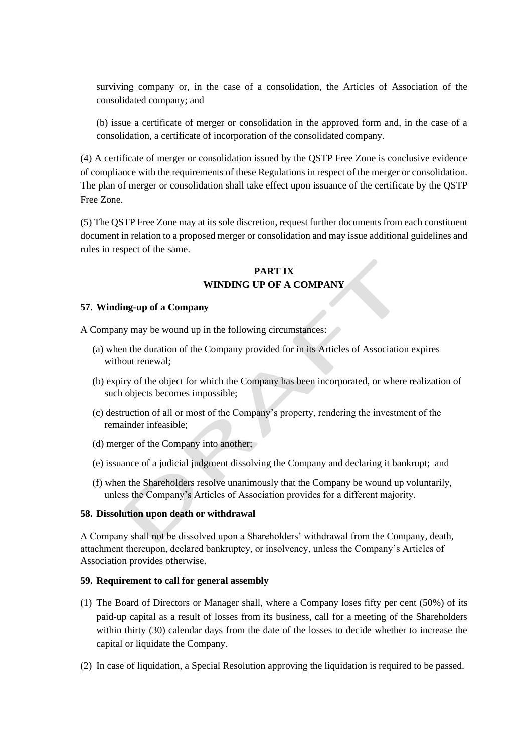surviving company or, in the case of a consolidation, the Articles of Association of the consolidated company; and

(b) issue a certificate of merger or consolidation in the approved form and, in the case of a consolidation, a certificate of incorporation of the consolidated company.

(4) A certificate of merger or consolidation issued by the QSTP Free Zone is conclusive evidence of compliance with the requirements of these Regulations in respect of the merger or consolidation. The plan of merger or consolidation shall take effect upon issuance of the certificate by the QSTP Free Zone.

(5) The QSTP Free Zone may at its sole discretion, request further documents from each constituent document in relation to a proposed merger or consolidation and may issue additional guidelines and rules in respect of the same.

## PART IX
## WINDING UP OF A COMPANY

### 57. Winding-up of a Company

A Company may be wound up in the following circumstances:

(a) when the duration of the Company provided for in its Articles of Association expires without renewal;

(b) expiry of the object for which the Company has been incorporated, or where realization of such objects becomes impossible;

(c) destruction of all or most of the Company's property, rendering the investment of the remainder infeasible;

(d) merger of the Company into another;

(e) issuance of a judicial judgment dissolving the Company and declaring it bankrupt; and

(f) when the Shareholders resolve unanimously that the Company be wound up voluntarily, unless the Company's Articles of Association provides for a different majority.

### 58. Dissolution upon death or withdrawal

A Company shall not be dissolved upon a Shareholders' withdrawal from the Company, death, attachment thereupon, declared bankruptcy, or insolvency, unless the Company's Articles of Association provides otherwise.

### 59. Requirement to call for general assembly

(1) The Board of Directors or Manager shall, where a Company loses fifty per cent (50%) of its paid-up capital as a result of losses from its business, call for a meeting of the Shareholders within thirty (30) calendar days from the date of the losses to decide whether to increase the capital or liquidate the Company.

(2) In case of liquidation, a Special Resolution approving the liquidation is required to be passed.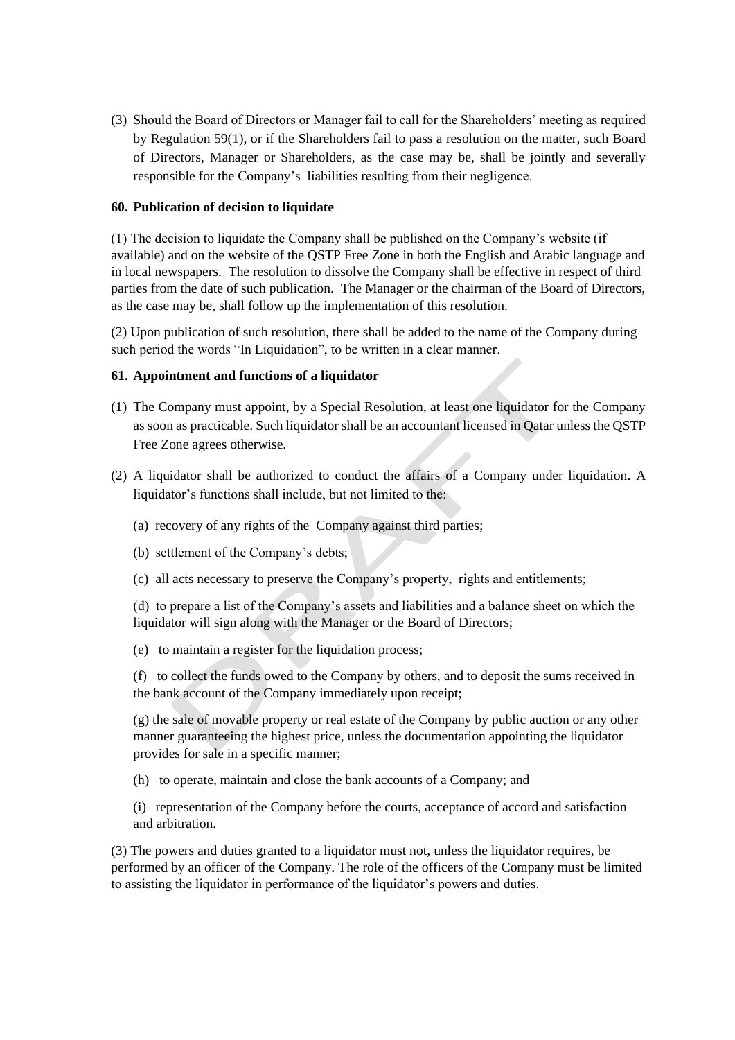(3) Should the Board of Directors or Manager fail to call for the Shareholders' meeting as required by Regulation 59(1), or if the Shareholders fail to pass a resolution on the matter, such Board of Directors, Manager or Shareholders, as the case may be, shall be jointly and severally responsible for the Company's liabilities resulting from their negligence.

**60. Publication of decision to liquidate**

(1) The decision to liquidate the Company shall be published on the Company's website (if available) and on the website of the QSTP Free Zone in both the English and Arabic language and in local newspapers. The resolution to dissolve the Company shall be effective in respect of third parties from the date of such publication. The Manager or the chairman of the Board of Directors, as the case may be, shall follow up the implementation of this resolution.

(2) Upon publication of such resolution, there shall be added to the name of the Company during such period the words "In Liquidation", to be written in a clear manner.

**61. Appointment and functions of a liquidator**

(1) The Company must appoint, by a Special Resolution, at least one liquidator for the Company as soon as practicable. Such liquidator shall be an accountant licensed in Qatar unless the QSTP Free Zone agrees otherwise.

(2) A liquidator shall be authorized to conduct the affairs of a Company under liquidation. A liquidator's functions shall include, but not limited to the:

(a) recovery of any rights of the Company against third parties;

(b) settlement of the Company's debts;

(c) all acts necessary to preserve the Company's property, rights and entitlements;

(d) to prepare a list of the Company's assets and liabilities and a balance sheet on which the liquidator will sign along with the Manager or the Board of Directors;

(e) to maintain a register for the liquidation process;

(f) to collect the funds owed to the Company by others, and to deposit the sums received in the bank account of the Company immediately upon receipt;

(g) the sale of movable property or real estate of the Company by public auction or any other manner guaranteeing the highest price, unless the documentation appointing the liquidator provides for sale in a specific manner;

(h) to operate, maintain and close the bank accounts of a Company; and

(i) representation of the Company before the courts, acceptance of accord and satisfaction and arbitration.

(3) The powers and duties granted to a liquidator must not, unless the liquidator requires, be performed by an officer of the Company. The role of the officers of the Company must be limited to assisting the liquidator in performance of the liquidator's powers and duties.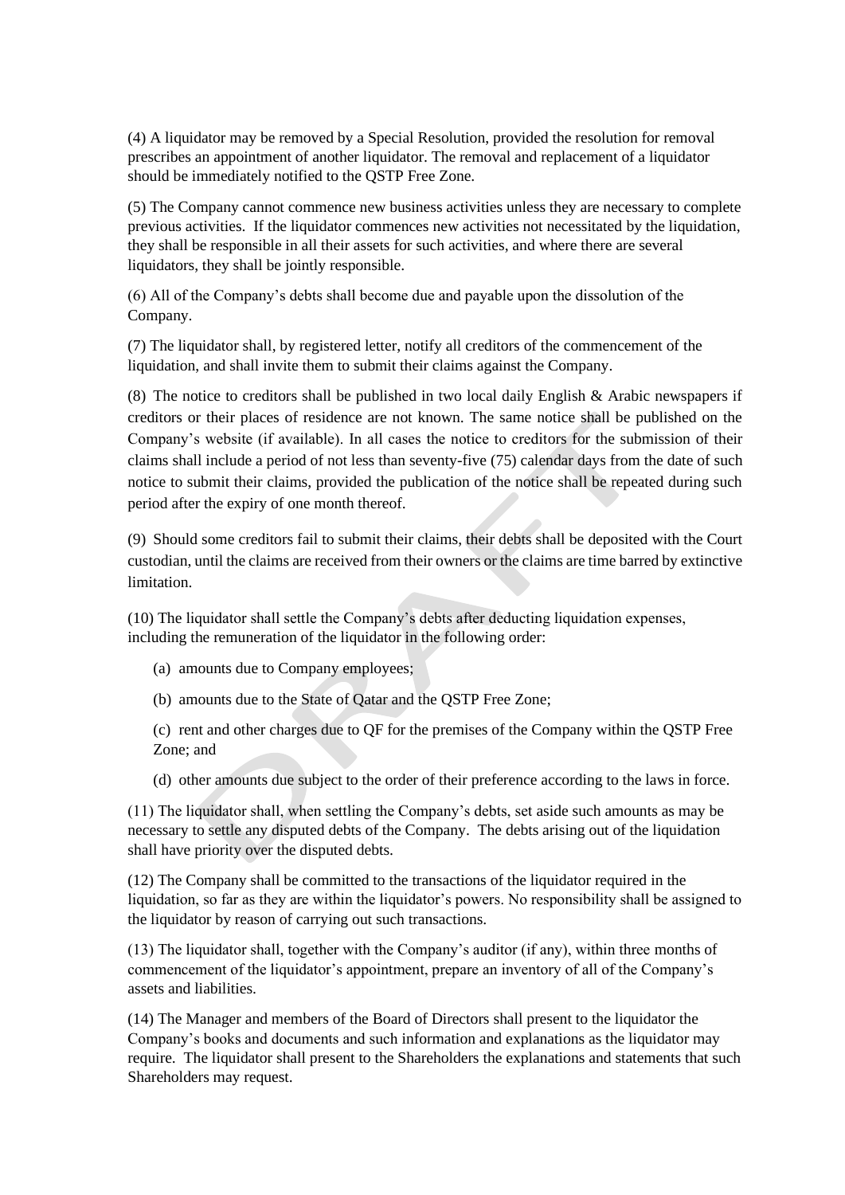(4) A liquidator may be removed by a Special Resolution, provided the resolution for removal prescribes an appointment of another liquidator. The removal and replacement of a liquidator should be immediately notified to the QSTP Free Zone.

(5) The Company cannot commence new business activities unless they are necessary to complete previous activities. If the liquidator commences new activities not necessitated by the liquidation, they shall be responsible in all their assets for such activities, and where there are several liquidators, they shall be jointly responsible.

(6) All of the Company's debts shall become due and payable upon the dissolution of the Company.

(7) The liquidator shall, by registered letter, notify all creditors of the commencement of the liquidation, and shall invite them to submit their claims against the Company.

(8) The notice to creditors shall be published in two local daily English & Arabic newspapers if creditors or their places of residence are not known. The same notice shall be published on the Company's website (if available). In all cases the notice to creditors for the submission of their claims shall include a period of not less than seventy-five (75) calendar days from the date of such notice to submit their claims, provided the publication of the notice shall be repeated during such period after the expiry of one month thereof.

(9) Should some creditors fail to submit their claims, their debts shall be deposited with the Court custodian, until the claims are received from their owners or the claims are time barred by extinctive limitation.

(10) The liquidator shall settle the Company's debts after deducting liquidation expenses, including the remuneration of the liquidator in the following order:

(a) amounts due to Company employees;

(b) amounts due to the State of Qatar and the QSTP Free Zone;

(c) rent and other charges due to QF for the premises of the Company within the QSTP Free Zone; and

(d) other amounts due subject to the order of their preference according to the laws in force.

(11) The liquidator shall, when settling the Company's debts, set aside such amounts as may be necessary to settle any disputed debts of the Company. The debts arising out of the liquidation shall have priority over the disputed debts.

(12) The Company shall be committed to the transactions of the liquidator required in the liquidation, so far as they are within the liquidator's powers. No responsibility shall be assigned to the liquidator by reason of carrying out such transactions.

(13) The liquidator shall, together with the Company's auditor (if any), within three months of commencement of the liquidator's appointment, prepare an inventory of all of the Company's assets and liabilities.

(14) The Manager and members of the Board of Directors shall present to the liquidator the Company's books and documents and such information and explanations as the liquidator may require. The liquidator shall present to the Shareholders the explanations and statements that such Shareholders may request.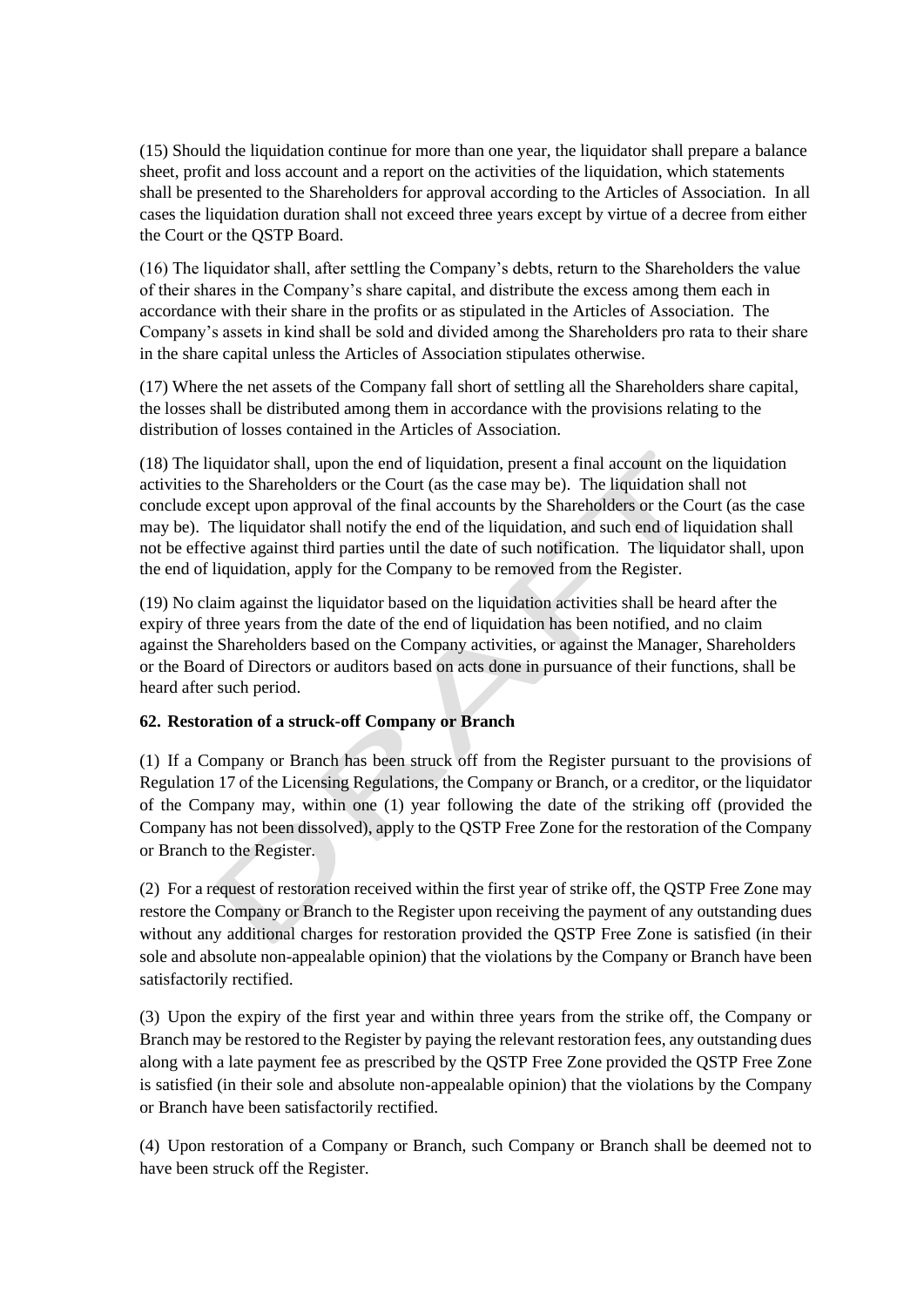(15) Should the liquidation continue for more than one year, the liquidator shall prepare a balance sheet, profit and loss account and a report on the activities of the liquidation, which statements shall be presented to the Shareholders for approval according to the Articles of Association. In all cases the liquidation duration shall not exceed three years except by virtue of a decree from either the Court or the QSTP Board.

(16) The liquidator shall, after settling the Company's debts, return to the Shareholders the value of their shares in the Company's share capital, and distribute the excess among them each in accordance with their share in the profits or as stipulated in the Articles of Association. The Company's assets in kind shall be sold and divided among the Shareholders pro rata to their share in the share capital unless the Articles of Association stipulates otherwise.

(17) Where the net assets of the Company fall short of settling all the Shareholders share capital, the losses shall be distributed among them in accordance with the provisions relating to the distribution of losses contained in the Articles of Association.

(18) The liquidator shall, upon the end of liquidation, present a final account on the liquidation activities to the Shareholders or the Court (as the case may be). The liquidation shall not conclude except upon approval of the final accounts by the Shareholders or the Court (as the case may be). The liquidator shall notify the end of the liquidation, and such end of liquidation shall not be effective against third parties until the date of such notification. The liquidator shall, upon the end of liquidation, apply for the Company to be removed from the Register.

(19) No claim against the liquidator based on the liquidation activities shall be heard after the expiry of three years from the date of the end of liquidation has been notified, and no claim against the Shareholders based on the Company activities, or against the Manager, Shareholders or the Board of Directors or auditors based on acts done in pursuance of their functions, shall be heard after such period.

**62. Restoration of a struck-off Company or Branch**

(1) If a Company or Branch has been struck off from the Register pursuant to the provisions of Regulation 17 of the Licensing Regulations, the Company or Branch, or a creditor, or the liquidator of the Company may, within one (1) year following the date of the striking off (provided the Company has not been dissolved), apply to the QSTP Free Zone for the restoration of the Company or Branch to the Register.

(2) For a request of restoration received within the first year of strike off, the QSTP Free Zone may restore the Company or Branch to the Register upon receiving the payment of any outstanding dues without any additional charges for restoration provided the QSTP Free Zone is satisfied (in their sole and absolute non-appealable opinion) that the violations by the Company or Branch have been satisfactorily rectified.

(3) Upon the expiry of the first year and within three years from the strike off, the Company or Branch may be restored to the Register by paying the relevant restoration fees, any outstanding dues along with a late payment fee as prescribed by the QSTP Free Zone provided the QSTP Free Zone is satisfied (in their sole and absolute non-appealable opinion) that the violations by the Company or Branch have been satisfactorily rectified.

(4) Upon restoration of a Company or Branch, such Company or Branch shall be deemed not to have been struck off the Register.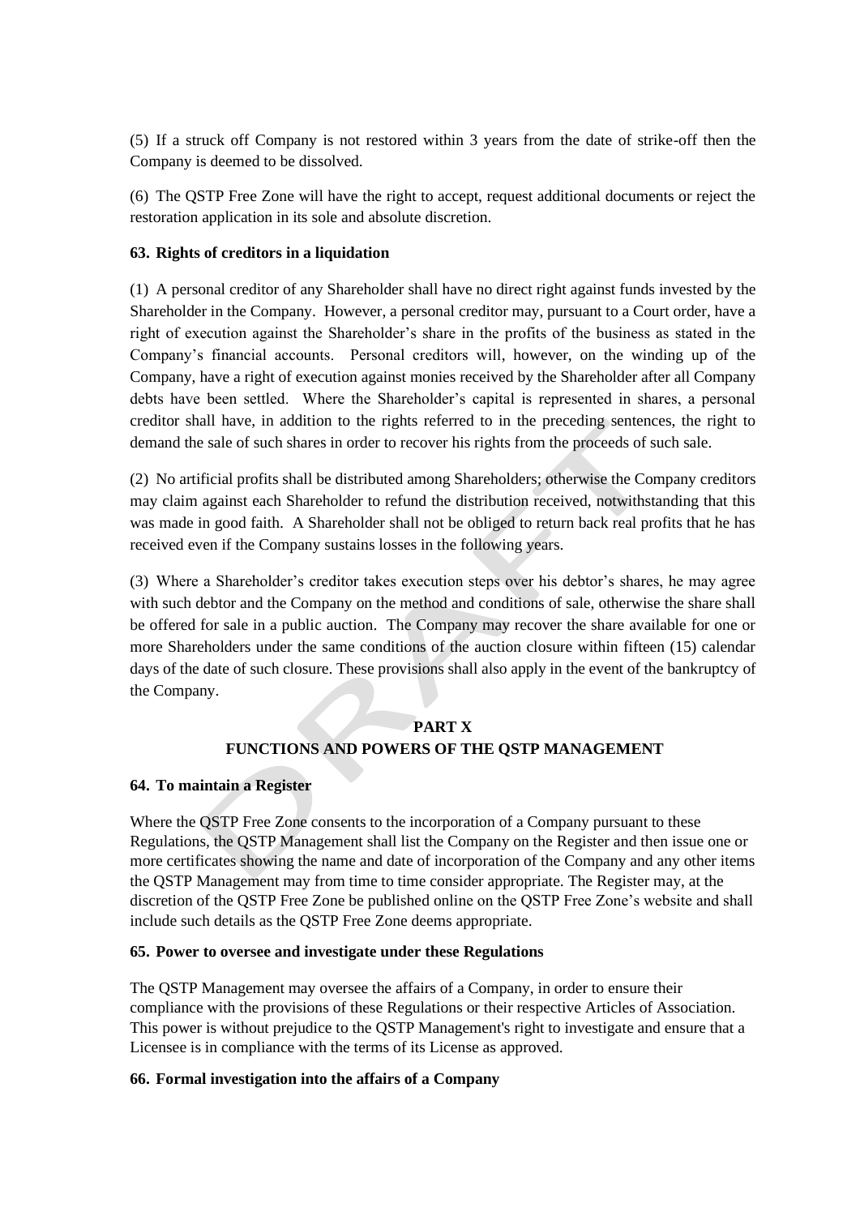(5) If a struck off Company is not restored within 3 years from the date of strike-off then the Company is deemed to be dissolved.

(6) The QSTP Free Zone will have the right to accept, request additional documents or reject the restoration application in its sole and absolute discretion.

### 63. Rights of creditors in a liquidation

(1) A personal creditor of any Shareholder shall have no direct right against funds invested by the Shareholder in the Company. However, a personal creditor may, pursuant to a Court order, have a right of execution against the Shareholder's share in the profits of the business as stated in the Company's financial accounts. Personal creditors will, however, on the winding up of the Company, have a right of execution against monies received by the Shareholder after all Company debts have been settled. Where the Shareholder's capital is represented in shares, a personal creditor shall have, in addition to the rights referred to in the preceding sentences, the right to demand the sale of such shares in order to recover his rights from the proceeds of such sale.

(2) No artificial profits shall be distributed among Shareholders; otherwise the Company creditors may claim against each Shareholder to refund the distribution received, notwithstanding that this was made in good faith. A Shareholder shall not be obliged to return back real profits that he has received even if the Company sustains losses in the following years.

(3) Where a Shareholder's creditor takes execution steps over his debtor's shares, he may agree with such debtor and the Company on the method and conditions of sale, otherwise the share shall be offered for sale in a public auction. The Company may recover the share available for one or more Shareholders under the same conditions of the auction closure within fifteen (15) calendar days of the date of such closure. These provisions shall also apply in the event of the bankruptcy of the Company.

## PART X
## FUNCTIONS AND POWERS OF THE QSTP MANAGEMENT

### 64. To maintain a Register

Where the QSTP Free Zone consents to the incorporation of a Company pursuant to these Regulations, the QSTP Management shall list the Company on the Register and then issue one or more certificates showing the name and date of incorporation of the Company and any other items the QSTP Management may from time to time consider appropriate. The Register may, at the discretion of the QSTP Free Zone be published online on the QSTP Free Zone's website and shall include such details as the QSTP Free Zone deems appropriate.

### 65. Power to oversee and investigate under these Regulations

The QSTP Management may oversee the affairs of a Company, in order to ensure their compliance with the provisions of these Regulations or their respective Articles of Association. This power is without prejudice to the QSTP Management's right to investigate and ensure that a Licensee is in compliance with the terms of its License as approved.

### 66. Formal investigation into the affairs of a Company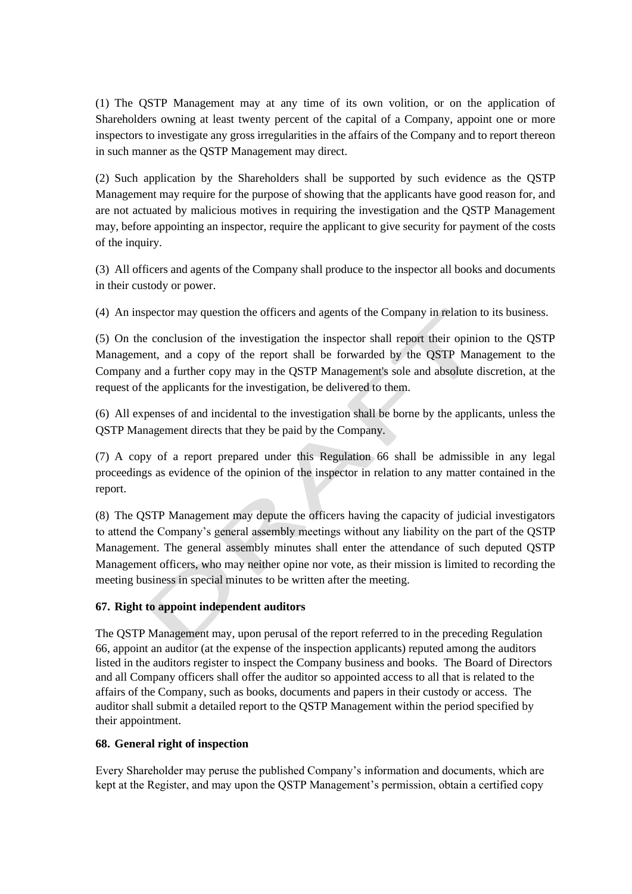(1) The QSTP Management may at any time of its own volition, or on the application of Shareholders owning at least twenty percent of the capital of a Company, appoint one or more inspectors to investigate any gross irregularities in the affairs of the Company and to report thereon in such manner as the QSTP Management may direct.

(2) Such application by the Shareholders shall be supported by such evidence as the QSTP Management may require for the purpose of showing that the applicants have good reason for, and are not actuated by malicious motives in requiring the investigation and the QSTP Management may, before appointing an inspector, require the applicant to give security for payment of the costs of the inquiry.

(3) All officers and agents of the Company shall produce to the inspector all books and documents in their custody or power.

(4) An inspector may question the officers and agents of the Company in relation to its business.

(5) On the conclusion of the investigation the inspector shall report their opinion to the QSTP Management, and a copy of the report shall be forwarded by the QSTP Management to the Company and a further copy may in the QSTP Management's sole and absolute discretion, at the request of the applicants for the investigation, be delivered to them.

(6) All expenses of and incidental to the investigation shall be borne by the applicants, unless the QSTP Management directs that they be paid by the Company.

(7) A copy of a report prepared under this Regulation 66 shall be admissible in any legal proceedings as evidence of the opinion of the inspector in relation to any matter contained in the report.

(8) The QSTP Management may depute the officers having the capacity of judicial investigators to attend the Company's general assembly meetings without any liability on the part of the QSTP Management. The general assembly minutes shall enter the attendance of such deputed QSTP Management officers, who may neither opine nor vote, as their mission is limited to recording the meeting business in special minutes to be written after the meeting.

**67. Right to appoint independent auditors**

The QSTP Management may, upon perusal of the report referred to in the preceding Regulation 66, appoint an auditor (at the expense of the inspection applicants) reputed among the auditors listed in the auditors register to inspect the Company business and books. The Board of Directors and all Company officers shall offer the auditor so appointed access to all that is related to the affairs of the Company, such as books, documents and papers in their custody or access. The auditor shall submit a detailed report to the QSTP Management within the period specified by their appointment.

**68. General right of inspection**

Every Shareholder may peruse the published Company's information and documents, which are kept at the Register, and may upon the QSTP Management's permission, obtain a certified copy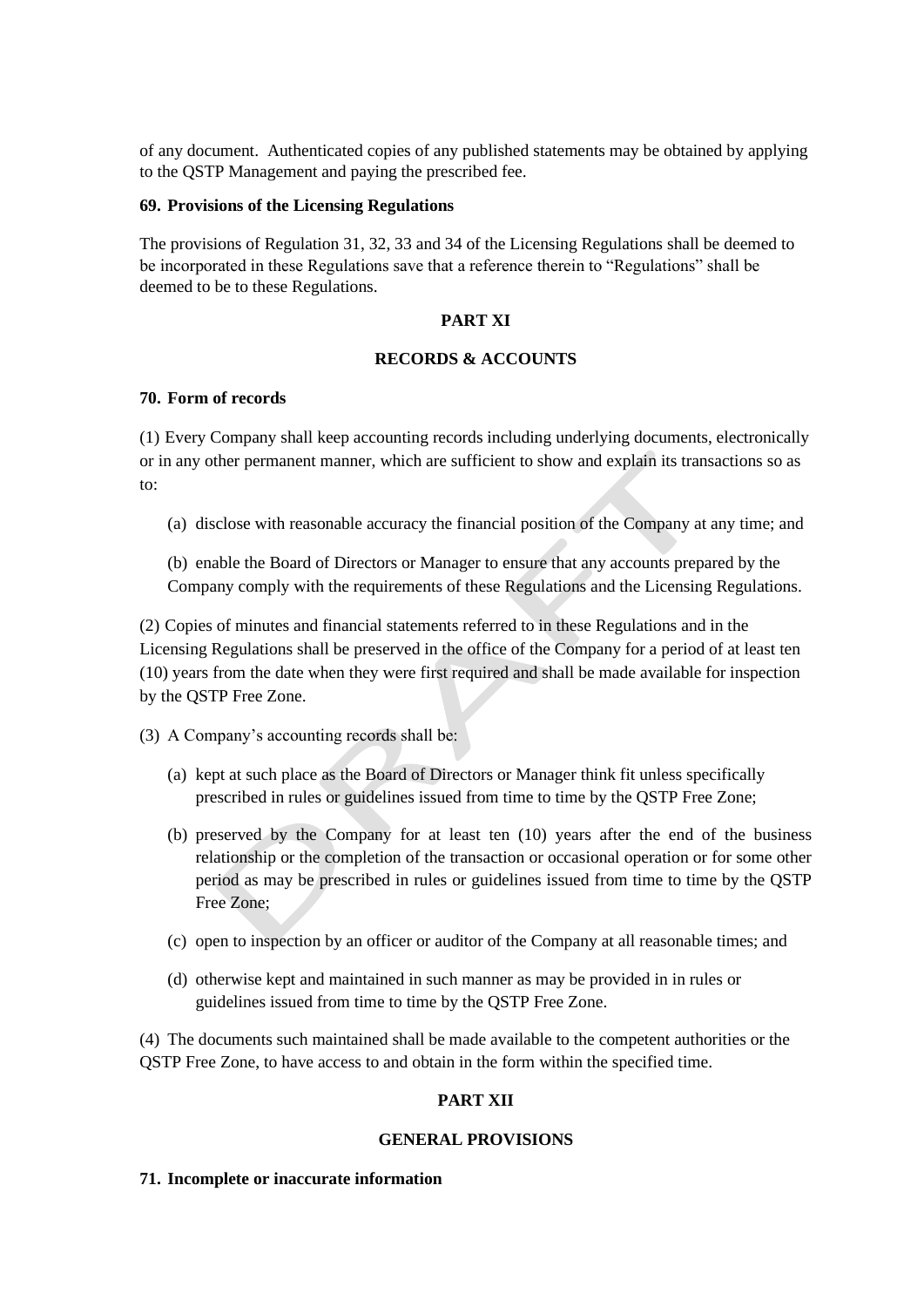of any document. Authenticated copies of any published statements may be obtained by applying to the QSTP Management and paying the prescribed fee.

**69. Provisions of the Licensing Regulations**

The provisions of Regulation 31, 32, 33 and 34 of the Licensing Regulations shall be deemed to be incorporated in these Regulations save that a reference therein to "Regulations" shall be deemed to be to these Regulations.

## PART XI

## RECORDS & ACCOUNTS

**70. Form of records**

(1) Every Company shall keep accounting records including underlying documents, electronically or in any other permanent manner, which are sufficient to show and explain its transactions so as to:

(a) disclose with reasonable accuracy the financial position of the Company at any time; and

(b) enable the Board of Directors or Manager to ensure that any accounts prepared by the Company comply with the requirements of these Regulations and the Licensing Regulations.

(2) Copies of minutes and financial statements referred to in these Regulations and in the Licensing Regulations shall be preserved in the office of the Company for a period of at least ten (10) years from the date when they were first required and shall be made available for inspection by the QSTP Free Zone.

(3) A Company's accounting records shall be:

(a) kept at such place as the Board of Directors or Manager think fit unless specifically prescribed in rules or guidelines issued from time to time by the QSTP Free Zone;

(b) preserved by the Company for at least ten (10) years after the end of the business relationship or the completion of the transaction or occasional operation or for some other period as may be prescribed in rules or guidelines issued from time to time by the QSTP Free Zone;

(c) open to inspection by an officer or auditor of the Company at all reasonable times; and

(d) otherwise kept and maintained in such manner as may be provided in in rules or guidelines issued from time to time by the QSTP Free Zone.

(4) The documents such maintained shall be made available to the competent authorities or the QSTP Free Zone, to have access to and obtain in the form within the specified time.

## PART XII

## GENERAL PROVISIONS

**71. Incomplete or inaccurate information**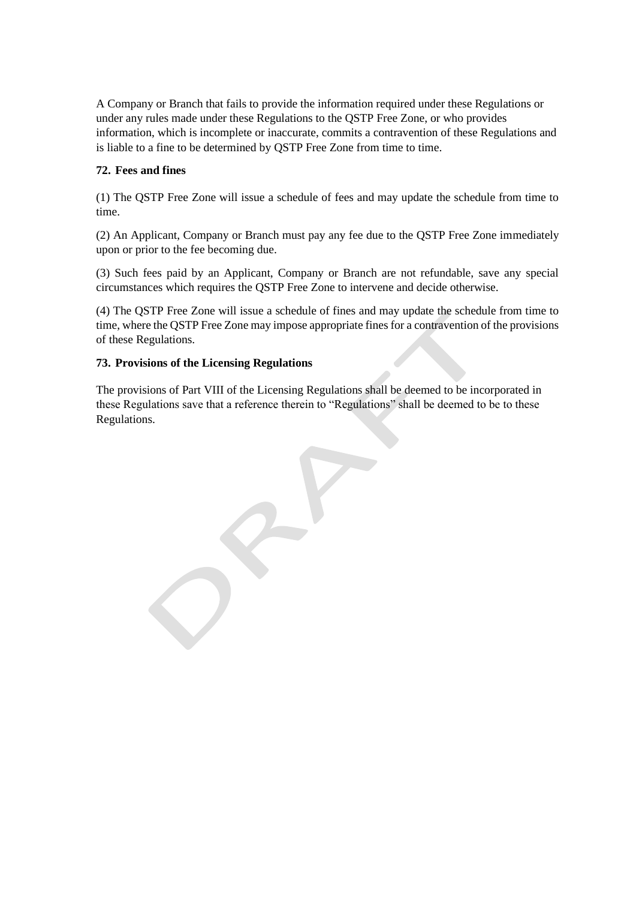A Company or Branch that fails to provide the information required under these Regulations or under any rules made under these Regulations to the QSTP Free Zone, or who provides information, which is incomplete or inaccurate, commits a contravention of these Regulations and is liable to a fine to be determined by QSTP Free Zone from time to time.

### 72. Fees and fines

(1) The QSTP Free Zone will issue a schedule of fees and may update the schedule from time to time.

(2) An Applicant, Company or Branch must pay any fee due to the QSTP Free Zone immediately upon or prior to the fee becoming due.

(3) Such fees paid by an Applicant, Company or Branch are not refundable, save any special circumstances which requires the QSTP Free Zone to intervene and decide otherwise.

(4) The QSTP Free Zone will issue a schedule of fines and may update the schedule from time to time, where the QSTP Free Zone may impose appropriate fines for a contravention of the provisions of these Regulations.

### 73. Provisions of the Licensing Regulations

The provisions of Part VIII of the Licensing Regulations shall be deemed to be incorporated in these Regulations save that a reference therein to "Regulations" shall be deemed to be to these Regulations.